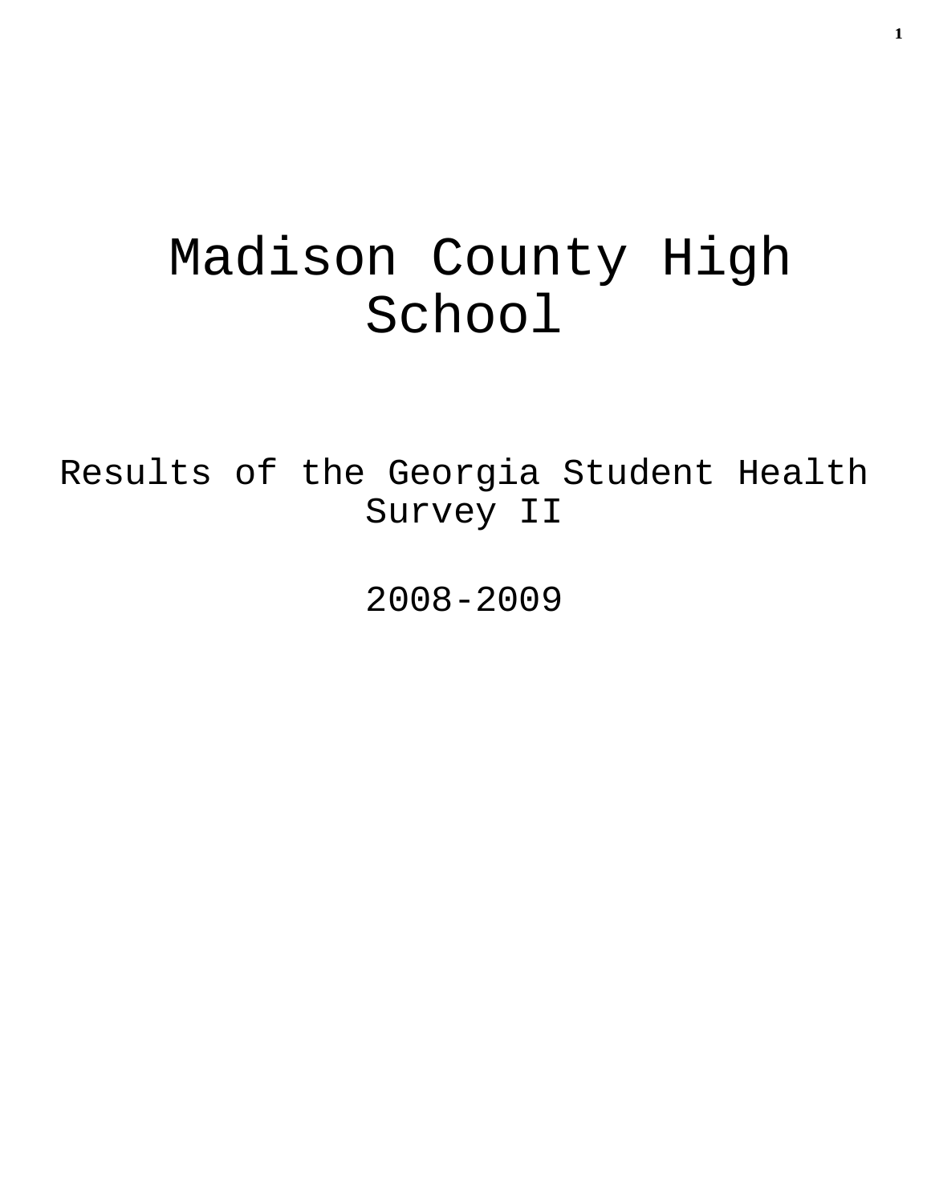# Madison County High School

Results of the Georgia Student Health Survey II

2008-2009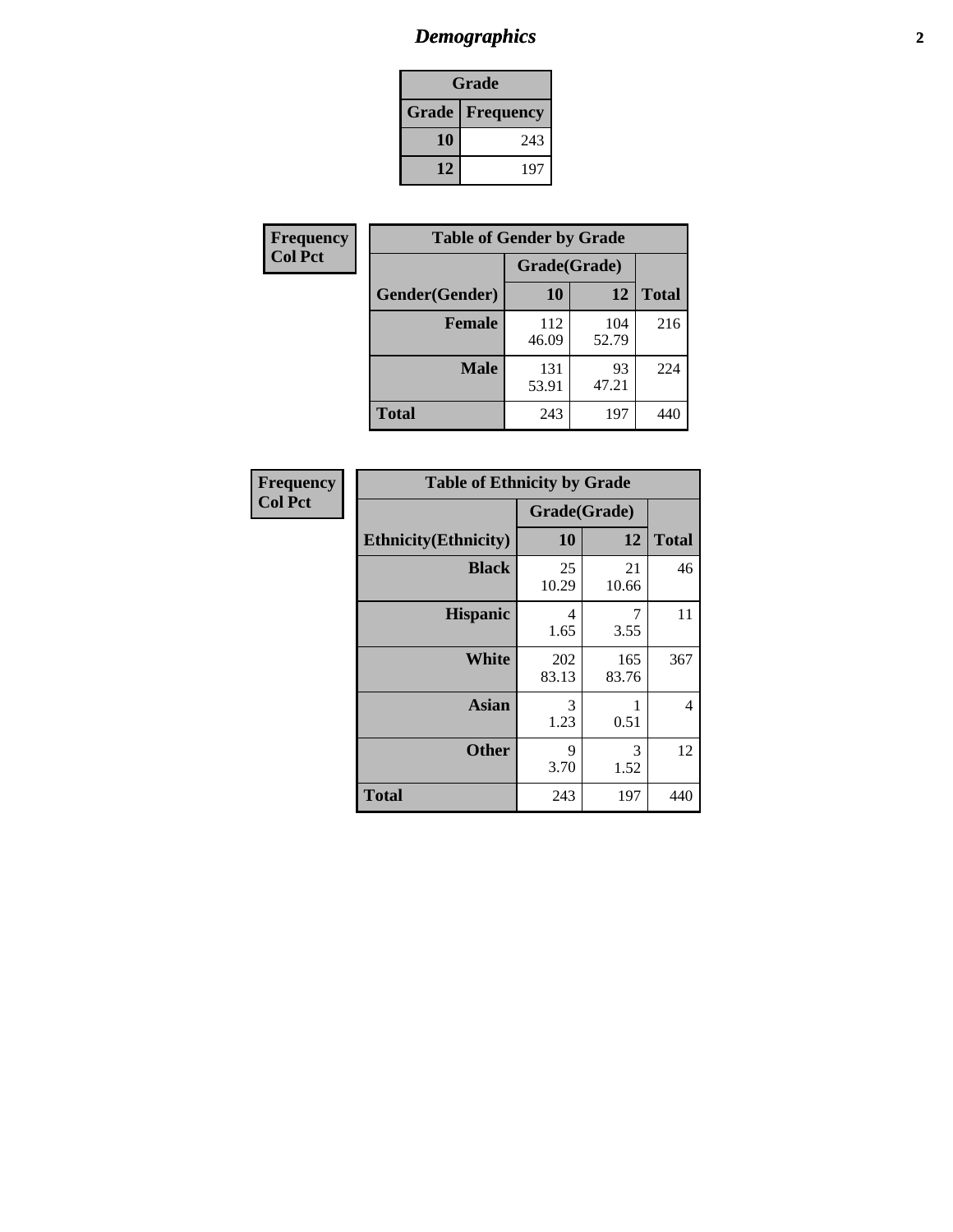# Demographics

| Grade | |
|---|---|
| **Grade** | **Frequency** |
| **10** | 243 |
| **12** | 197 |

**Frequency**
**Col Pct**

| Table of Gender by Grade | | | |
|---|---|---|---|
| | Grade(Grade) | | |
| **Gender(Gender)** | **10** | **12** | **Total** |
| **Female** | 112<br>46.09 | 104<br>52.79 | 216 |
| **Male** | 131<br>53.91 | 93<br>47.21 | 224 |
| **Total** | 243 | 197 | 440 |

**Frequency**
**Col Pct**

| Table of Ethnicity by Grade | | | |
|---|---|---|---|
| | Grade(Grade) | | |
| **Ethnicity(Ethnicity)** | **10** | **12** | **Total** |
| **Black** | 25<br>10.29 | 21<br>10.66 | 46 |
| **Hispanic** | 4<br>1.65 | 7<br>3.55 | 11 |
| **White** | 202<br>83.13 | 165<br>83.76 | 367 |
| **Asian** | 3<br>1.23 | 1<br>0.51 | 4 |
| **Other** | 9<br>3.70 | 3<br>1.52 | 12 |
| **Total** | 243 | 197 | 440 |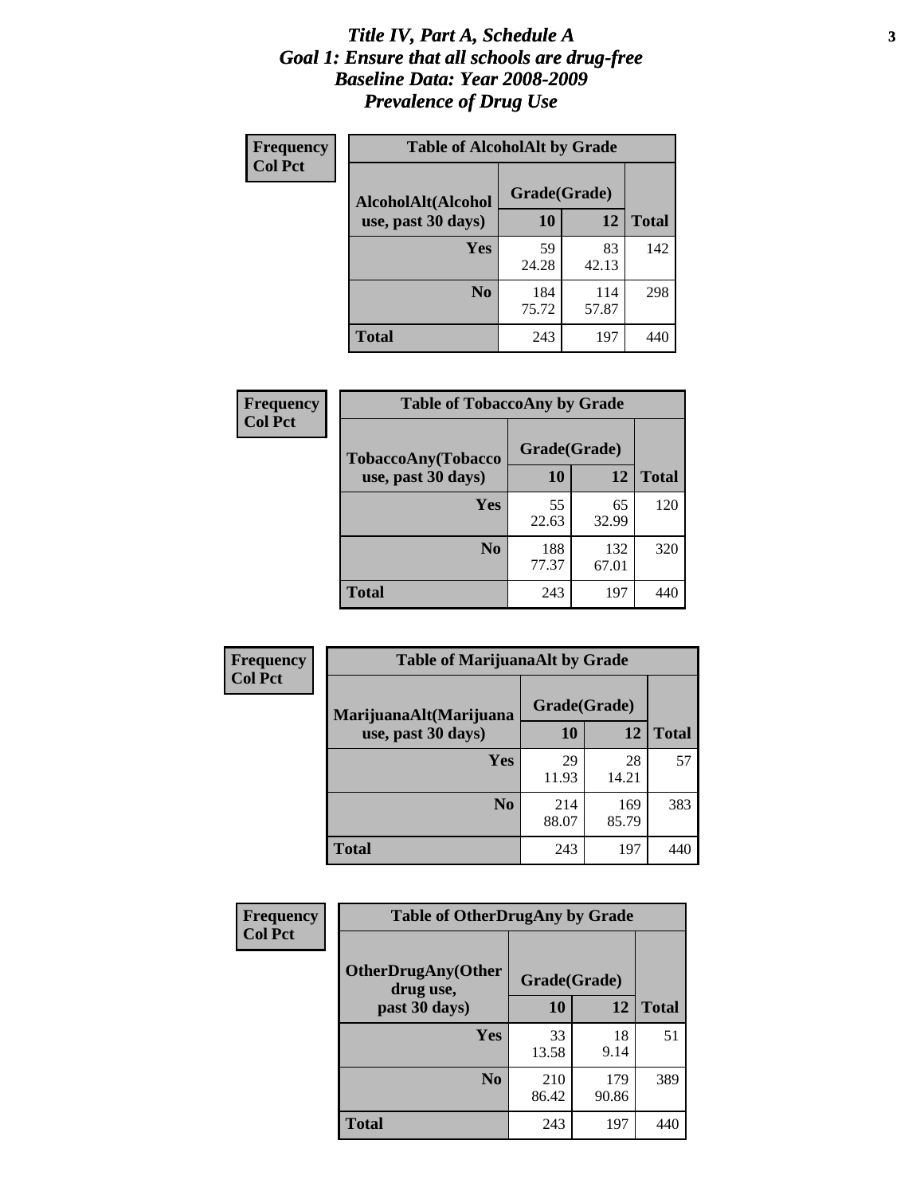# Title IV, Part A, Schedule A
# Goal 1: Ensure that all schools are drug-free
# Baseline Data: Year 2008-2009
# Prevalence of Drug Use

**Frequency**
**Col Pct**

| Table of AlcoholAlt by Grade | | | |
|---|---|---|---|
| AlcoholAlt(Alcohol use, past 30 days) | Grade(Grade) | | |
| | 10 | 12 | Total |
| Yes | 59<br>24.28 | 83<br>42.13 | 142 |
| No | 184<br>75.72 | 114<br>57.87 | 298 |
| Total | 243 | 197 | 440 |

**Frequency**
**Col Pct**

| Table of TobaccoAny by Grade | | | |
|---|---|---|---|
| TobaccoAny(Tobacco use, past 30 days) | Grade(Grade) | | |
| | 10 | 12 | Total |
| Yes | 55<br>22.63 | 65<br>32.99 | 120 |
| No | 188<br>77.37 | 132<br>67.01 | 320 |
| Total | 243 | 197 | 440 |

**Frequency**
**Col Pct**

| Table of MarijuanaAlt by Grade | | | |
|---|---|---|---|
| MarijuanaAlt(Marijuana use, past 30 days) | Grade(Grade) | | |
| | 10 | 12 | Total |
| Yes | 29<br>11.93 | 28<br>14.21 | 57 |
| No | 214<br>88.07 | 169<br>85.79 | 383 |
| Total | 243 | 197 | 440 |

**Frequency**
**Col Pct**

| Table of OtherDrugAny by Grade | | | |
|---|---|---|---|
| OtherDrugAny(Other drug use, past 30 days) | Grade(Grade) | | |
| | 10 | 12 | Total |
| Yes | 33<br>13.58 | 18<br>9.14 | 51 |
| No | 210<br>86.42 | 179<br>90.86 | 389 |
| Total | 243 | 197 | 440 |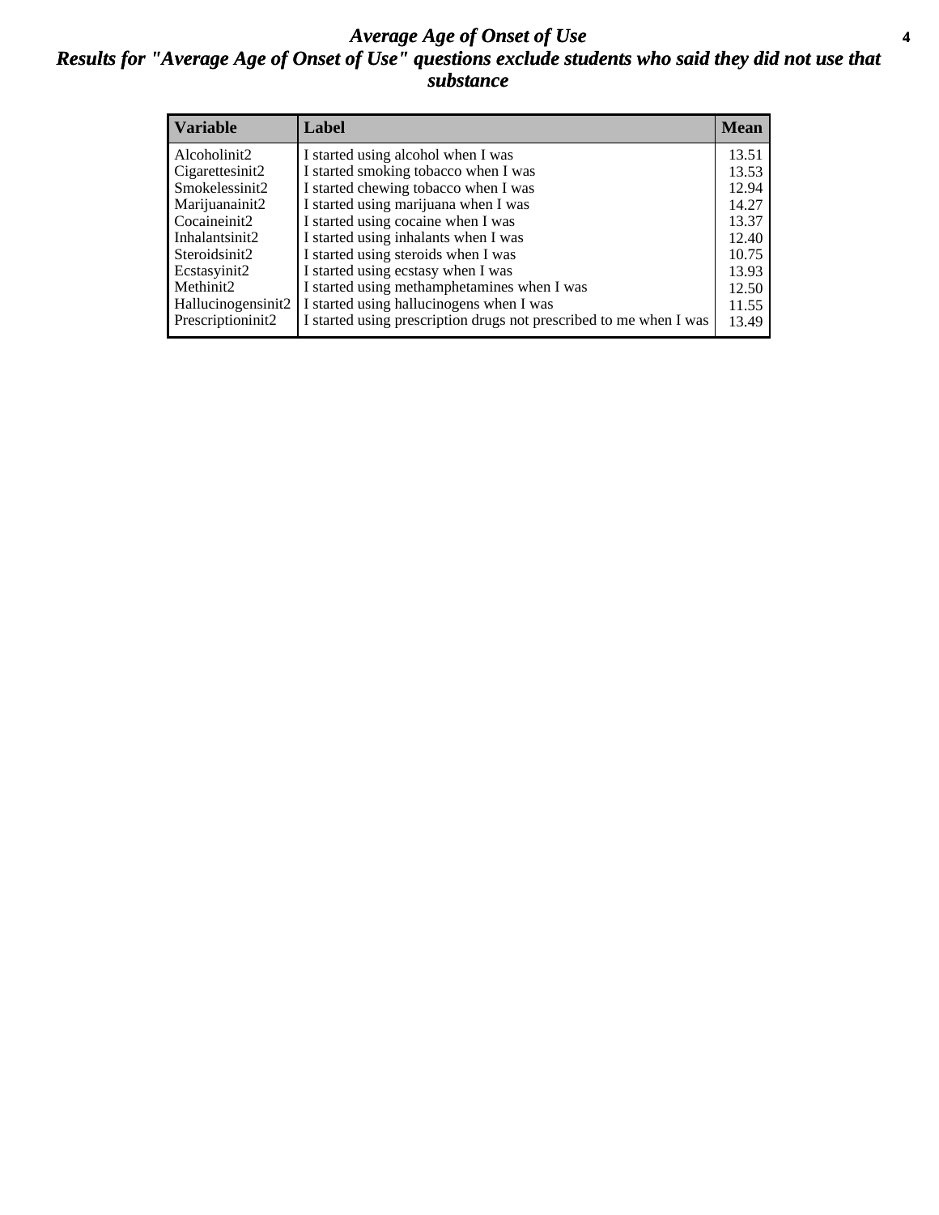# *Average Age of Onset of Use*

## *Results for "Average Age of Onset of Use" questions exclude students who said they did not use that substance*

| Variable | Label | Mean |
|---|---|---|
| Alcoholinit2 | I started using alcohol when I was | 13.51 |
| Cigarettesinit2 | I started smoking tobacco when I was | 13.53 |
| Smokelessinit2 | I started chewing tobacco when I was | 12.94 |
| Marijuanainit2 | I started using marijuana when I was | 14.27 |
| Cocaineinit2 | I started using cocaine when I was | 13.37 |
| Inhalantsinit2 | I started using inhalants when I was | 12.40 |
| Steroidsinit2 | I started using steroids when I was | 10.75 |
| Ecstasyinit2 | I started using ecstasy when I was | 13.93 |
| Methinit2 | I started using methamphetamines when I was | 12.50 |
| Hallucinogensinit2 | I started using hallucinogens when I was | 11.55 |
| Prescriptioninit2 | I started using prescription drugs not prescribed to me when I was | 13.49 |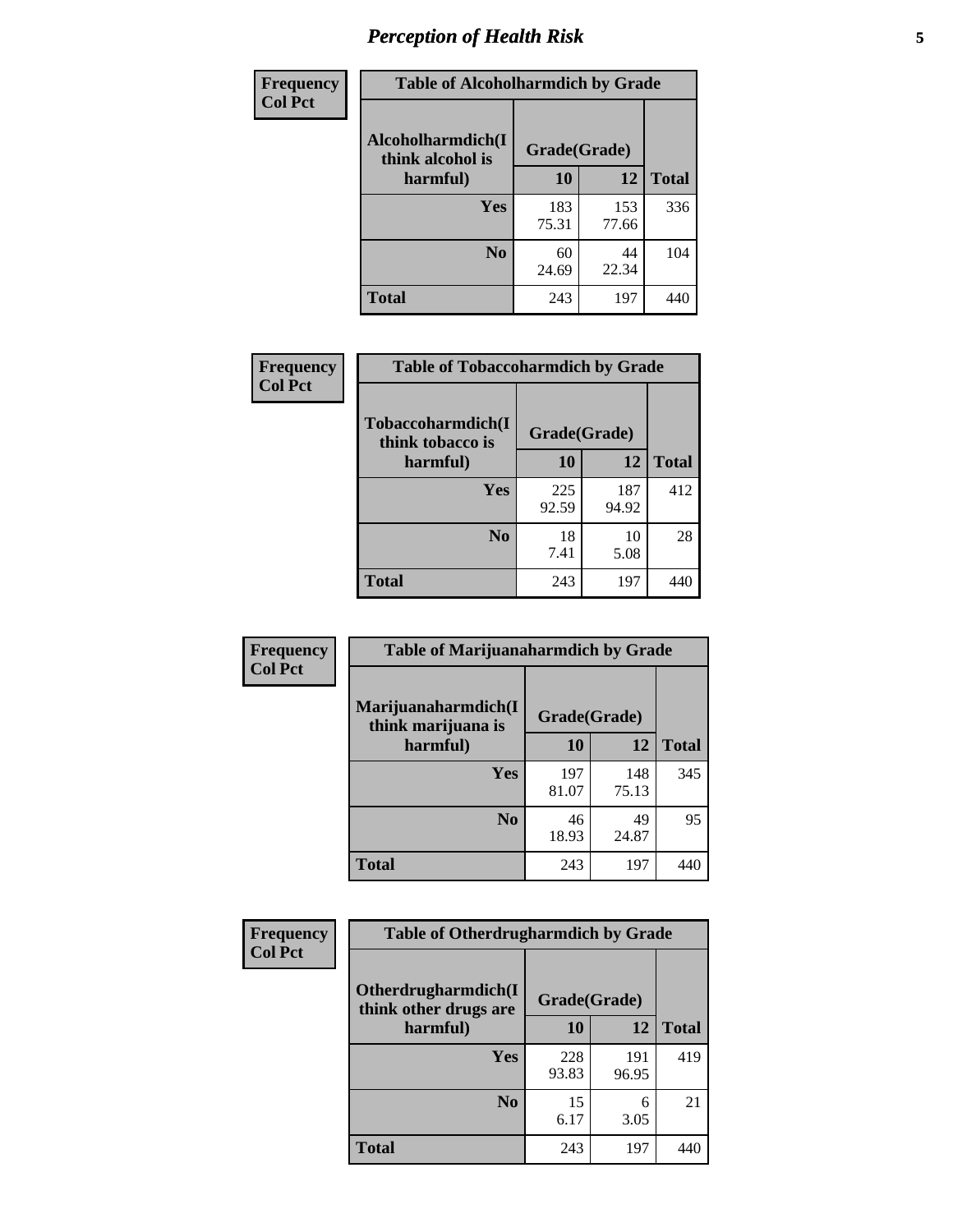# Perception of Health Risk

| Frequency Col Pct | Table of Alcoholharmdich by Grade | | |
|---|---|---|---|
| Alcoholharmdich(I think alcohol is harmful) | Grade(Grade) | | |
| | 10 | 12 | Total |
| Yes | 183<br>75.31 | 153<br>77.66 | 336 |
| No | 60<br>24.69 | 44<br>22.34 | 104 |
| Total | 243 | 197 | 440 |

| Frequency Col Pct | Table of Tobaccoharmdich by Grade | | |
|---|---|---|---|
| Tobaccoharmdich(I think tobacco is harmful) | Grade(Grade) | | |
| | 10 | 12 | Total |
| Yes | 225<br>92.59 | 187<br>94.92 | 412 |
| No | 18<br>7.41 | 10<br>5.08 | 28 |
| Total | 243 | 197 | 440 |

| Frequency Col Pct | Table of Marijuanaharmdich by Grade | | |
|---|---|---|---|
| Marijuanaharmdich(I think marijuana is harmful) | Grade(Grade) | | |
| | 10 | 12 | Total |
| Yes | 197<br>81.07 | 148<br>75.13 | 345 |
| No | 46<br>18.93 | 49<br>24.87 | 95 |
| Total | 243 | 197 | 440 |

| Frequency Col Pct | Table of Otherdrugharmdich by Grade | | |
|---|---|---|---|
| Otherdrugharmdich(I think other drugs are harmful) | Grade(Grade) | | |
| | 10 | 12 | Total |
| Yes | 228<br>93.83 | 191<br>96.95 | 419 |
| No | 15<br>6.17 | 6<br>3.05 | 21 |
| Total | 243 | 197 | 440 |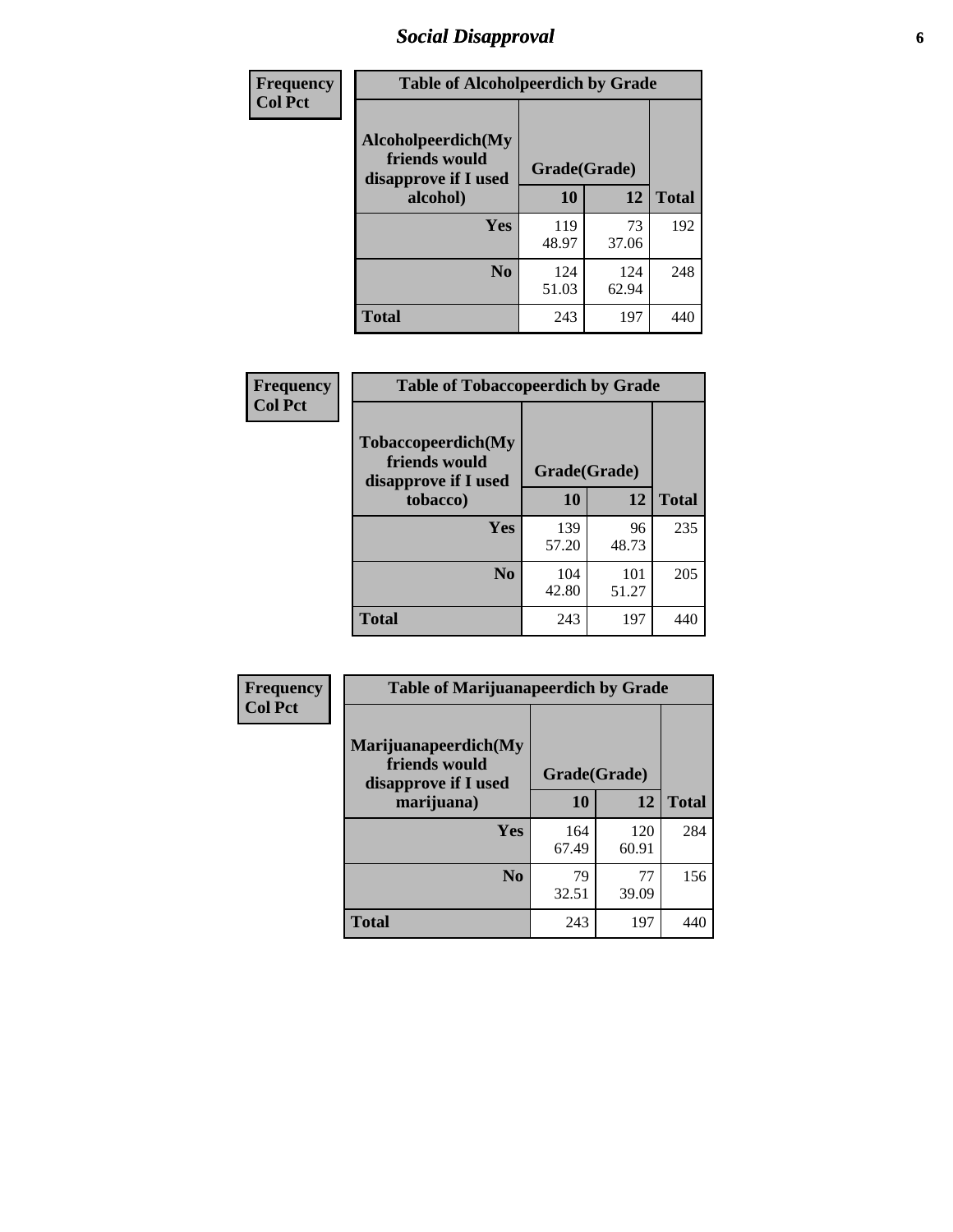## Social Disapproval

**Frequency**
**Col Pct**

| Table of Alcoholpeerdich by Grade | | | |
|---|---|---|---|
| **Alcoholpeerdich(My friends would disapprove if I used alcohol)** | **Grade(Grade)** | | |
| | **10** | **12** | **Total** |
| **Yes** | 119<br>48.97 | 73<br>37.06 | 192 |
| **No** | 124<br>51.03 | 124<br>62.94 | 248 |
| **Total** | 243 | 197 | 440 |

**Frequency**
**Col Pct**

| Table of Tobaccopeerdich by Grade | | | |
|---|---|---|---|
| **Tobaccopeerdich(My friends would disapprove if I used tobacco)** | **Grade(Grade)** | | |
| | **10** | **12** | **Total** |
| **Yes** | 139<br>57.20 | 96<br>48.73 | 235 |
| **No** | 104<br>42.80 | 101<br>51.27 | 205 |
| **Total** | 243 | 197 | 440 |

**Frequency**
**Col Pct**

| Table of Marijuanapeerdich by Grade | | | |
|---|---|---|---|
| **Marijuanapeerdich(My friends would disapprove if I used marijuana)** | **Grade(Grade)** | | |
| | **10** | **12** | **Total** |
| **Yes** | 164<br>67.49 | 120<br>60.91 | 284 |
| **No** | 79<br>32.51 | 77<br>39.09 | 156 |
| **Total** | 243 | 197 | 440 |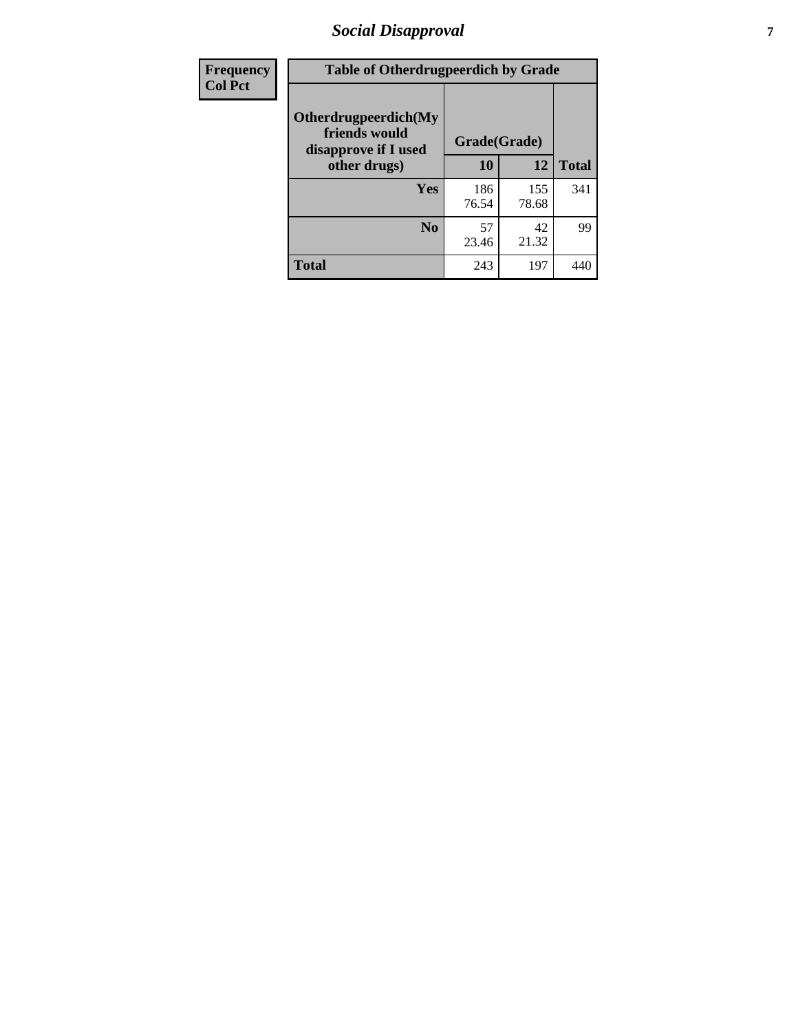## Social Disapproval

| Frequency<br>Col Pct | Table of Otherdrugpeerdich by Grade | | |
|---|---|---|---|
| **Otherdrugpeerdich(My friends would disapprove if I used other drugs)** | **Grade(Grade)** | | |
| | **10** | **12** | **Total** |
| **Yes** | 186<br>76.54 | 155<br>78.68 | 341 |
| **No** | 57<br>23.46 | 42<br>21.32 | 99 |
| **Total** | 243 | 197 | 440 |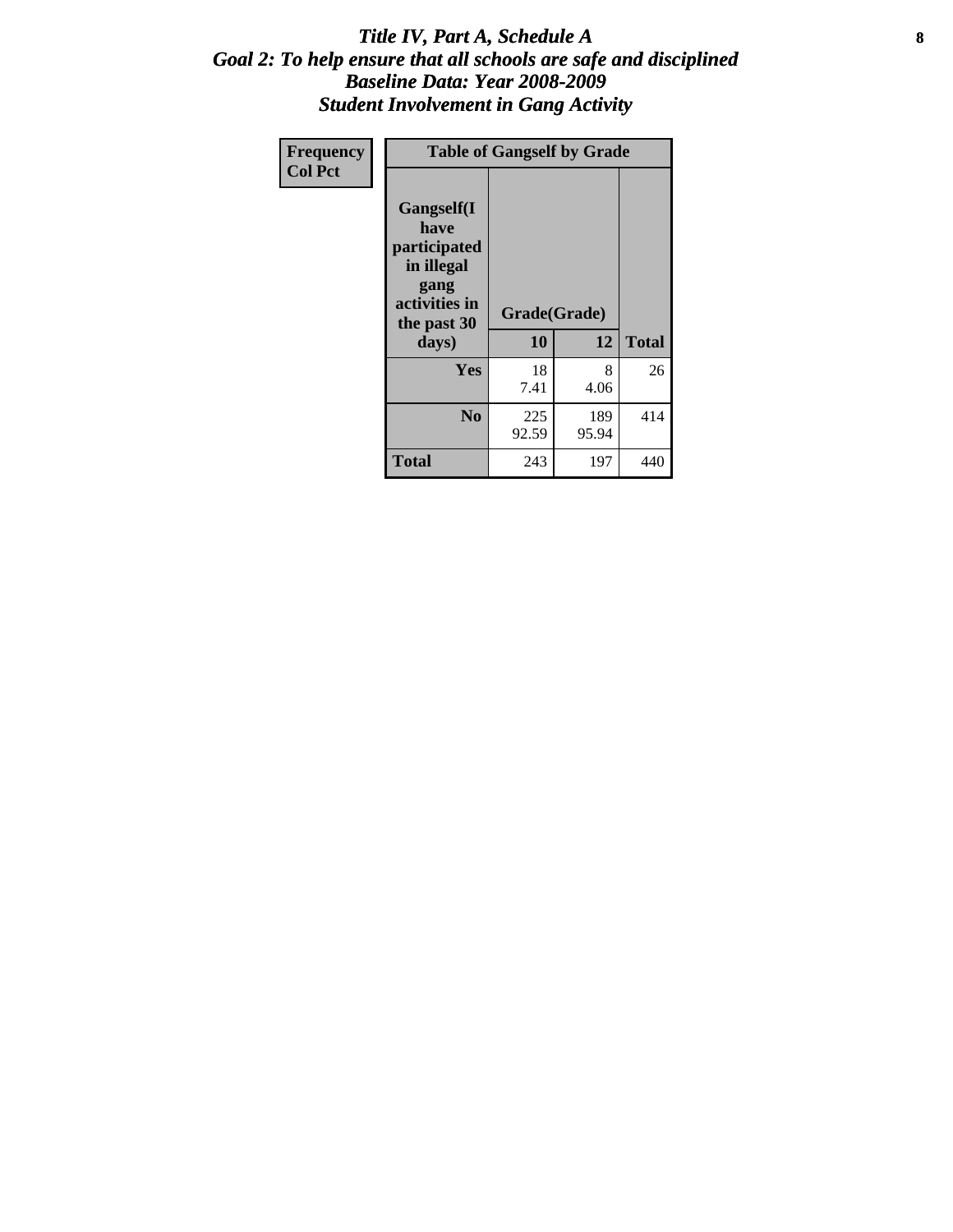# *Title IV, Part A, Schedule A*
## *Goal 2: To help ensure that all schools are safe and disciplined*
## *Baseline Data: Year 2008-2009*
## *Student Involvement in Gang Activity*

| Frequency<br>Col Pct | Table of Gangself by Grade | | |
|---|---|---|---|
| **Gangself(I have participated in illegal gang activities in the past 30 days)** | **Grade(Grade)** | | |
| | **10** | **12** | **Total** |
| **Yes** | 18<br>7.41 | 8<br>4.06 | 26 |
| **No** | 225<br>92.59 | 189<br>95.94 | 414 |
| **Total** | 243 | 197 | 440 |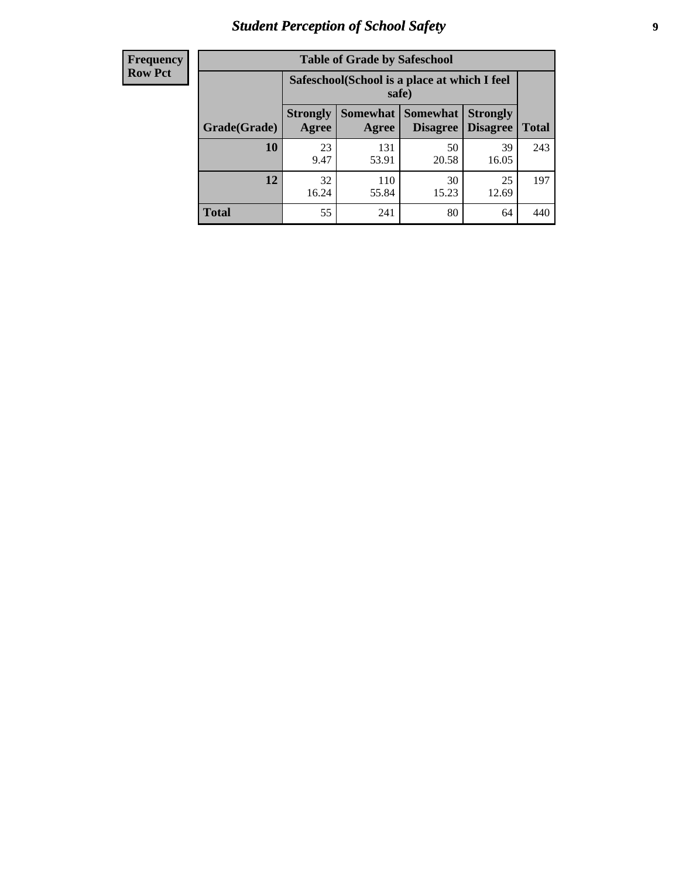## Student Perception of School Safety

| Frequency Row Pct | | | | | |
|---|---|---|---|---|---|
| **Table of Grade by Safeschool** | | | | | |
| | **Safeschool(School is a place at which I feel safe)** | | | | |
| **Grade(Grade)** | **Strongly Agree** | **Somewhat Agree** | **Somewhat Disagree** | **Strongly Disagree** | **Total** |
| **10** | 23<br>9.47 | 131<br>53.91 | 50<br>20.58 | 39<br>16.05 | 243 |
| **12** | 32<br>16.24 | 110<br>55.84 | 30<br>15.23 | 25<br>12.69 | 197 |
| **Total** | 55 | 241 | 80 | 64 | 440 |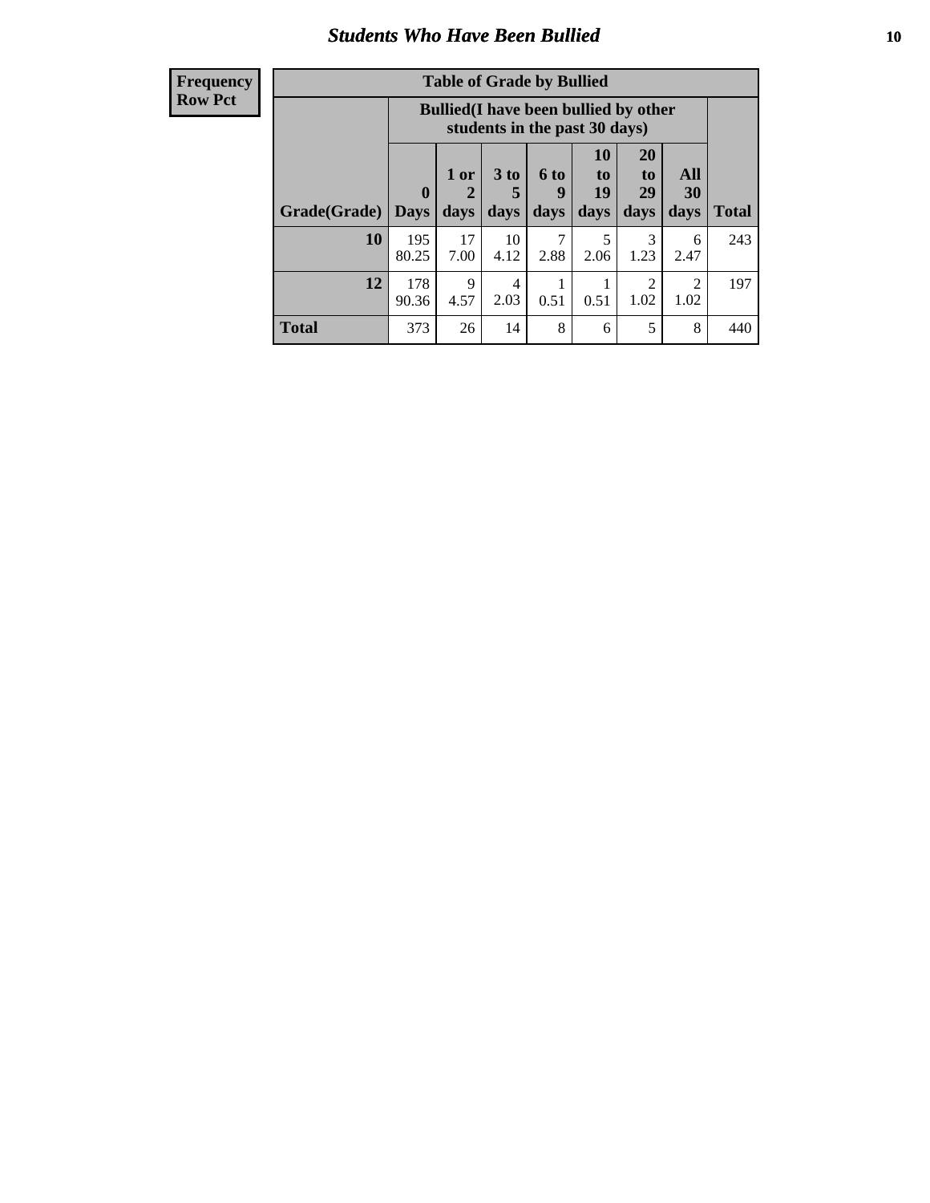## Students Who Have Been Bullied

| Frequency<br>Row Pct |
|---|

| Table of Grade by Bullied | | | | | | | | |
|---|---|---|---|---|---|---|---|---|
| | Bullied(I have been bullied by other students in the past 30 days) | | | | | | | |
| Grade(Grade) | 0 Days | 1 or 2 days | 3 to 5 days | 6 to 9 days | 10 to 19 days | 20 to 29 days | All 30 days | Total |
| 10 | 195<br>80.25 | 17<br>7.00 | 10<br>4.12 | 7<br>2.88 | 5<br>2.06 | 3<br>1.23 | 6<br>2.47 | 243 |
| 12 | 178<br>90.36 | 9<br>4.57 | 4<br>2.03 | 1<br>0.51 | 1<br>0.51 | 2<br>1.02 | 2<br>1.02 | 197 |
| Total | 373 | 26 | 14 | 8 | 6 | 5 | 8 | 440 |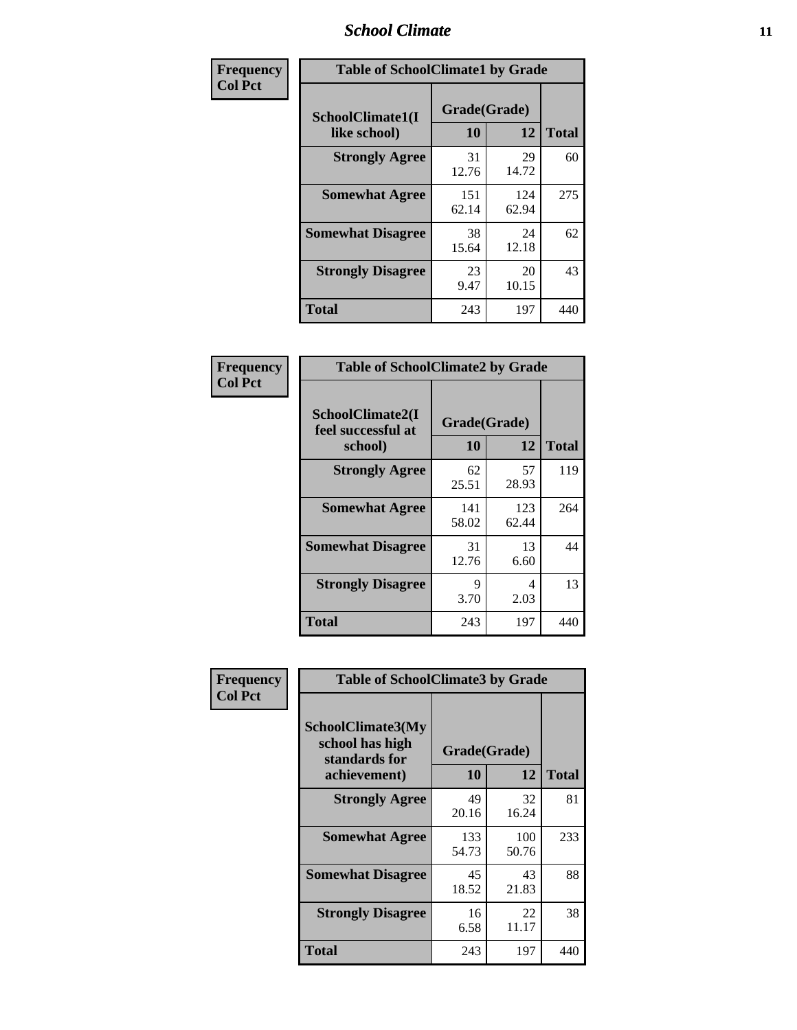Frequency
Col Pct

**Table of SchoolClimate1 by Grade**

| SchoolClimate1(I like school) | Grade(Grade) 10 | 12 | Total |
|---|---|---|---|
| **Strongly Agree** | 31<br>12.76 | 29<br>14.72 | 60 |
| **Somewhat Agree** | 151<br>62.14 | 124<br>62.94 | 275 |
| **Somewhat Disagree** | 38<br>15.64 | 24<br>12.18 | 62 |
| **Strongly Disagree** | 23<br>9.47 | 20<br>10.15 | 43 |
| **Total** | 243 | 197 | 440 |

Frequency
Col Pct

**Table of SchoolClimate2 by Grade**

| SchoolClimate2(I feel successful at school) | Grade(Grade) 10 | 12 | Total |
|---|---|---|---|
| **Strongly Agree** | 62<br>25.51 | 57<br>28.93 | 119 |
| **Somewhat Agree** | 141<br>58.02 | 123<br>62.44 | 264 |
| **Somewhat Disagree** | 31<br>12.76 | 13<br>6.60 | 44 |
| **Strongly Disagree** | 9<br>3.70 | 4<br>2.03 | 13 |
| **Total** | 243 | 197 | 440 |

Frequency
Col Pct

**Table of SchoolClimate3 by Grade**

| SchoolClimate3(My school has high standards for achievement) | Grade(Grade) 10 | 12 | Total |
|---|---|---|---|
| **Strongly Agree** | 49<br>20.16 | 32<br>16.24 | 81 |
| **Somewhat Agree** | 133<br>54.73 | 100<br>50.76 | 233 |
| **Somewhat Disagree** | 45<br>18.52 | 43<br>21.83 | 88 |
| **Strongly Disagree** | 16<br>6.58 | 22<br>11.17 | 38 |
| **Total** | 243 | 197 | 440 |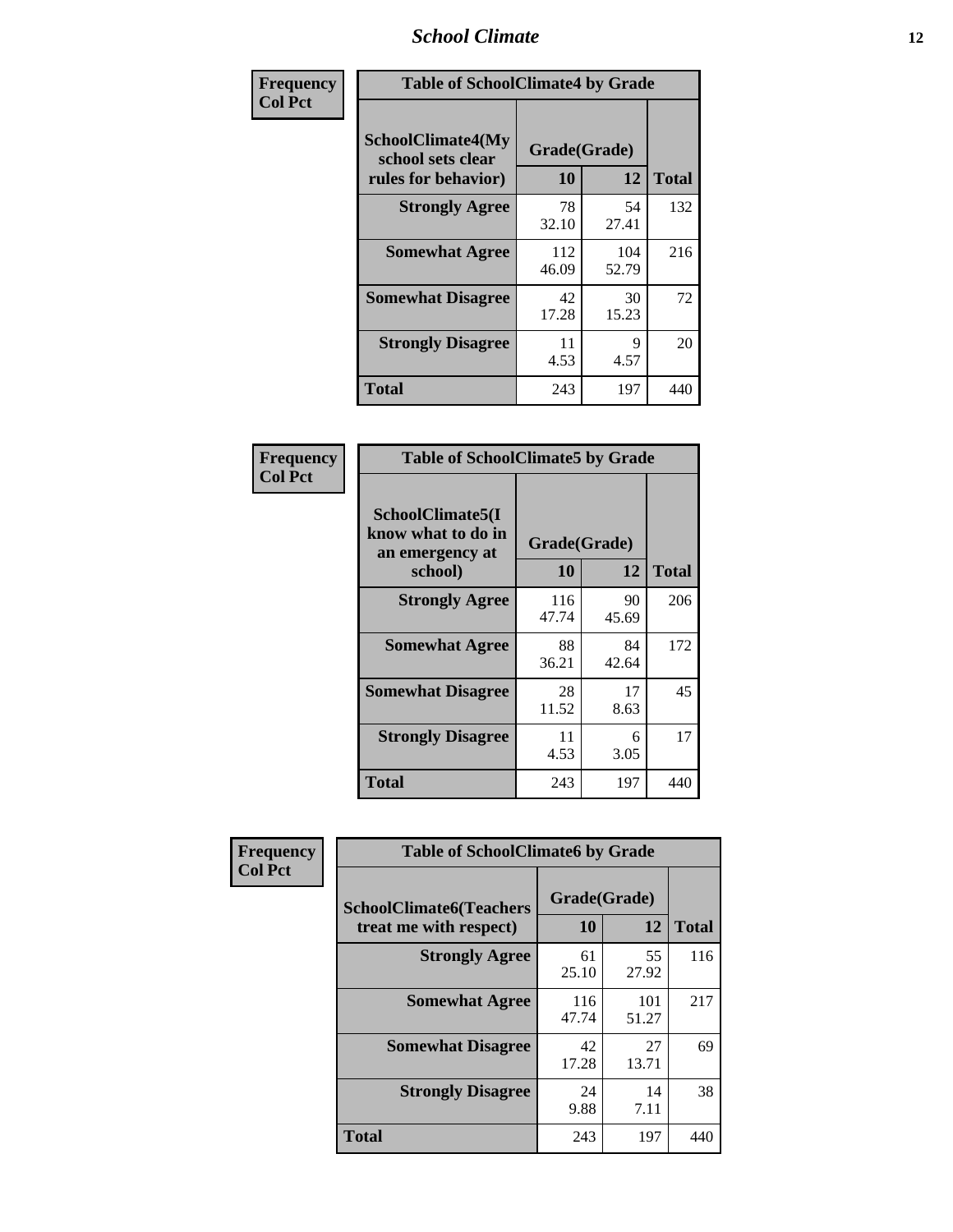| Frequency Col Pct | | | |
|---|---|---|---|

**Table of SchoolClimate4 by Grade**

| SchoolClimate4(My school sets clear rules for behavior) | Grade(Grade) | | Total |
|---|---|---|---|
| | 10 | 12 | |
| Strongly Agree | 78<br>32.10 | 54<br>27.41 | 132 |
| Somewhat Agree | 112<br>46.09 | 104<br>52.79 | 216 |
| Somewhat Disagree | 42<br>17.28 | 30<br>15.23 | 72 |
| Strongly Disagree | 11<br>4.53 | 9<br>4.57 | 20 |
| Total | 243 | 197 | 440 |

| Frequency Col Pct | | | |
|---|---|---|---|

**Table of SchoolClimate5 by Grade**

| SchoolClimate5(I know what to do in an emergency at school) | Grade(Grade) | | Total |
|---|---|---|---|
| | 10 | 12 | |
| Strongly Agree | 116<br>47.74 | 90<br>45.69 | 206 |
| Somewhat Agree | 88<br>36.21 | 84<br>42.64 | 172 |
| Somewhat Disagree | 28<br>11.52 | 17<br>8.63 | 45 |
| Strongly Disagree | 11<br>4.53 | 6<br>3.05 | 17 |
| Total | 243 | 197 | 440 |

| Frequency Col Pct | | | |
|---|---|---|---|

**Table of SchoolClimate6 by Grade**

| SchoolClimate6(Teachers treat me with respect) | Grade(Grade) | | Total |
|---|---|---|---|
| | 10 | 12 | |
| Strongly Agree | 61<br>25.10 | 55<br>27.92 | 116 |
| Somewhat Agree | 116<br>47.74 | 101<br>51.27 | 217 |
| Somewhat Disagree | 42<br>17.28 | 27<br>13.71 | 69 |
| Strongly Disagree | 24<br>9.88 | 14<br>7.11 | 38 |
| Total | 243 | 197 | 440 |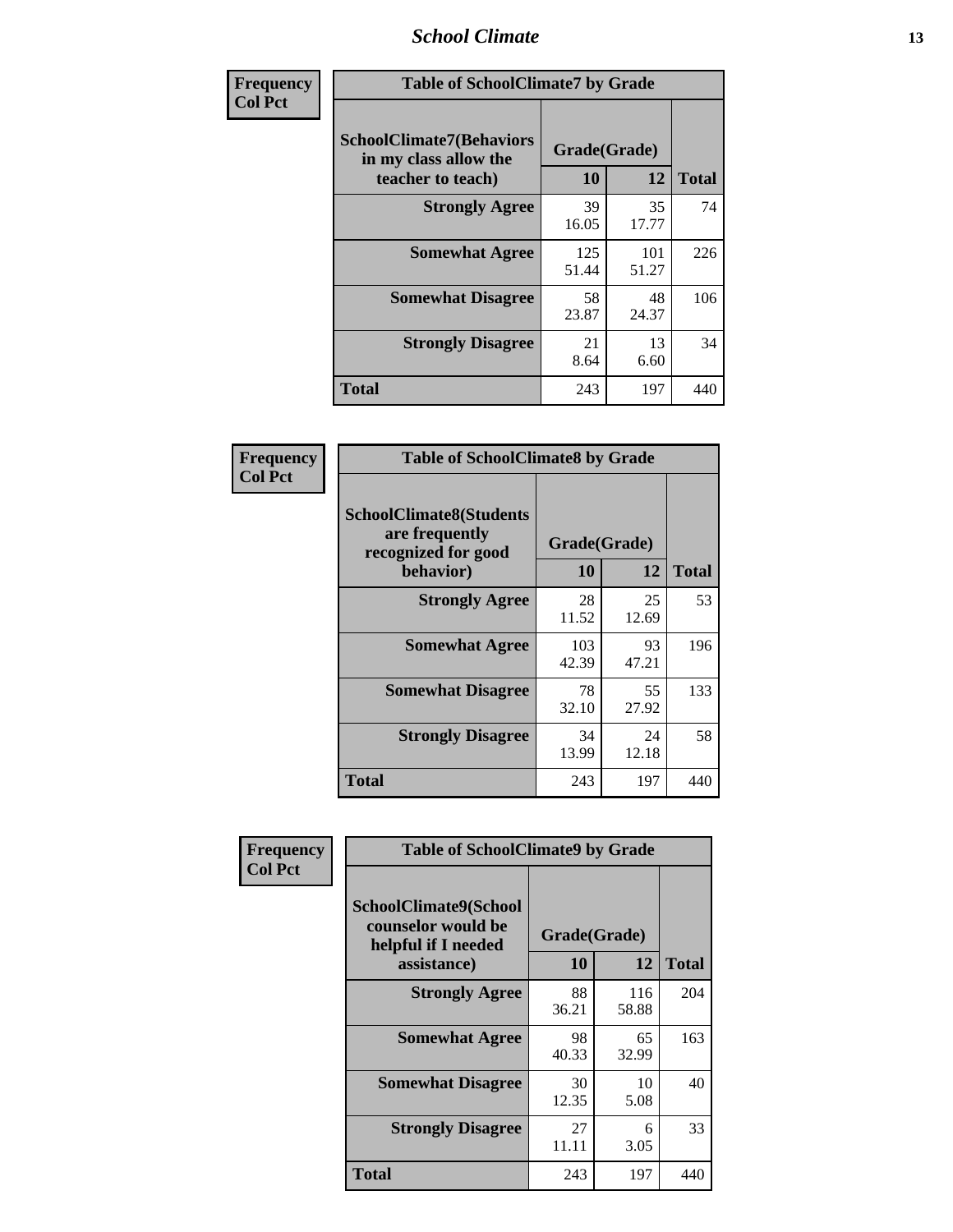| Frequency<br>Col Pct | Table of SchoolClimate7 by Grade | | |
|---|---|---|---|
| SchoolClimate7(Behaviors in my class allow the teacher to teach) | Grade(Grade) | | |
| | 10 | 12 | Total |
| Strongly Agree | 39<br>16.05 | 35<br>17.77 | 74 |
| Somewhat Agree | 125<br>51.44 | 101<br>51.27 | 226 |
| Somewhat Disagree | 58<br>23.87 | 48<br>24.37 | 106 |
| Strongly Disagree | 21<br>8.64 | 13<br>6.60 | 34 |
| Total | 243 | 197 | 440 |

| Frequency<br>Col Pct | Table of SchoolClimate8 by Grade | | |
|---|---|---|---|
| SchoolClimate8(Students are frequently recognized for good behavior) | Grade(Grade) | | |
| | 10 | 12 | Total |
| Strongly Agree | 28<br>11.52 | 25<br>12.69 | 53 |
| Somewhat Agree | 103<br>42.39 | 93<br>47.21 | 196 |
| Somewhat Disagree | 78<br>32.10 | 55<br>27.92 | 133 |
| Strongly Disagree | 34<br>13.99 | 24<br>12.18 | 58 |
| Total | 243 | 197 | 440 |

| Frequency<br>Col Pct | Table of SchoolClimate9 by Grade | | |
|---|---|---|---|
| SchoolClimate9(School counselor would be helpful if I needed assistance) | Grade(Grade) | | |
| | 10 | 12 | Total |
| Strongly Agree | 88<br>36.21 | 116<br>58.88 | 204 |
| Somewhat Agree | 98<br>40.33 | 65<br>32.99 | 163 |
| Somewhat Disagree | 30<br>12.35 | 10<br>5.08 | 40 |
| Strongly Disagree | 27<br>11.11 | 6<br>3.05 | 33 |
| Total | 243 | 197 | 440 |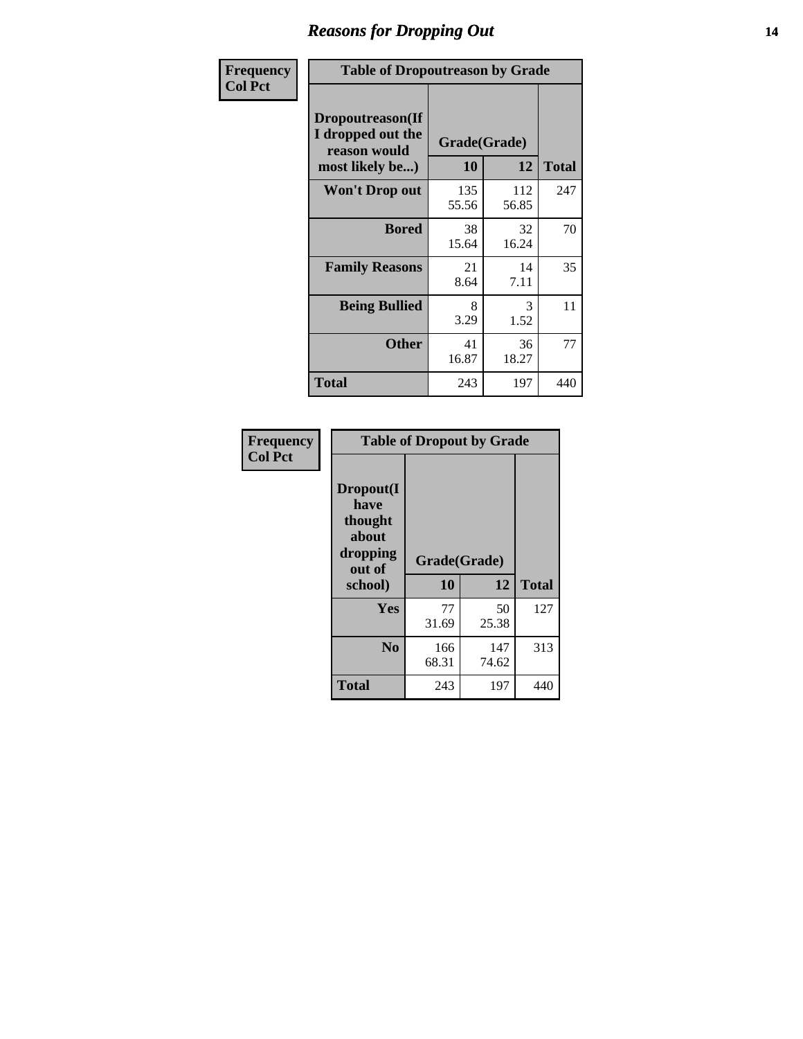# Reasons for Dropping Out

**Frequency**
**Col Pct**

| Table of Dropoutreason by Grade | | | |
|---|---|---|---|
| **Dropoutreason(If I dropped out the reason would most likely be...)** | **Grade(Grade)** | | |
| | **10** | **12** | **Total** |
| **Won't Drop out** | 135<br>55.56 | 112<br>56.85 | 247 |
| **Bored** | 38<br>15.64 | 32<br>16.24 | 70 |
| **Family Reasons** | 21<br>8.64 | 14<br>7.11 | 35 |
| **Being Bullied** | 8<br>3.29 | 3<br>1.52 | 11 |
| **Other** | 41<br>16.87 | 36<br>18.27 | 77 |
| **Total** | 243 | 197 | 440 |

**Frequency**
**Col Pct**

| Table of Dropout by Grade | | | |
|---|---|---|---|
| **Dropout(I have thought about dropping out of school)** | **Grade(Grade)** | | |
| | **10** | **12** | **Total** |
| **Yes** | 77<br>31.69 | 50<br>25.38 | 127 |
| **No** | 166<br>68.31 | 147<br>74.62 | 313 |
| **Total** | 243 | 197 | 440 |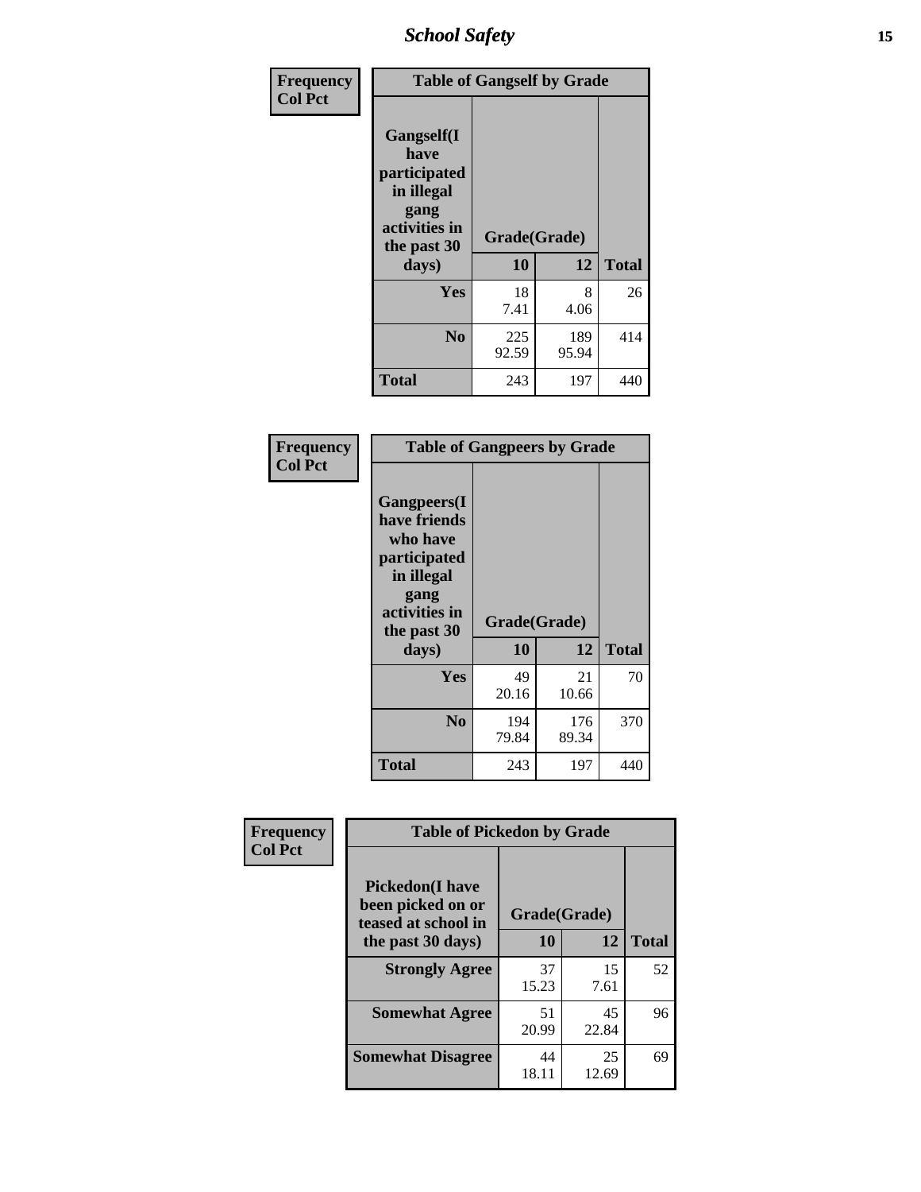## School Safety

**Frequency**
**Col Pct**

| Table of Gangself by Grade | | | |
|---|---|---|---|
| Gangself(I have participated in illegal gang activities in the past 30 days) | Grade(Grade) | | |
| | 10 | 12 | Total |
| Yes | 18<br>7.41 | 8<br>4.06 | 26 |
| No | 225<br>92.59 | 189<br>95.94 | 414 |
| Total | 243 | 197 | 440 |

**Frequency**
**Col Pct**

| Table of Gangpeers by Grade | | | |
|---|---|---|---|
| Gangpeers(I have friends who have participated in illegal gang activities in the past 30 days) | Grade(Grade) | | |
| | 10 | 12 | Total |
| Yes | 49<br>20.16 | 21<br>10.66 | 70 |
| No | 194<br>79.84 | 176<br>89.34 | 370 |
| Total | 243 | 197 | 440 |

**Frequency**
**Col Pct**

| Table of Pickedon by Grade | | | |
|---|---|---|---|
| Pickedon(I have been picked on or teased at school in the past 30 days) | Grade(Grade) | | |
| | 10 | 12 | Total |
| Strongly Agree | 37<br>15.23 | 15<br>7.61 | 52 |
| Somewhat Agree | 51<br>20.99 | 45<br>22.84 | 96 |
| Somewhat Disagree | 44<br>18.11 | 25<br>12.69 | 69 |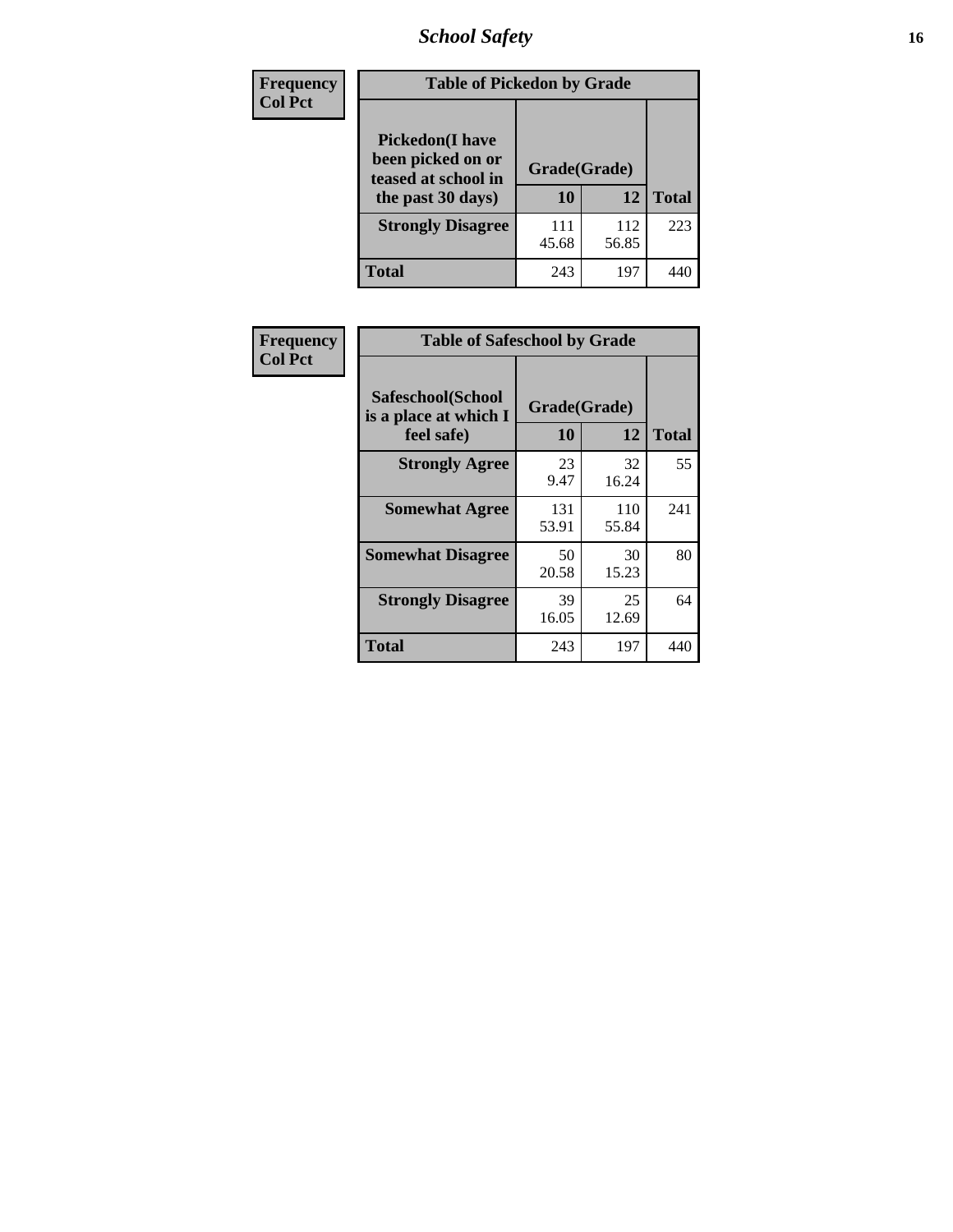| Frequency<br>Col Pct |
|---|

**Table of Pickedon by Grade**

| Pickedon(I have been picked on or teased at school in the past 30 days) | Grade(Grade) | | Total |
|---|---|---|---|
| | 10 | 12 | |
| Strongly Disagree | 111<br>45.68 | 112<br>56.85 | 223 |
| Total | 243 | 197 | 440 |

| Frequency<br>Col Pct |
|---|

**Table of Safeschool by Grade**

| Safeschool(School is a place at which I feel safe) | Grade(Grade) | | Total |
|---|---|---|---|
| | 10 | 12 | |
| Strongly Agree | 23<br>9.47 | 32<br>16.24 | 55 |
| Somewhat Agree | 131<br>53.91 | 110<br>55.84 | 241 |
| Somewhat Disagree | 50<br>20.58 | 30<br>15.23 | 80 |
| Strongly Disagree | 39<br>16.05 | 25<br>12.69 | 64 |
| Total | 243 | 197 | 440 |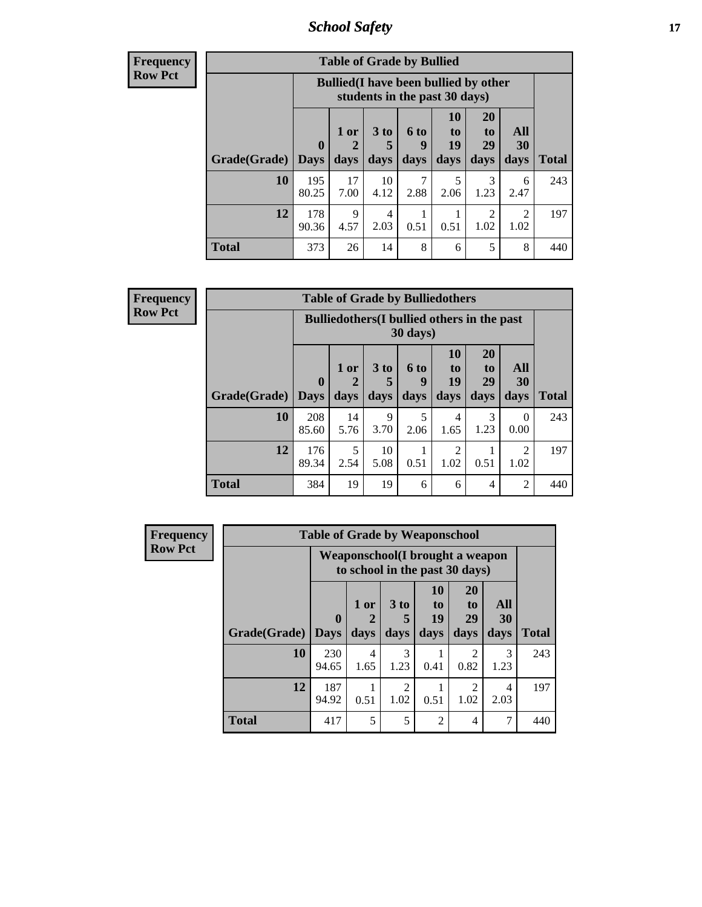**Frequency Row Pct**

| Table of Grade by Bullied | | | | | | | | |
|---|---|---|---|---|---|---|---|---|
| | Bullied(I have been bullied by other students in the past 30 days) | | | | | | | |
| Grade(Grade) | 0 Days | 1 or 2 days | 3 to 5 days | 6 to 9 days | 10 to 19 days | 20 to 29 days | All 30 days | Total |
| 10 | 195<br>80.25 | 17<br>7.00 | 10<br>4.12 | 7<br>2.88 | 5<br>2.06 | 3<br>1.23 | 6<br>2.47 | 243 |
| 12 | 178<br>90.36 | 9<br>4.57 | 4<br>2.03 | 1<br>0.51 | 1<br>0.51 | 2<br>1.02 | 2<br>1.02 | 197 |
| Total | 373 | 26 | 14 | 8 | 6 | 5 | 8 | 440 |

**Frequency Row Pct**

| Table of Grade by Bulliedothers | | | | | | | | |
|---|---|---|---|---|---|---|---|---|
| | Bulliedothers(I bullied others in the past 30 days) | | | | | | | |
| Grade(Grade) | 0 Days | 1 or 2 days | 3 to 5 days | 6 to 9 days | 10 to 19 days | 20 to 29 days | All 30 days | Total |
| 10 | 208<br>85.60 | 14<br>5.76 | 9<br>3.70 | 5<br>2.06 | 4<br>1.65 | 3<br>1.23 | 0<br>0.00 | 243 |
| 12 | 176<br>89.34 | 5<br>2.54 | 10<br>5.08 | 1<br>0.51 | 2<br>1.02 | 1<br>0.51 | 2<br>1.02 | 197 |
| Total | 384 | 19 | 19 | 6 | 6 | 4 | 2 | 440 |

**Frequency Row Pct**

| Table of Grade by Weaponschool | | | | | | | |
|---|---|---|---|---|---|---|---|
| | Weaponschool(I brought a weapon to school in the past 30 days) | | | | | | |
| Grade(Grade) | 0 Days | 1 or 2 days | 3 to 5 days | 10 to 19 days | 20 to 29 days | All 30 days | Total |
| 10 | 230<br>94.65 | 4<br>1.65 | 3<br>1.23 | 1<br>0.41 | 2<br>0.82 | 3<br>1.23 | 243 |
| 12 | 187<br>94.92 | 1<br>0.51 | 2<br>1.02 | 1<br>0.51 | 2<br>1.02 | 4<br>2.03 | 197 |
| Total | 417 | 5 | 5 | 2 | 4 | 7 | 440 |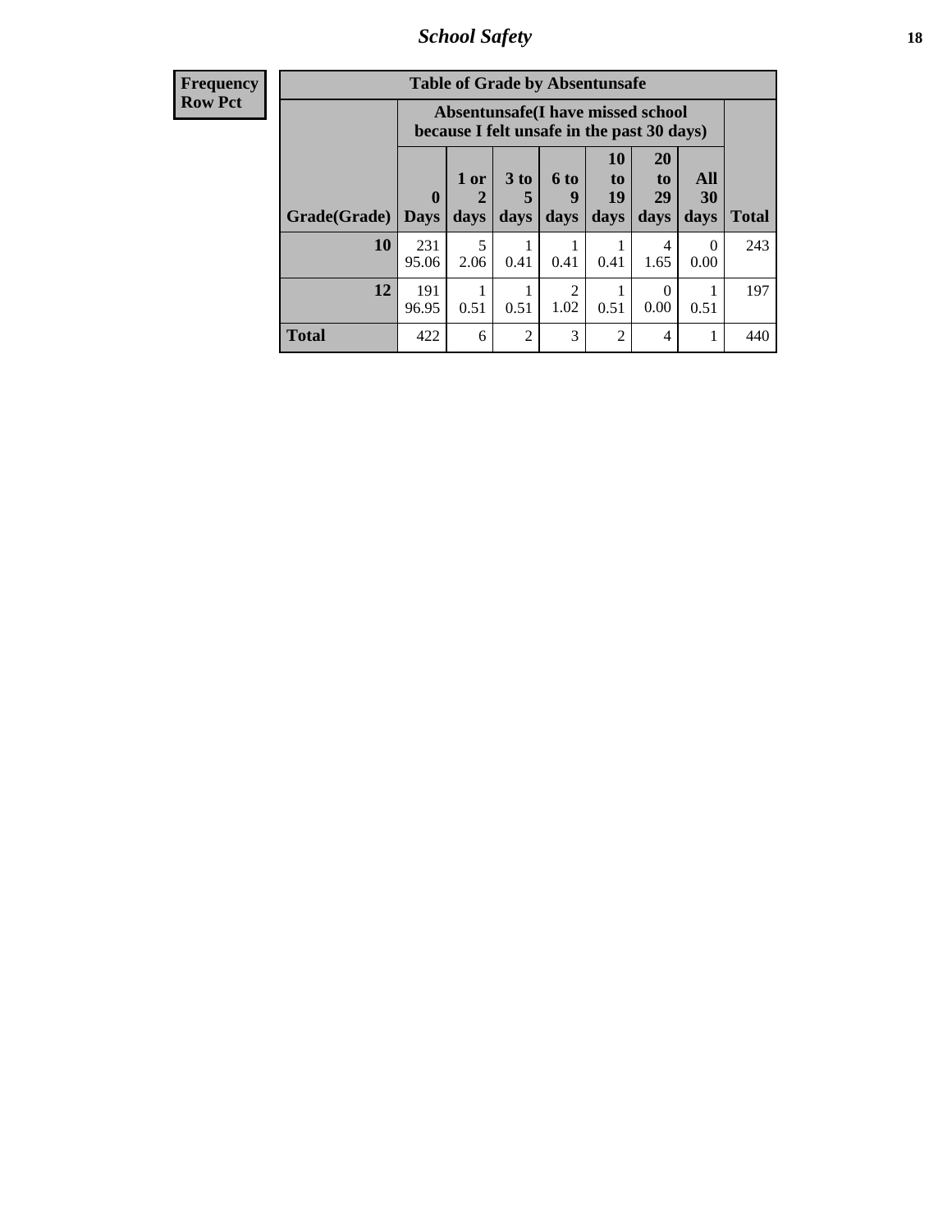## School Safety

**Frequency**
**Row Pct**

| Table of Grade by Absentunsafe | | | | | | | | |
|---|---|---|---|---|---|---|---|---|
| | Absentunsafe(I have missed school because I felt unsafe in the past 30 days) | | | | | | | |
| Grade(Grade) | 0 Days | 1 or 2 days | 3 to 5 days | 6 to 9 days | 10 to 19 days | 20 to 29 days | All 30 days | Total |
| **10** | 231<br>95.06 | 5<br>2.06 | 1<br>0.41 | 1<br>0.41 | 1<br>0.41 | 4<br>1.65 | 0<br>0.00 | 243 |
| **12** | 191<br>96.95 | 1<br>0.51 | 1<br>0.51 | 2<br>1.02 | 1<br>0.51 | 0<br>0.00 | 1<br>0.51 | 197 |
| **Total** | 422 | 6 | 2 | 3 | 2 | 4 | 1 | 440 |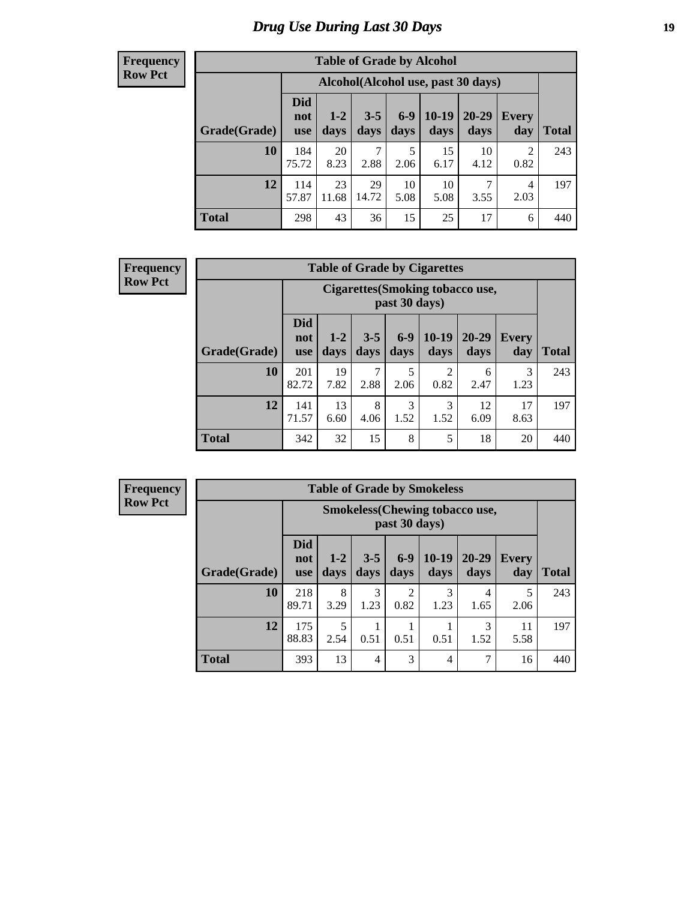# Drug Use During Last 30 Days

**Frequency**
**Row Pct**

**Table of Grade by Alcohol**

| Grade(Grade) | Alcohol(Alcohol use, past 30 days) | | | | | | | Total |
|---|---|---|---|---|---|---|---|---|
| | Did not use | 1-2 days | 3-5 days | 6-9 days | 10-19 days | 20-29 days | Every day | |
| 10 | 184<br>75.72 | 20<br>8.23 | 7<br>2.88 | 5<br>2.06 | 15<br>6.17 | 10<br>4.12 | 2<br>0.82 | 243 |
| 12 | 114<br>57.87 | 23<br>11.68 | 29<br>14.72 | 10<br>5.08 | 10<br>5.08 | 7<br>3.55 | 4<br>2.03 | 197 |
| Total | 298 | 43 | 36 | 15 | 25 | 17 | 6 | 440 |

**Frequency**
**Row Pct**

**Table of Grade by Cigarettes**

| Grade(Grade) | Cigarettes(Smoking tobacco use, past 30 days) | | | | | | | Total |
|---|---|---|---|---|---|---|---|---|
| | Did not use | 1-2 days | 3-5 days | 6-9 days | 10-19 days | 20-29 days | Every day | |
| 10 | 201<br>82.72 | 19<br>7.82 | 7<br>2.88 | 5<br>2.06 | 2<br>0.82 | 6<br>2.47 | 3<br>1.23 | 243 |
| 12 | 141<br>71.57 | 13<br>6.60 | 8<br>4.06 | 3<br>1.52 | 3<br>1.52 | 12<br>6.09 | 17<br>8.63 | 197 |
| Total | 342 | 32 | 15 | 8 | 5 | 18 | 20 | 440 |

**Frequency**
**Row Pct**

**Table of Grade by Smokeless**

| Grade(Grade) | Smokeless(Chewing tobacco use, past 30 days) | | | | | | | Total |
|---|---|---|---|---|---|---|---|---|
| | Did not use | 1-2 days | 3-5 days | 6-9 days | 10-19 days | 20-29 days | Every day | |
| 10 | 218<br>89.71 | 8<br>3.29 | 3<br>1.23 | 2<br>0.82 | 3<br>1.23 | 4<br>1.65 | 5<br>2.06 | 243 |
| 12 | 175<br>88.83 | 5<br>2.54 | 1<br>0.51 | 1<br>0.51 | 1<br>0.51 | 3<br>1.52 | 11<br>5.58 | 197 |
| Total | 393 | 13 | 4 | 3 | 4 | 7 | 16 | 440 |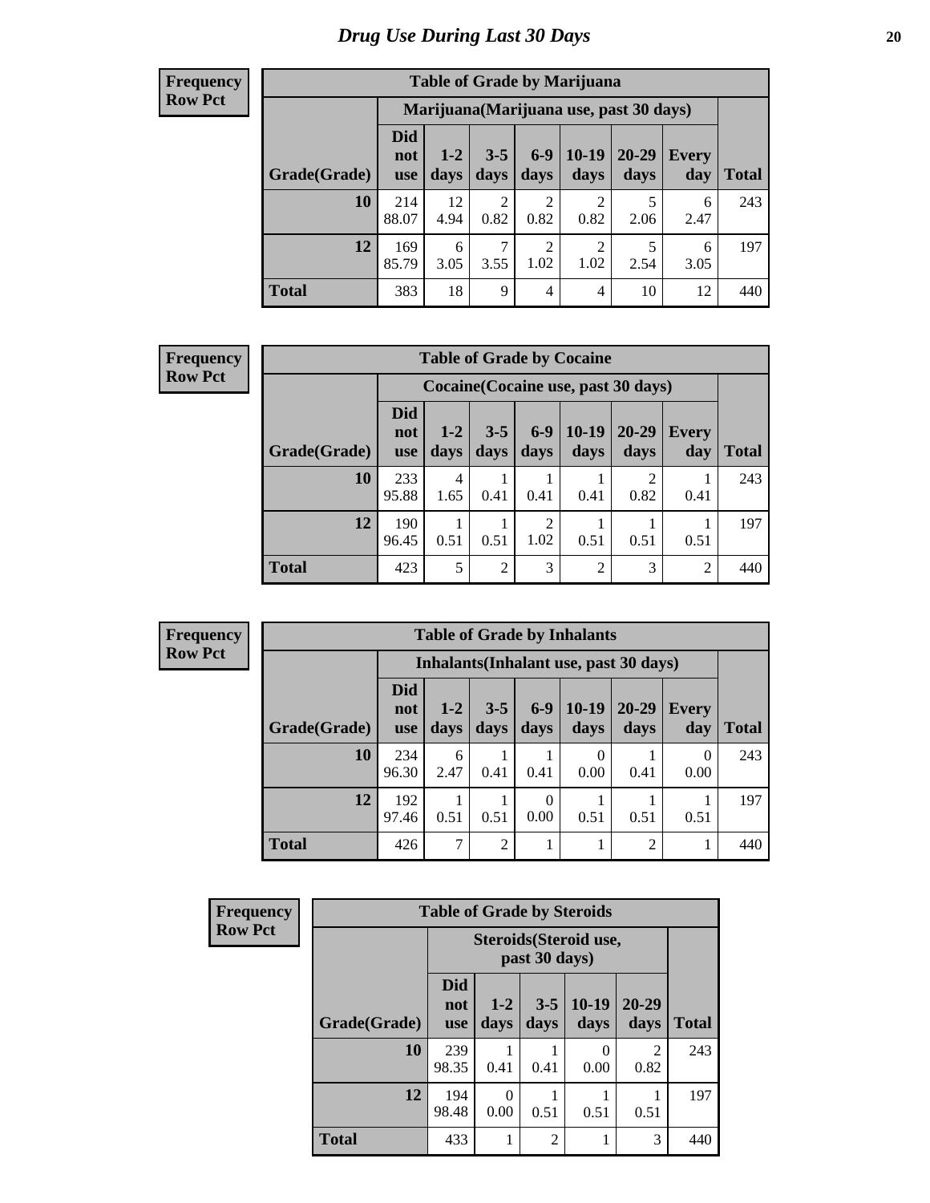# Drug Use During Last 30 Days

**Frequency**
**Row Pct**

| Table of Grade by Marijuana | | | | | | | | |
|---|---|---|---|---|---|---|---|---|
| | Marijuana(Marijuana use, past 30 days) | | | | | | | |
| Grade(Grade) | Did not use | 1-2 days | 3-5 days | 6-9 days | 10-19 days | 20-29 days | Every day | Total |
| **10** | 214<br>88.07 | 12<br>4.94 | 2<br>0.82 | 2<br>0.82 | 2<br>0.82 | 5<br>2.06 | 6<br>2.47 | 243 |
| **12** | 169<br>85.79 | 6<br>3.05 | 7<br>3.55 | 2<br>1.02 | 2<br>1.02 | 5<br>2.54 | 6<br>3.05 | 197 |
| **Total** | 383 | 18 | 9 | 4 | 4 | 10 | 12 | 440 |

**Frequency**
**Row Pct**

| Table of Grade by Cocaine | | | | | | | | |
|---|---|---|---|---|---|---|---|---|
| | Cocaine(Cocaine use, past 30 days) | | | | | | | |
| Grade(Grade) | Did not use | 1-2 days | 3-5 days | 6-9 days | 10-19 days | 20-29 days | Every day | Total |
| **10** | 233<br>95.88 | 4<br>1.65 | 1<br>0.41 | 1<br>0.41 | 1<br>0.41 | 2<br>0.82 | 1<br>0.41 | 243 |
| **12** | 190<br>96.45 | 1<br>0.51 | 1<br>0.51 | 2<br>1.02 | 1<br>0.51 | 1<br>0.51 | 1<br>0.51 | 197 |
| **Total** | 423 | 5 | 2 | 3 | 2 | 3 | 2 | 440 |

**Frequency**
**Row Pct**

| Table of Grade by Inhalants | | | | | | | | |
|---|---|---|---|---|---|---|---|---|
| | Inhalants(Inhalant use, past 30 days) | | | | | | | |
| Grade(Grade) | Did not use | 1-2 days | 3-5 days | 6-9 days | 10-19 days | 20-29 days | Every day | Total |
| **10** | 234<br>96.30 | 6<br>2.47 | 1<br>0.41 | 1<br>0.41 | 0<br>0.00 | 1<br>0.41 | 0<br>0.00 | 243 |
| **12** | 192<br>97.46 | 1<br>0.51 | 1<br>0.51 | 0<br>0.00 | 1<br>0.51 | 1<br>0.51 | 1<br>0.51 | 197 |
| **Total** | 426 | 7 | 2 | 1 | 1 | 2 | 1 | 440 |

**Frequency**
**Row Pct**

| Table of Grade by Steroids | | | | | | |
|---|---|---|---|---|---|---|
| | Steroids(Steroid use, past 30 days) | | | | | |
| Grade(Grade) | Did not use | 1-2 days | 3-5 days | 10-19 days | 20-29 days | Total |
| **10** | 239<br>98.35 | 1<br>0.41 | 1<br>0.41 | 0<br>0.00 | 2<br>0.82 | 243 |
| **12** | 194<br>98.48 | 0<br>0.00 | 1<br>0.51 | 1<br>0.51 | 1<br>0.51 | 197 |
| **Total** | 433 | 1 | 2 | 1 | 3 | 440 |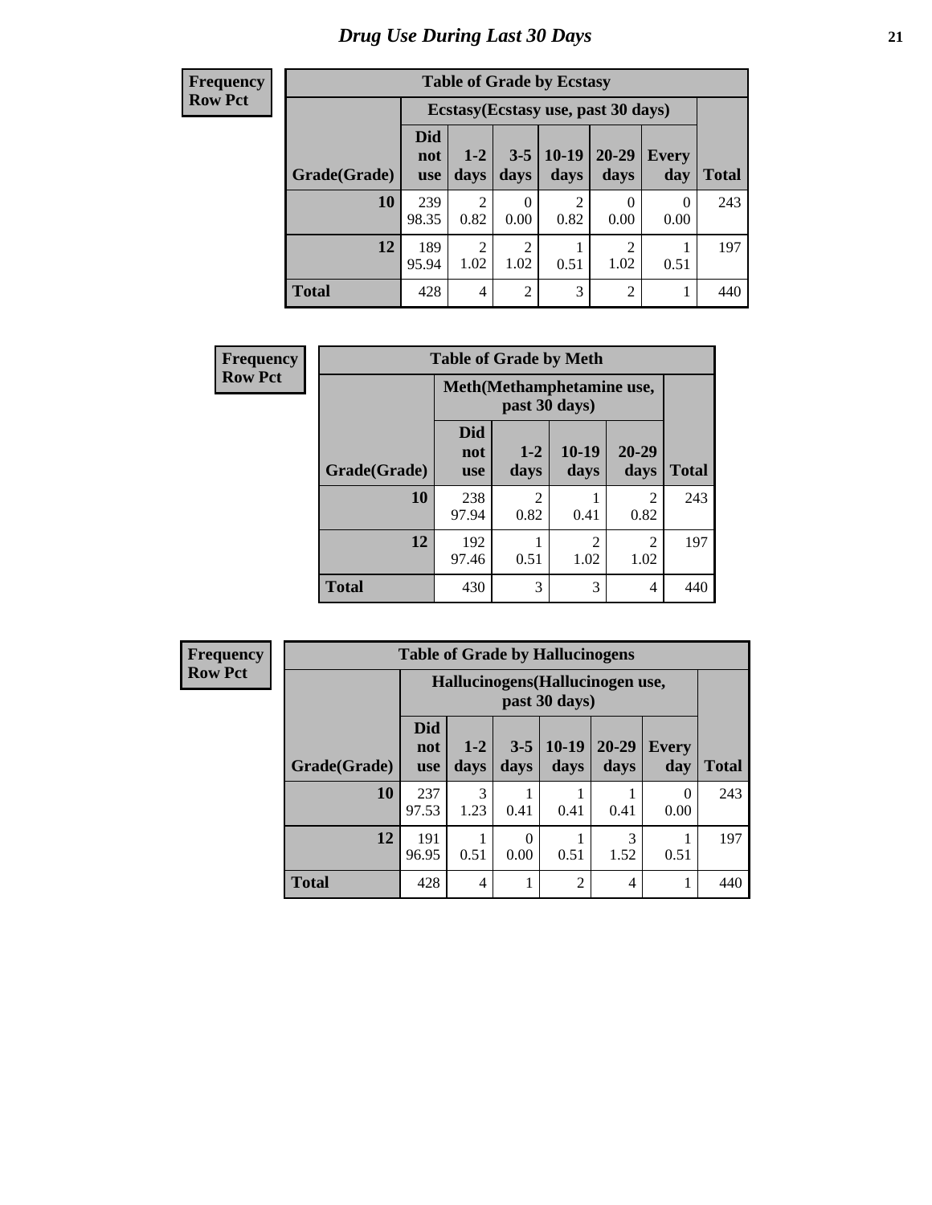# Drug Use During Last 30 Days

**Frequency**
**Row Pct**

| Table of Grade by Ecstasy | | | | | | | |
|---|---|---|---|---|---|---|---|
| | Ecstasy(Ecstasy use, past 30 days) | | | | | | |
| Grade(Grade) | Did not use | 1-2 days | 3-5 days | 10-19 days | 20-29 days | Every day | Total |
| 10 | 239<br>98.35 | 2<br>0.82 | 0<br>0.00 | 2<br>0.82 | 0<br>0.00 | 0<br>0.00 | 243 |
| 12 | 189<br>95.94 | 2<br>1.02 | 2<br>1.02 | 1<br>0.51 | 2<br>1.02 | 1<br>0.51 | 197 |
| Total | 428 | 4 | 2 | 3 | 2 | 1 | 440 |

**Frequency**
**Row Pct**

| Table of Grade by Meth | | | | | |
|---|---|---|---|---|---|
| | Meth(Methamphetamine use, past 30 days) | | | | |
| Grade(Grade) | Did not use | 1-2 days | 10-19 days | 20-29 days | Total |
| 10 | 238<br>97.94 | 2<br>0.82 | 1<br>0.41 | 2<br>0.82 | 243 |
| 12 | 192<br>97.46 | 1<br>0.51 | 2<br>1.02 | 2<br>1.02 | 197 |
| Total | 430 | 3 | 3 | 4 | 440 |

**Frequency**
**Row Pct**

| Table of Grade by Hallucinogens | | | | | | | |
|---|---|---|---|---|---|---|---|
| | Hallucinogens(Hallucinogen use, past 30 days) | | | | | | |
| Grade(Grade) | Did not use | 1-2 days | 3-5 days | 10-19 days | 20-29 days | Every day | Total |
| 10 | 237<br>97.53 | 3<br>1.23 | 1<br>0.41 | 1<br>0.41 | 1<br>0.41 | 0<br>0.00 | 243 |
| 12 | 191<br>96.95 | 1<br>0.51 | 0<br>0.00 | 1<br>0.51 | 3<br>1.52 | 1<br>0.51 | 197 |
| Total | 428 | 4 | 1 | 2 | 4 | 1 | 440 |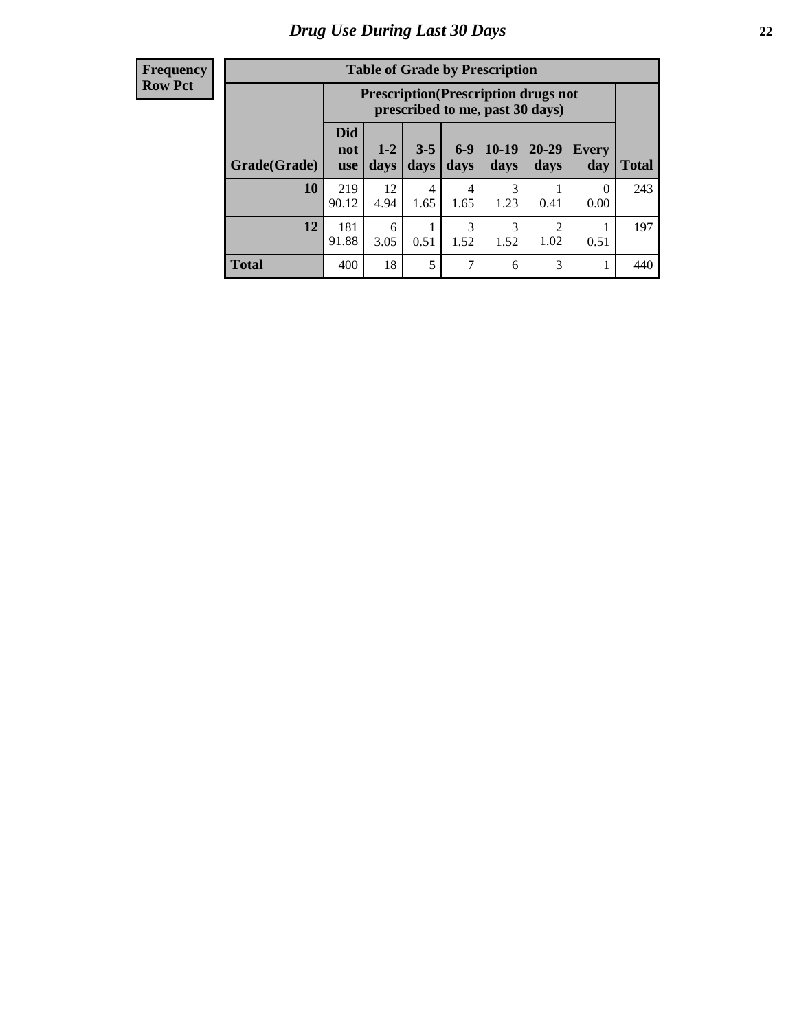# Drug Use During Last 30 Days

| Frequency<br>Row Pct | | | | | | | | |
|---|---|---|---|---|---|---|---|---|

**Table of Grade by Prescription**

| Grade(Grade) | Prescription(Prescription drugs not prescribed to me, past 30 days) | | | | | | | Total |
|---|---|---|---|---|---|---|---|---|
| | Did not use | 1-2 days | 3-5 days | 6-9 days | 10-19 days | 20-29 days | Every day | |
| **10** | 219<br>90.12 | 12<br>4.94 | 4<br>1.65 | 4<br>1.65 | 3<br>1.23 | 1<br>0.41 | 0<br>0.00 | 243 |
| **12** | 181<br>91.88 | 6<br>3.05 | 1<br>0.51 | 3<br>1.52 | 3<br>1.52 | 2<br>1.02 | 1<br>0.51 | 197 |
| **Total** | 400 | 18 | 5 | 7 | 6 | 3 | 1 | 440 |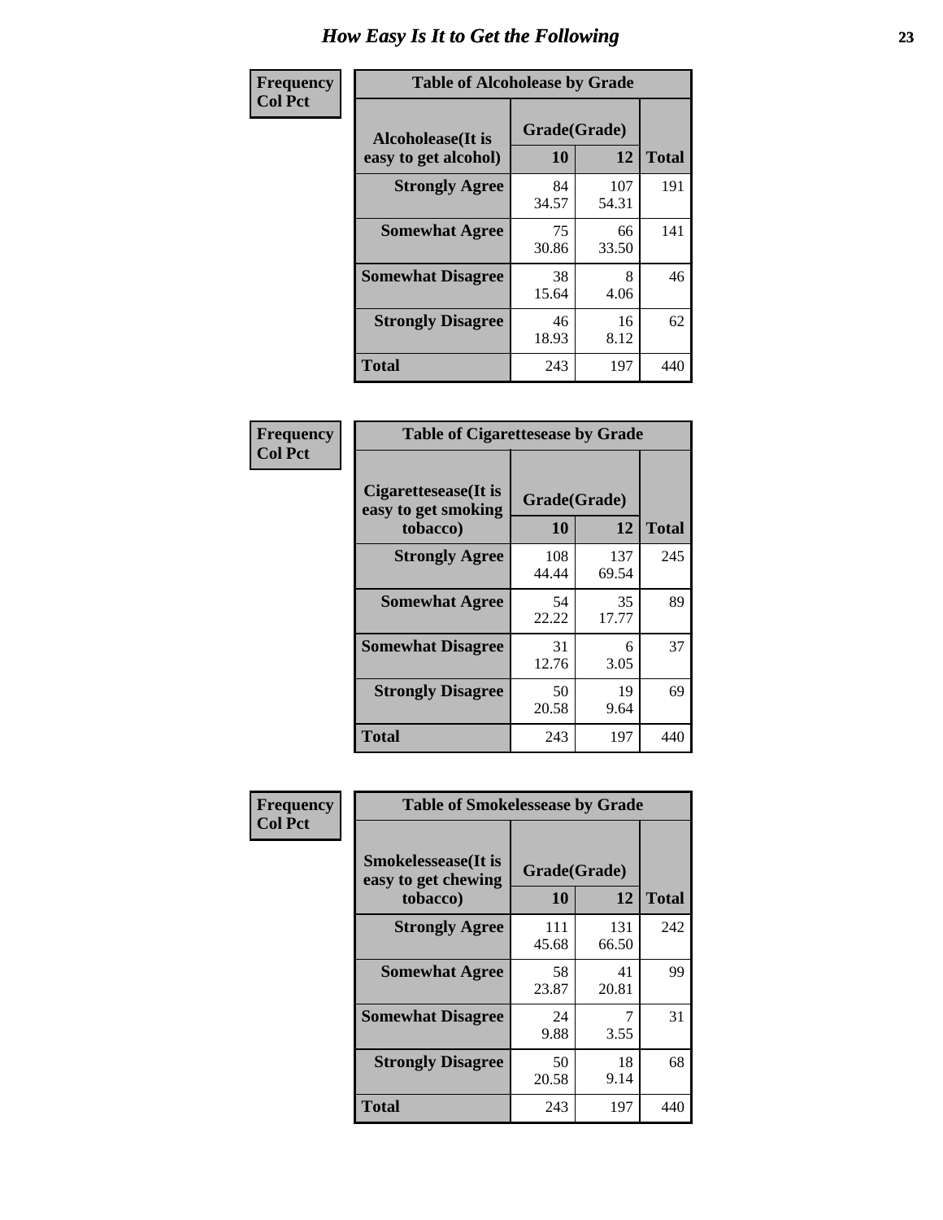# How Easy Is It to Get the Following

**Frequency**
**Col Pct**

**Table of Alcoholease by Grade**

| Alcoholease(It is easy to get alcohol) | Grade(Grade) | | Total |
|---|---|---|---|
| | 10 | 12 | |
| Strongly Agree | 84<br>34.57 | 107<br>54.31 | 191 |
| Somewhat Agree | 75<br>30.86 | 66<br>33.50 | 141 |
| Somewhat Disagree | 38<br>15.64 | 8<br>4.06 | 46 |
| Strongly Disagree | 46<br>18.93 | 16<br>8.12 | 62 |
| Total | 243 | 197 | 440 |

**Frequency**
**Col Pct**

**Table of Cigarettesease by Grade**

| Cigarettesease(It is easy to get smoking tobacco) | Grade(Grade) | | Total |
|---|---|---|---|
| | 10 | 12 | |
| Strongly Agree | 108<br>44.44 | 137<br>69.54 | 245 |
| Somewhat Agree | 54<br>22.22 | 35<br>17.77 | 89 |
| Somewhat Disagree | 31<br>12.76 | 6<br>3.05 | 37 |
| Strongly Disagree | 50<br>20.58 | 19<br>9.64 | 69 |
| Total | 243 | 197 | 440 |

**Frequency**
**Col Pct**

**Table of Smokelessease by Grade**

| Smokelessease(It is easy to get chewing tobacco) | Grade(Grade) | | Total |
|---|---|---|---|
| | 10 | 12 | |
| Strongly Agree | 111<br>45.68 | 131<br>66.50 | 242 |
| Somewhat Agree | 58<br>23.87 | 41<br>20.81 | 99 |
| Somewhat Disagree | 24<br>9.88 | 7<br>3.55 | 31 |
| Strongly Disagree | 50<br>20.58 | 18<br>9.14 | 68 |
| Total | 243 | 197 | 440 |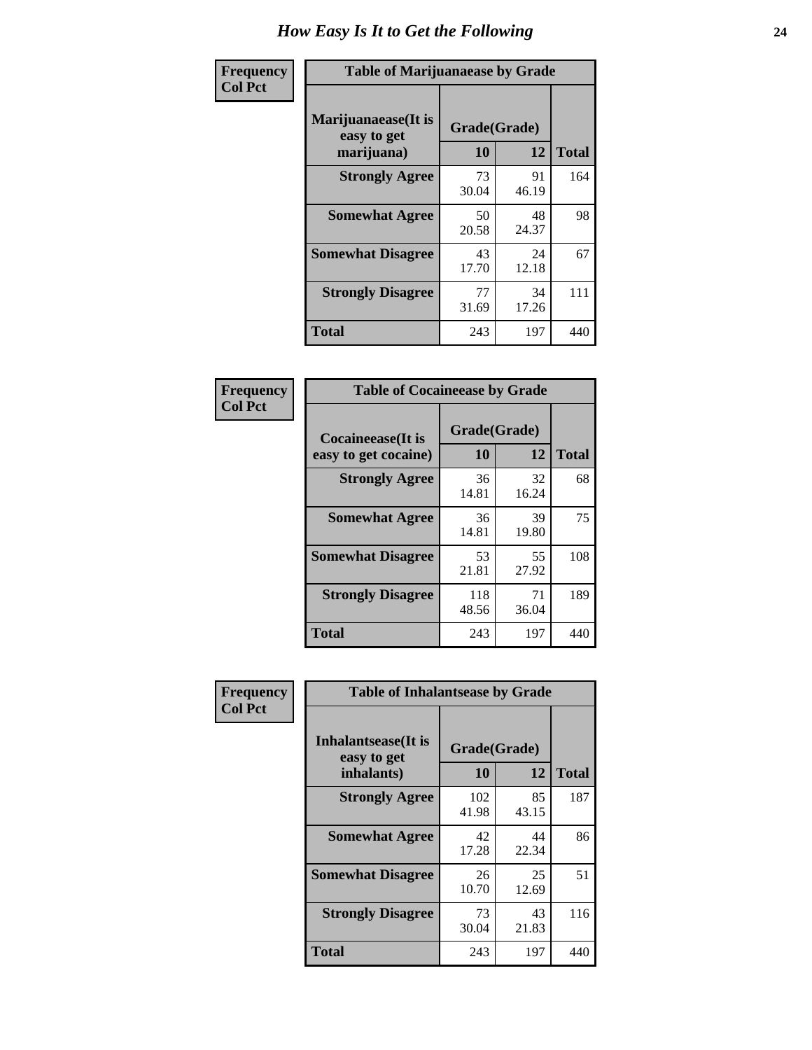# How Easy Is It to Get the Following

**Frequency**
**Col Pct**

**Table of Marijuanaease by Grade**

| Marijuanaease(It is easy to get marijuana) | Grade(Grade) | | Total |
|---|---|---|---|
| | 10 | 12 | |
| **Strongly Agree** | 73<br>30.04 | 91<br>46.19 | 164 |
| **Somewhat Agree** | 50<br>20.58 | 48<br>24.37 | 98 |
| **Somewhat Disagree** | 43<br>17.70 | 24<br>12.18 | 67 |
| **Strongly Disagree** | 77<br>31.69 | 34<br>17.26 | 111 |
| **Total** | 243 | 197 | 440 |

**Frequency**
**Col Pct**

**Table of Cocaineease by Grade**

| Cocaineease(It is easy to get cocaine) | Grade(Grade) | | Total |
|---|---|---|---|
| | 10 | 12 | |
| **Strongly Agree** | 36<br>14.81 | 32<br>16.24 | 68 |
| **Somewhat Agree** | 36<br>14.81 | 39<br>19.80 | 75 |
| **Somewhat Disagree** | 53<br>21.81 | 55<br>27.92 | 108 |
| **Strongly Disagree** | 118<br>48.56 | 71<br>36.04 | 189 |
| **Total** | 243 | 197 | 440 |

**Frequency**
**Col Pct**

**Table of Inhalantsease by Grade**

| Inhalantsease(It is easy to get inhalants) | Grade(Grade) | | Total |
|---|---|---|---|
| | 10 | 12 | |
| **Strongly Agree** | 102<br>41.98 | 85<br>43.15 | 187 |
| **Somewhat Agree** | 42<br>17.28 | 44<br>22.34 | 86 |
| **Somewhat Disagree** | 26<br>10.70 | 25<br>12.69 | 51 |
| **Strongly Disagree** | 73<br>30.04 | 43<br>21.83 | 116 |
| **Total** | 243 | 197 | 440 |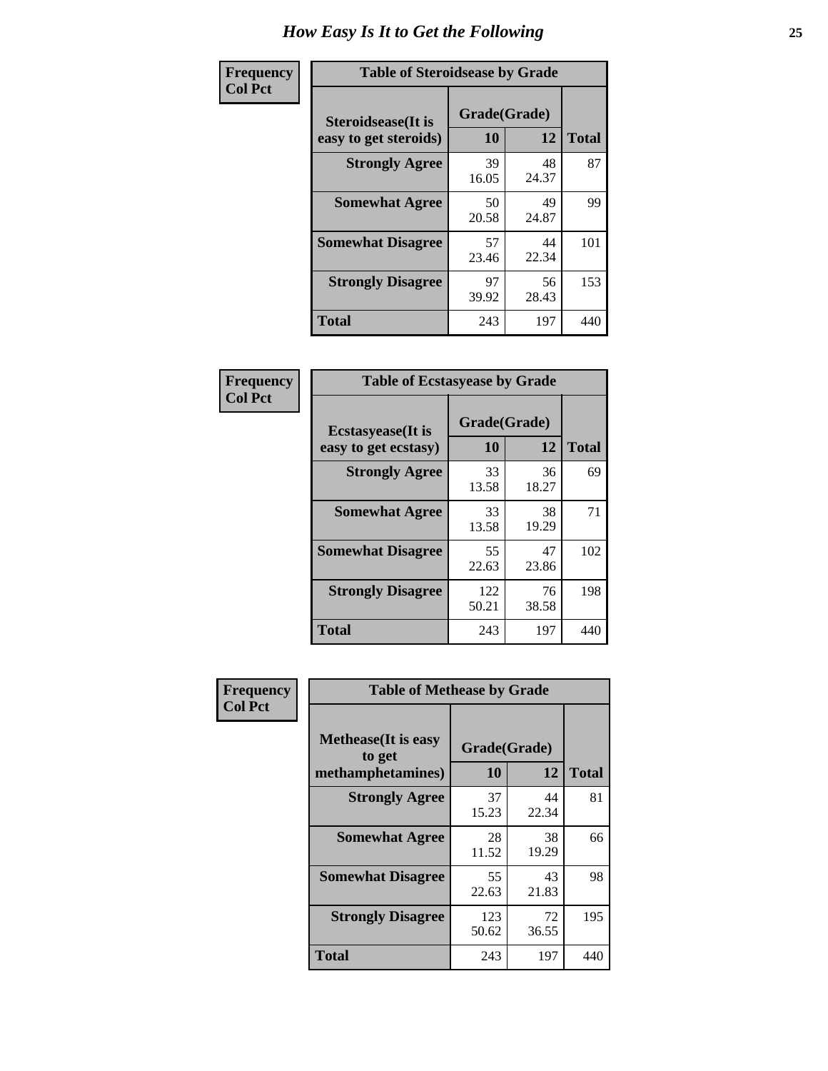# How Easy Is It to Get the Following

**Frequency**
**Col Pct**

**Table of Steroidsease by Grade**

| Steroidsease(It is easy to get steroids) | Grade(Grade) | | Total |
|---|---|---|---|
| | 10 | 12 | |
| **Strongly Agree** | 39<br>16.05 | 48<br>24.37 | 87 |
| **Somewhat Agree** | 50<br>20.58 | 49<br>24.87 | 99 |
| **Somewhat Disagree** | 57<br>23.46 | 44<br>22.34 | 101 |
| **Strongly Disagree** | 97<br>39.92 | 56<br>28.43 | 153 |
| **Total** | 243 | 197 | 440 |

**Frequency**
**Col Pct**

**Table of Ecstasyease by Grade**

| Ecstasyease(It is easy to get ecstasy) | Grade(Grade) | | Total |
|---|---|---|---|
| | 10 | 12 | |
| **Strongly Agree** | 33<br>13.58 | 36<br>18.27 | 69 |
| **Somewhat Agree** | 33<br>13.58 | 38<br>19.29 | 71 |
| **Somewhat Disagree** | 55<br>22.63 | 47<br>23.86 | 102 |
| **Strongly Disagree** | 122<br>50.21 | 76<br>38.58 | 198 |
| **Total** | 243 | 197 | 440 |

**Frequency**
**Col Pct**

**Table of Methease by Grade**

| Methease(It is easy to get methamphetamines) | Grade(Grade) | | Total |
|---|---|---|---|
| | 10 | 12 | |
| **Strongly Agree** | 37<br>15.23 | 44<br>22.34 | 81 |
| **Somewhat Agree** | 28<br>11.52 | 38<br>19.29 | 66 |
| **Somewhat Disagree** | 55<br>22.63 | 43<br>21.83 | 98 |
| **Strongly Disagree** | 123<br>50.62 | 72<br>36.55 | 195 |
| **Total** | 243 | 197 | 440 |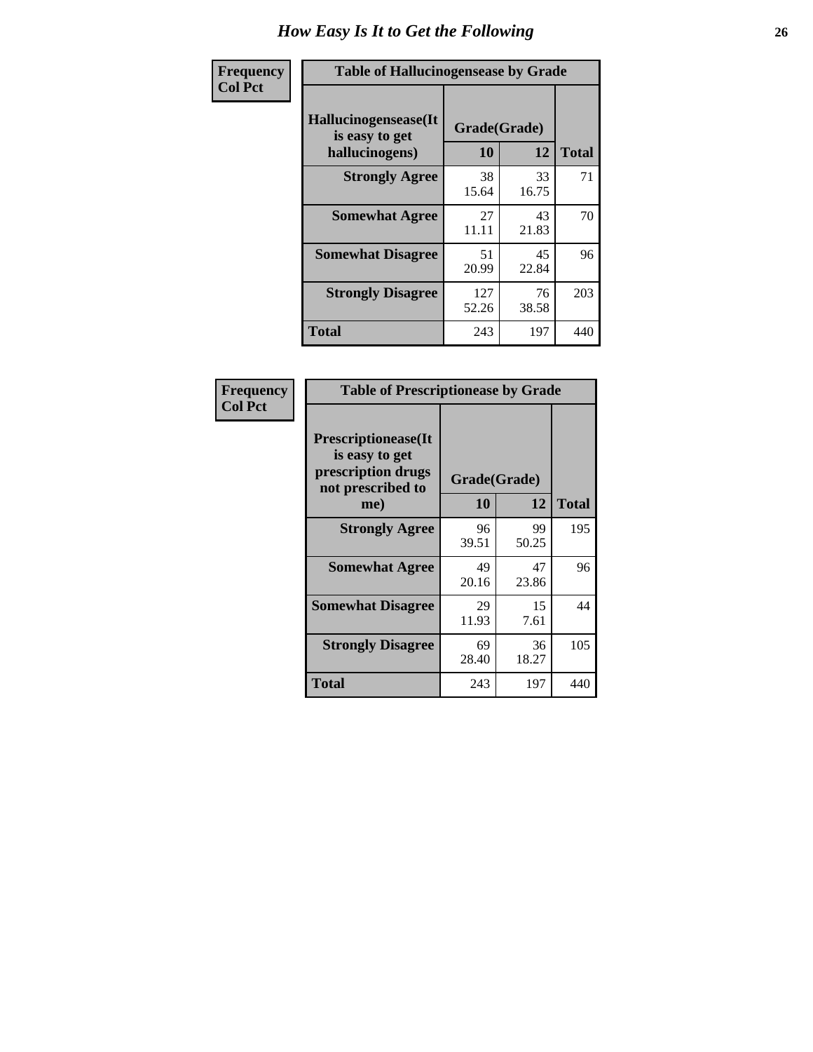# How Easy Is It to Get the Following

| Frequency<br>Col Pct | Table of Hallucinogensease by Grade | | |
|---|---|---|---|
| Hallucinogensease(It is easy to get hallucinogens) | Grade(Grade) | | |
| | 10 | 12 | Total |
| Strongly Agree | 38<br>15.64 | 33<br>16.75 | 71 |
| Somewhat Agree | 27<br>11.11 | 43<br>21.83 | 70 |
| Somewhat Disagree | 51<br>20.99 | 45<br>22.84 | 96 |
| Strongly Disagree | 127<br>52.26 | 76<br>38.58 | 203 |
| Total | 243 | 197 | 440 |

| Frequency<br>Col Pct | Table of Prescriptionease by Grade | | |
|---|---|---|---|
| Prescriptionease(It is easy to get prescription drugs not prescribed to me) | Grade(Grade) | | |
| | 10 | 12 | Total |
| Strongly Agree | 96<br>39.51 | 99<br>50.25 | 195 |
| Somewhat Agree | 49<br>20.16 | 47<br>23.86 | 96 |
| Somewhat Disagree | 29<br>11.93 | 15<br>7.61 | 44 |
| Strongly Disagree | 69<br>28.40 | 36<br>18.27 | 105 |
| Total | 243 | 197 | 440 |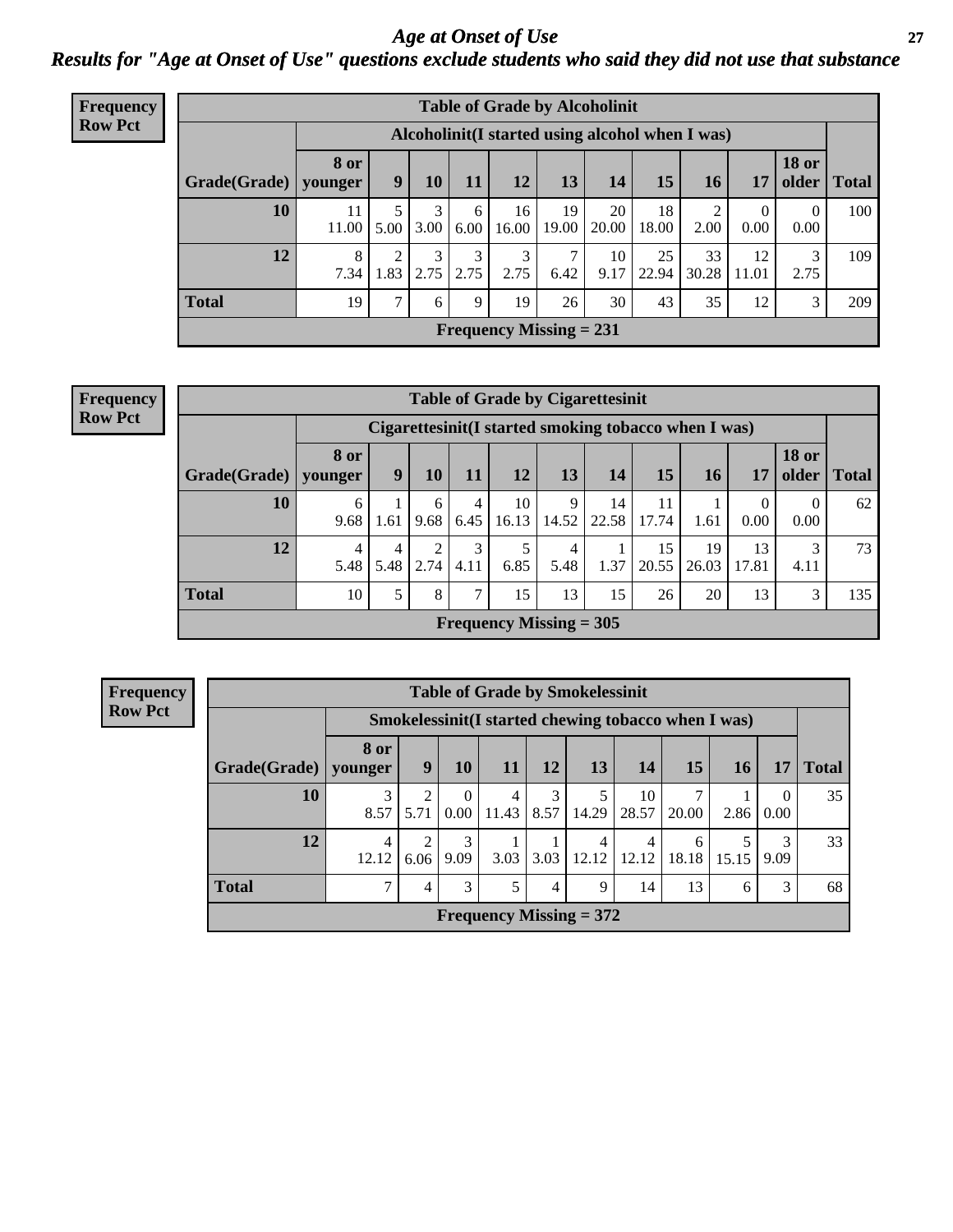# *Age at Onset of Use*

## *Results for "Age at Onset of Use" questions exclude students who said they did not use that substance*

**Frequency**
**Row Pct**

| Table of Grade by Alcoholinit | | | | | | | | | | | | |
|---|---|---|---|---|---|---|---|---|---|---|---|---|
| | Alcoholinit(I started using alcohol when I was) | | | | | | | | | | | |
| Grade(Grade) | 8 or younger | 9 | 10 | 11 | 12 | 13 | 14 | 15 | 16 | 17 | 18 or older | Total |
| 10 | 11<br>11.00 | 5<br>5.00 | 3<br>3.00 | 6<br>6.00 | 16<br>16.00 | 19<br>19.00 | 20<br>20.00 | 18<br>18.00 | 2<br>2.00 | 0<br>0.00 | 0<br>0.00 | 100 |
| 12 | 8<br>7.34 | 2<br>1.83 | 3<br>2.75 | 3<br>2.75 | 3<br>2.75 | 7<br>6.42 | 10<br>9.17 | 25<br>22.94 | 33<br>30.28 | 12<br>11.01 | 3<br>2.75 | 109 |
| Total | 19 | 7 | 6 | 9 | 19 | 26 | 30 | 43 | 35 | 12 | 3 | 209 |
| Frequency Missing = 231 | | | | | | | | | | | | |

**Frequency**
**Row Pct**

| Table of Grade by Cigarettesinit | | | | | | | | | | | | |
|---|---|---|---|---|---|---|---|---|---|---|---|---|
| | Cigarettesinit(I started smoking tobacco when I was) | | | | | | | | | | | |
| Grade(Grade) | 8 or younger | 9 | 10 | 11 | 12 | 13 | 14 | 15 | 16 | 17 | 18 or older | Total |
| 10 | 6<br>9.68 | 1<br>1.61 | 6<br>9.68 | 4<br>6.45 | 10<br>16.13 | 9<br>14.52 | 14<br>22.58 | 11<br>17.74 | 1<br>1.61 | 0<br>0.00 | 0<br>0.00 | 62 |
| 12 | 4<br>5.48 | 4<br>5.48 | 2<br>2.74 | 3<br>4.11 | 5<br>6.85 | 4<br>5.48 | 1<br>1.37 | 15<br>20.55 | 19<br>26.03 | 13<br>17.81 | 3<br>4.11 | 73 |
| Total | 10 | 5 | 8 | 7 | 15 | 13 | 15 | 26 | 20 | 13 | 3 | 135 |
| Frequency Missing = 305 | | | | | | | | | | | | |

**Frequency**
**Row Pct**

| Table of Grade by Smokelessinit | | | | | | | | | | | |
|---|---|---|---|---|---|---|---|---|---|---|---|
| | Smokelessinit(I started chewing tobacco when I was) | | | | | | | | | | |
| Grade(Grade) | 8 or younger | 9 | 10 | 11 | 12 | 13 | 14 | 15 | 16 | 17 | Total |
| 10 | 3<br>8.57 | 2<br>5.71 | 0<br>0.00 | 4<br>11.43 | 3<br>8.57 | 5<br>14.29 | 10<br>28.57 | 7<br>20.00 | 1<br>2.86 | 0<br>0.00 | 35 |
| 12 | 4<br>12.12 | 2<br>6.06 | 3<br>9.09 | 1<br>3.03 | 1<br>3.03 | 4<br>12.12 | 4<br>12.12 | 6<br>18.18 | 5<br>15.15 | 3<br>9.09 | 33 |
| Total | 7 | 4 | 3 | 5 | 4 | 9 | 14 | 13 | 6 | 3 | 68 |
| Frequency Missing = 372 | | | | | | | | | | | |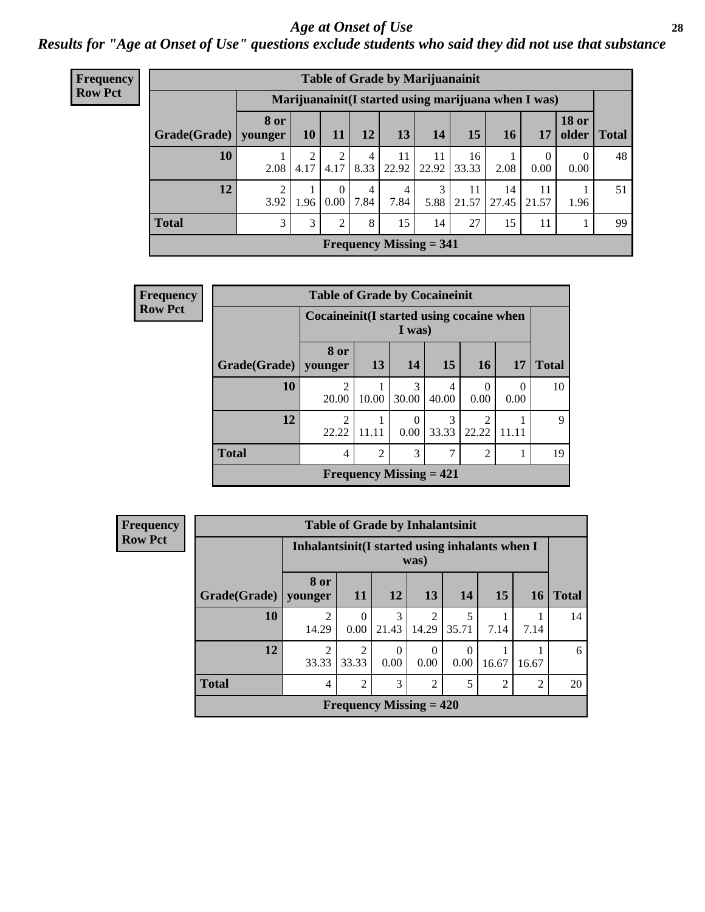# Age at Onset of Use

## *Results for "Age at Onset of Use" questions exclude students who said they did not use that substance*

**Frequency**
**Row Pct**

| Table of Grade by Marijuanainit | | | | | | | | | | | |
|---|---|---|---|---|---|---|---|---|---|---|---|
| | Marijuanainit(I started using marijuana when I was) | | | | | | | | | | |
| Grade(Grade) | 8 or younger | 10 | 11 | 12 | 13 | 14 | 15 | 16 | 17 | 18 or older | Total |
| 10 | 1<br>2.08 | 2<br>4.17 | 2<br>4.17 | 4<br>8.33 | 11<br>22.92 | 11<br>22.92 | 16<br>33.33 | 1<br>2.08 | 0<br>0.00 | 0<br>0.00 | 48 |
| 12 | 2<br>3.92 | 1<br>1.96 | 0<br>0.00 | 4<br>7.84 | 4<br>7.84 | 3<br>5.88 | 11<br>21.57 | 14<br>27.45 | 11<br>21.57 | 1<br>1.96 | 51 |
| Total | 3 | 3 | 2 | 8 | 15 | 14 | 27 | 15 | 11 | 1 | 99 |
| Frequency Missing = 341 | | | | | | | | | | | |

**Frequency**
**Row Pct**

| Table of Grade by Cocaineinit | | | | | | | |
|---|---|---|---|---|---|---|---|
| | Cocaineinit(I started using cocaine when I was) | | | | | | |
| Grade(Grade) | 8 or younger | 13 | 14 | 15 | 16 | 17 | Total |
| 10 | 2<br>20.00 | 1<br>10.00 | 3<br>30.00 | 4<br>40.00 | 0<br>0.00 | 0<br>0.00 | 10 |
| 12 | 2<br>22.22 | 1<br>11.11 | 0<br>0.00 | 3<br>33.33 | 2<br>22.22 | 1<br>11.11 | 9 |
| Total | 4 | 2 | 3 | 7 | 2 | 1 | 19 |
| Frequency Missing = 421 | | | | | | | |

**Frequency**
**Row Pct**

| Table of Grade by Inhalantsinit | | | | | | | | |
|---|---|---|---|---|---|---|---|---|
| | Inhalantsinit(I started using inhalants when I was) | | | | | | | |
| Grade(Grade) | 8 or younger | 11 | 12 | 13 | 14 | 15 | 16 | Total |
| 10 | 2<br>14.29 | 0<br>0.00 | 3<br>21.43 | 2<br>14.29 | 5<br>35.71 | 1<br>7.14 | 1<br>7.14 | 14 |
| 12 | 2<br>33.33 | 2<br>33.33 | 0<br>0.00 | 0<br>0.00 | 0<br>0.00 | 1<br>16.67 | 1<br>16.67 | 6 |
| Total | 4 | 2 | 3 | 2 | 5 | 2 | 2 | 20 |
| Frequency Missing = 420 | | | | | | | | |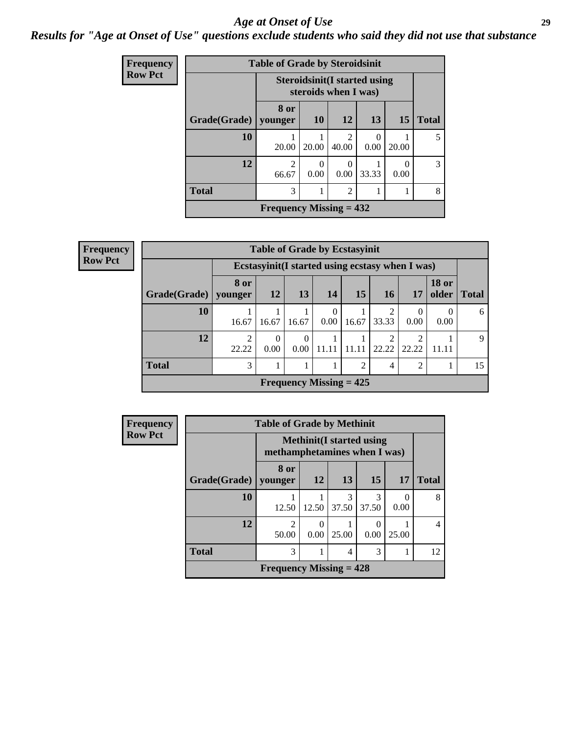# *Age at Onset of Use*

***Results for "Age at Onset of Use" questions exclude students who said they did not use that substance***

**Frequency**
**Row Pct**

| Table of Grade by Steroidsinit | | | | | | |
|---|---|---|---|---|---|---|
| | Steroidsinit(I started using steroids when I was) | | | | | |
| Grade(Grade) | 8 or younger | 10 | 12 | 13 | 15 | Total |
| 10 | 1<br>20.00 | 1<br>20.00 | 2<br>40.00 | 0<br>0.00 | 1<br>20.00 | 5 |
| 12 | 2<br>66.67 | 0<br>0.00 | 0<br>0.00 | 1<br>33.33 | 0<br>0.00 | 3 |
| Total | 3 | 1 | 2 | 1 | 1 | 8 |
| Frequency Missing = 432 | | | | | | |

**Frequency**
**Row Pct**

| Table of Grade by Ecstasyinit | | | | | | | | | |
|---|---|---|---|---|---|---|---|---|---|
| | Ecstasyinit(I started using ecstasy when I was) | | | | | | | | |
| Grade(Grade) | 8 or younger | 12 | 13 | 14 | 15 | 16 | 17 | 18 or older | Total |
| 10 | 1<br>16.67 | 1<br>16.67 | 1<br>16.67 | 0<br>0.00 | 1<br>16.67 | 2<br>33.33 | 0<br>0.00 | 0<br>0.00 | 6 |
| 12 | 2<br>22.22 | 0<br>0.00 | 0<br>0.00 | 1<br>11.11 | 1<br>11.11 | 2<br>22.22 | 2<br>22.22 | 1<br>11.11 | 9 |
| Total | 3 | 1 | 1 | 1 | 2 | 4 | 2 | 1 | 15 |
| Frequency Missing = 425 | | | | | | | | | |

**Frequency**
**Row Pct**

| Table of Grade by Methinit | | | | | | |
|---|---|---|---|---|---|---|
| | Methinit(I started using methamphetamines when I was) | | | | | |
| Grade(Grade) | 8 or younger | 12 | 13 | 15 | 17 | Total |
| 10 | 1<br>12.50 | 1<br>12.50 | 3<br>37.50 | 3<br>37.50 | 0<br>0.00 | 8 |
| 12 | 2<br>50.00 | 0<br>0.00 | 1<br>25.00 | 0<br>0.00 | 1<br>25.00 | 4 |
| Total | 3 | 1 | 4 | 3 | 1 | 12 |
| Frequency Missing = 428 | | | | | | |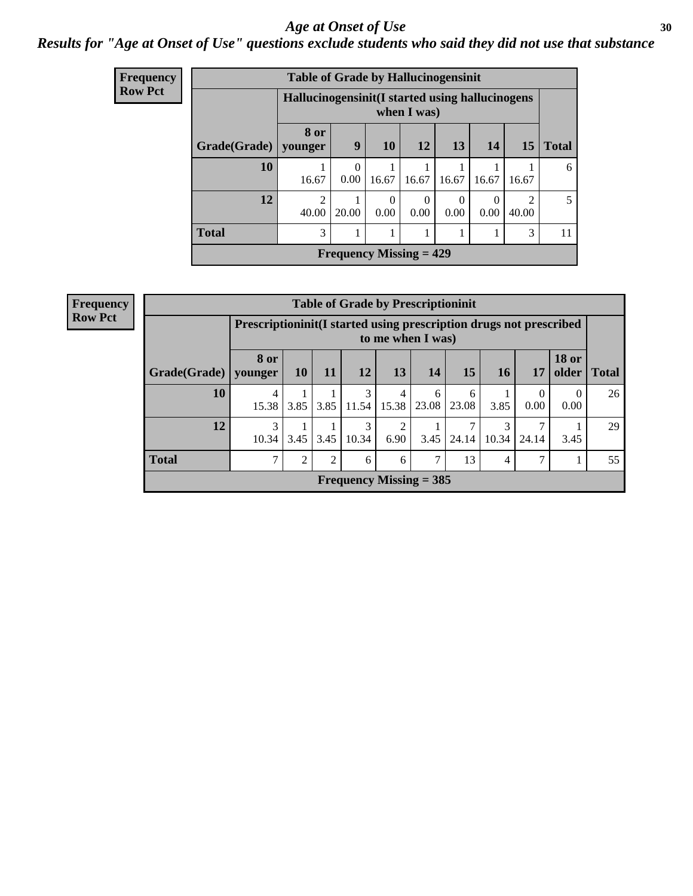# *Age at Onset of Use*

***Results for "Age at Onset of Use" questions exclude students who said they did not use that substance***

**Frequency**
**Row Pct**

| Table of Grade by Hallucinogensinit | | | | | | | | |
|---|---|---|---|---|---|---|---|---|
| | Hallucinogensinit(I started using hallucinogens when I was) | | | | | | | |
| Grade(Grade) | 8 or younger | 9 | 10 | 12 | 13 | 14 | 15 | Total |
| 10 | 1<br>16.67 | 0<br>0.00 | 1<br>16.67 | 1<br>16.67 | 1<br>16.67 | 1<br>16.67 | 1<br>16.67 | 6 |
| 12 | 2<br>40.00 | 1<br>20.00 | 0<br>0.00 | 0<br>0.00 | 0<br>0.00 | 0<br>0.00 | 2<br>40.00 | 5 |
| Total | 3 | 1 | 1 | 1 | 1 | 1 | 3 | 11 |
| Frequency Missing = 429 | | | | | | | | |

**Frequency**
**Row Pct**

| Table of Grade by Prescriptioninit | | | | | | | | | | | |
|---|---|---|---|---|---|---|---|---|---|---|---|
| | Prescriptioninit(I started using prescription drugs not prescribed to me when I was) | | | | | | | | | | |
| Grade(Grade) | 8 or younger | 10 | 11 | 12 | 13 | 14 | 15 | 16 | 17 | 18 or older | Total |
| 10 | 4<br>15.38 | 1<br>3.85 | 1<br>3.85 | 3<br>11.54 | 4<br>15.38 | 6<br>23.08 | 6<br>23.08 | 1<br>3.85 | 0<br>0.00 | 0<br>0.00 | 26 |
| 12 | 3<br>10.34 | 1<br>3.45 | 1<br>3.45 | 3<br>10.34 | 2<br>6.90 | 1<br>3.45 | 7<br>24.14 | 3<br>10.34 | 7<br>24.14 | 1<br>3.45 | 29 |
| Total | 7 | 2 | 2 | 6 | 6 | 7 | 13 | 4 | 7 | 1 | 55 |
| Frequency Missing = 385 | | | | | | | | | | | |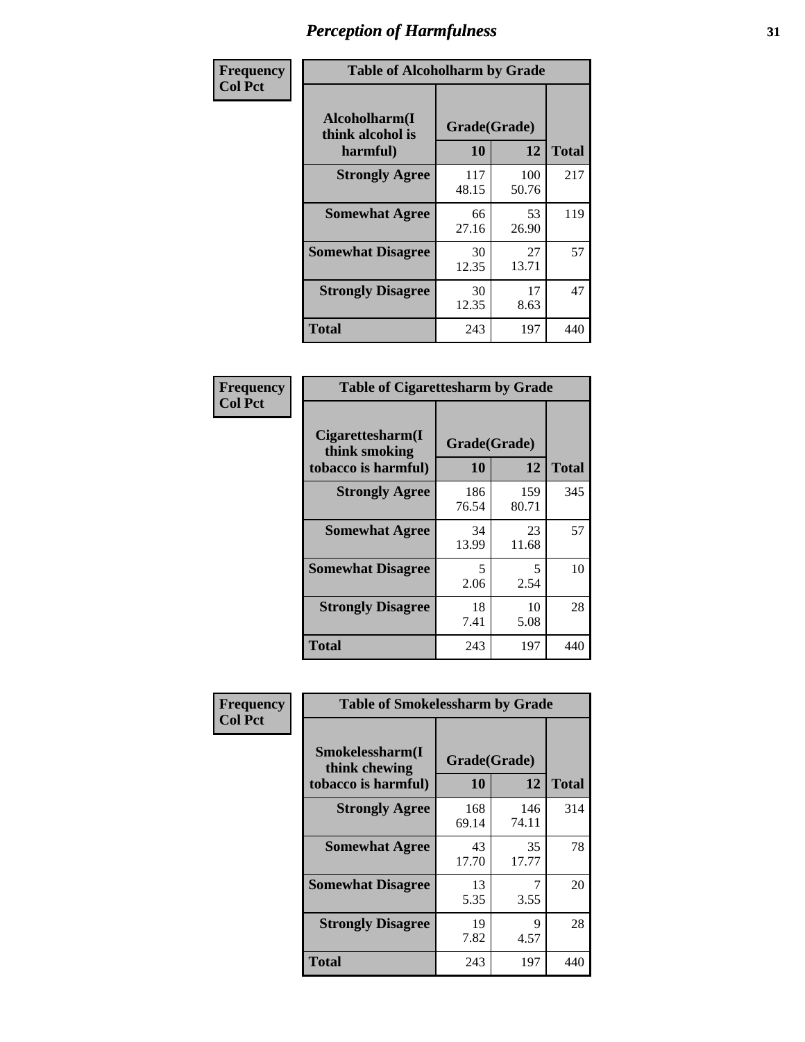# Perception of Harmfulness

| Frequency<br>Col Pct | Table of Alcoholharm by Grade | | |
|---|---|---|---|
| **Alcoholharm(I think alcohol is harmful)** | **Grade(Grade)** | | |
| | **10** | **12** | **Total** |
| **Strongly Agree** | 117<br>48.15 | 100<br>50.76 | 217 |
| **Somewhat Agree** | 66<br>27.16 | 53<br>26.90 | 119 |
| **Somewhat Disagree** | 30<br>12.35 | 27<br>13.71 | 57 |
| **Strongly Disagree** | 30<br>12.35 | 17<br>8.63 | 47 |
| **Total** | 243 | 197 | 440 |

| Frequency<br>Col Pct | Table of Cigarettesharm by Grade | | |
|---|---|---|---|
| **Cigarettesharm(I think smoking tobacco is harmful)** | **Grade(Grade)** | | |
| | **10** | **12** | **Total** |
| **Strongly Agree** | 186<br>76.54 | 159<br>80.71 | 345 |
| **Somewhat Agree** | 34<br>13.99 | 23<br>11.68 | 57 |
| **Somewhat Disagree** | 5<br>2.06 | 5<br>2.54 | 10 |
| **Strongly Disagree** | 18<br>7.41 | 10<br>5.08 | 28 |
| **Total** | 243 | 197 | 440 |

| Frequency<br>Col Pct | Table of Smokelessharm by Grade | | |
|---|---|---|---|
| **Smokelessharm(I think chewing tobacco is harmful)** | **Grade(Grade)** | | |
| | **10** | **12** | **Total** |
| **Strongly Agree** | 168<br>69.14 | 146<br>74.11 | 314 |
| **Somewhat Agree** | 43<br>17.70 | 35<br>17.77 | 78 |
| **Somewhat Disagree** | 13<br>5.35 | 7<br>3.55 | 20 |
| **Strongly Disagree** | 19<br>7.82 | 9<br>4.57 | 28 |
| **Total** | 243 | 197 | 440 |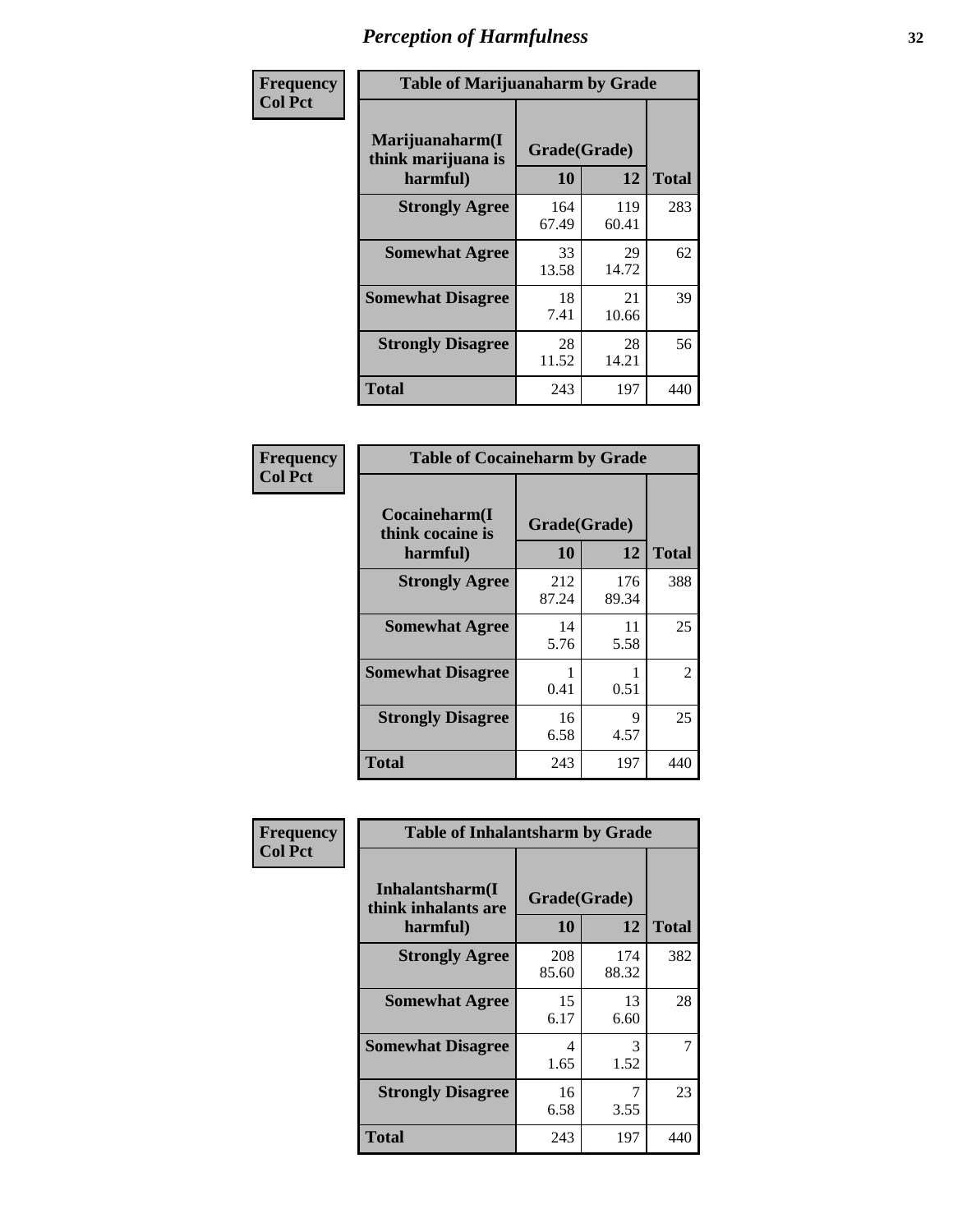# Perception of Harmfulness

| Frequency<br>Col Pct | Table of Marijuanaharm by Grade | | |
|---|---|---|---|
| Marijuanaharm(I think marijuana is harmful) | Grade(Grade) | | |
| | 10 | 12 | Total |
| Strongly Agree | 164<br>67.49 | 119<br>60.41 | 283 |
| Somewhat Agree | 33<br>13.58 | 29<br>14.72 | 62 |
| Somewhat Disagree | 18<br>7.41 | 21<br>10.66 | 39 |
| Strongly Disagree | 28<br>11.52 | 28<br>14.21 | 56 |
| Total | 243 | 197 | 440 |

| Frequency<br>Col Pct | Table of Cocaineharm by Grade | | |
|---|---|---|---|
| Cocaineharm(I think cocaine is harmful) | Grade(Grade) | | |
| | 10 | 12 | Total |
| Strongly Agree | 212<br>87.24 | 176<br>89.34 | 388 |
| Somewhat Agree | 14<br>5.76 | 11<br>5.58 | 25 |
| Somewhat Disagree | 1<br>0.41 | 1<br>0.51 | 2 |
| Strongly Disagree | 16<br>6.58 | 9<br>4.57 | 25 |
| Total | 243 | 197 | 440 |

| Frequency<br>Col Pct | Table of Inhalantsharm by Grade | | |
|---|---|---|---|
| Inhalantsharm(I think inhalants are harmful) | Grade(Grade) | | |
| | 10 | 12 | Total |
| Strongly Agree | 208<br>85.60 | 174<br>88.32 | 382 |
| Somewhat Agree | 15<br>6.17 | 13<br>6.60 | 28 |
| Somewhat Disagree | 4<br>1.65 | 3<br>1.52 | 7 |
| Strongly Disagree | 16<br>6.58 | 7<br>3.55 | 23 |
| Total | 243 | 197 | 440 |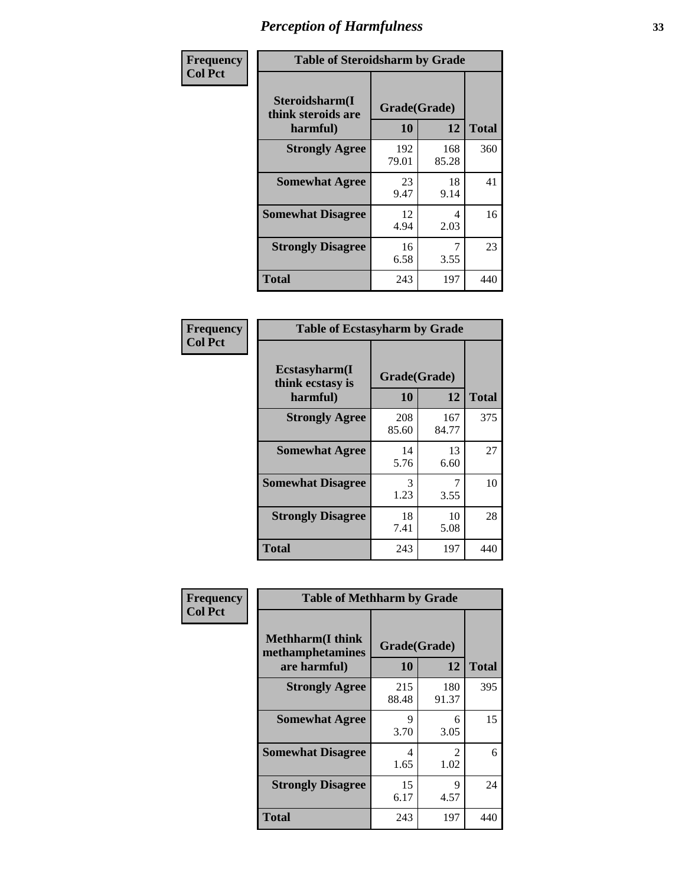# Perception of Harmfulness

| Frequency Col Pct | Table of Steroidsharm by Grade | | |
|---|---|---|---|
| Steroidsharm(I think steroids are harmful) | Grade(Grade) | | Total |
| | 10 | 12 | |
| **Strongly Agree** | 192<br>79.01 | 168<br>85.28 | 360 |
| **Somewhat Agree** | 23<br>9.47 | 18<br>9.14 | 41 |
| **Somewhat Disagree** | 12<br>4.94 | 4<br>2.03 | 16 |
| **Strongly Disagree** | 16<br>6.58 | 7<br>3.55 | 23 |
| **Total** | 243 | 197 | 440 |

| Frequency Col Pct | Table of Ecstasyharm by Grade | | |
|---|---|---|---|
| Ecstasyharm(I think ecstasy is harmful) | Grade(Grade) | | Total |
| | 10 | 12 | |
| **Strongly Agree** | 208<br>85.60 | 167<br>84.77 | 375 |
| **Somewhat Agree** | 14<br>5.76 | 13<br>6.60 | 27 |
| **Somewhat Disagree** | 3<br>1.23 | 7<br>3.55 | 10 |
| **Strongly Disagree** | 18<br>7.41 | 10<br>5.08 | 28 |
| **Total** | 243 | 197 | 440 |

| Frequency Col Pct | Table of Methharm by Grade | | |
|---|---|---|---|
| Methharm(I think methamphetamines are harmful) | Grade(Grade) | | Total |
| | 10 | 12 | |
| **Strongly Agree** | 215<br>88.48 | 180<br>91.37 | 395 |
| **Somewhat Agree** | 9<br>3.70 | 6<br>3.05 | 15 |
| **Somewhat Disagree** | 4<br>1.65 | 2<br>1.02 | 6 |
| **Strongly Disagree** | 15<br>6.17 | 9<br>4.57 | 24 |
| **Total** | 243 | 197 | 440 |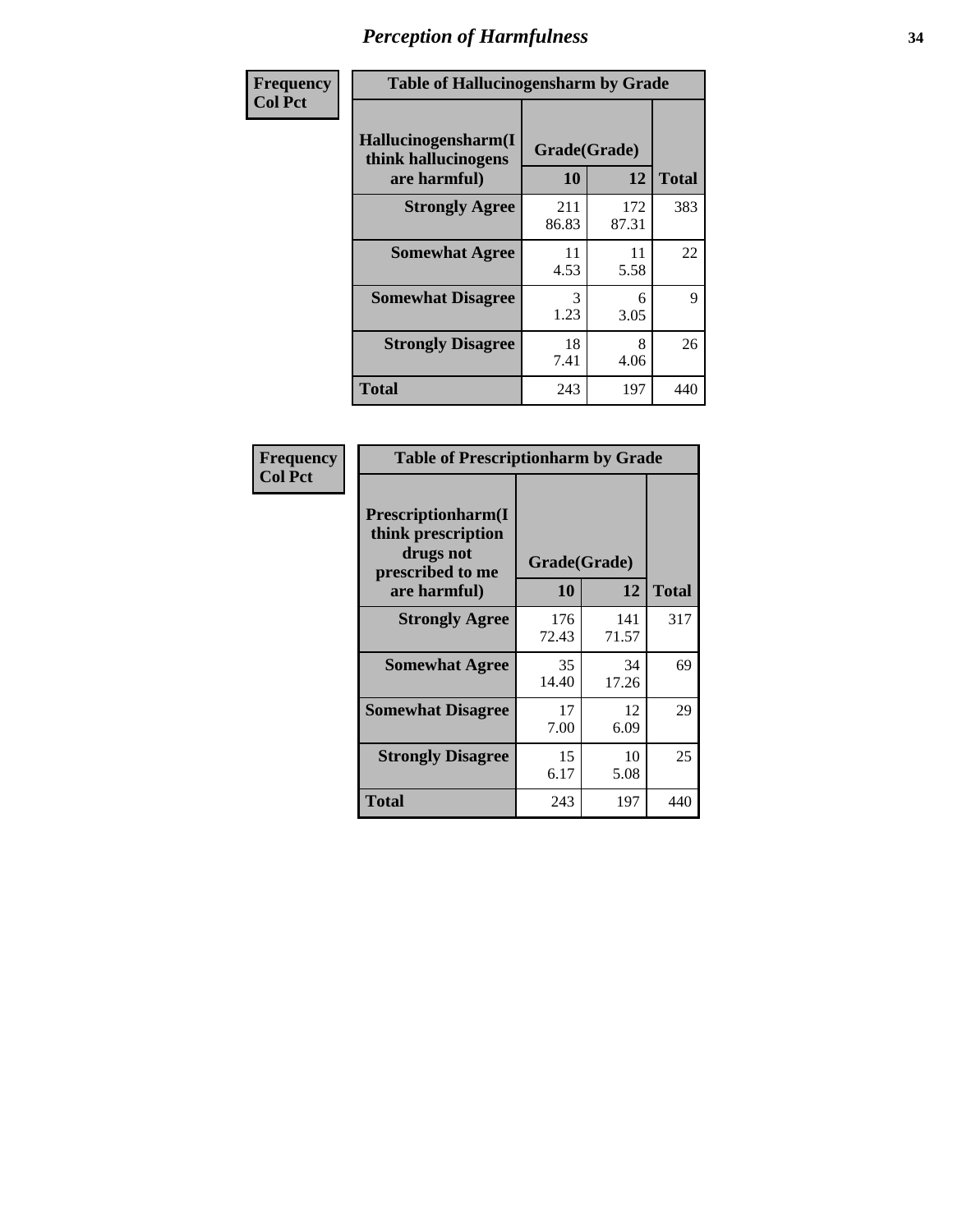# *Perception of Harmfulness*

**Frequency**
**Col Pct**

| Table of Hallucinogensharm by Grade | | | |
|---|---|---|---|
| **Hallucinogensharm(I think hallucinogens are harmful)** | **Grade(Grade)** | | **Total** |
| | **10** | **12** | |
| **Strongly Agree** | 211<br>86.83 | 172<br>87.31 | 383 |
| **Somewhat Agree** | 11<br>4.53 | 11<br>5.58 | 22 |
| **Somewhat Disagree** | 3<br>1.23 | 6<br>3.05 | 9 |
| **Strongly Disagree** | 18<br>7.41 | 8<br>4.06 | 26 |
| **Total** | 243 | 197 | 440 |

**Frequency**
**Col Pct**

| Table of Prescriptionharm by Grade | | | |
|---|---|---|---|
| **Prescriptionharm(I think prescription drugs not prescribed to me are harmful)** | **Grade(Grade)** | | **Total** |
| | **10** | **12** | |
| **Strongly Agree** | 176<br>72.43 | 141<br>71.57 | 317 |
| **Somewhat Agree** | 35<br>14.40 | 34<br>17.26 | 69 |
| **Somewhat Disagree** | 17<br>7.00 | 12<br>6.09 | 29 |
| **Strongly Disagree** | 15<br>6.17 | 10<br>5.08 | 25 |
| **Total** | 243 | 197 | 440 |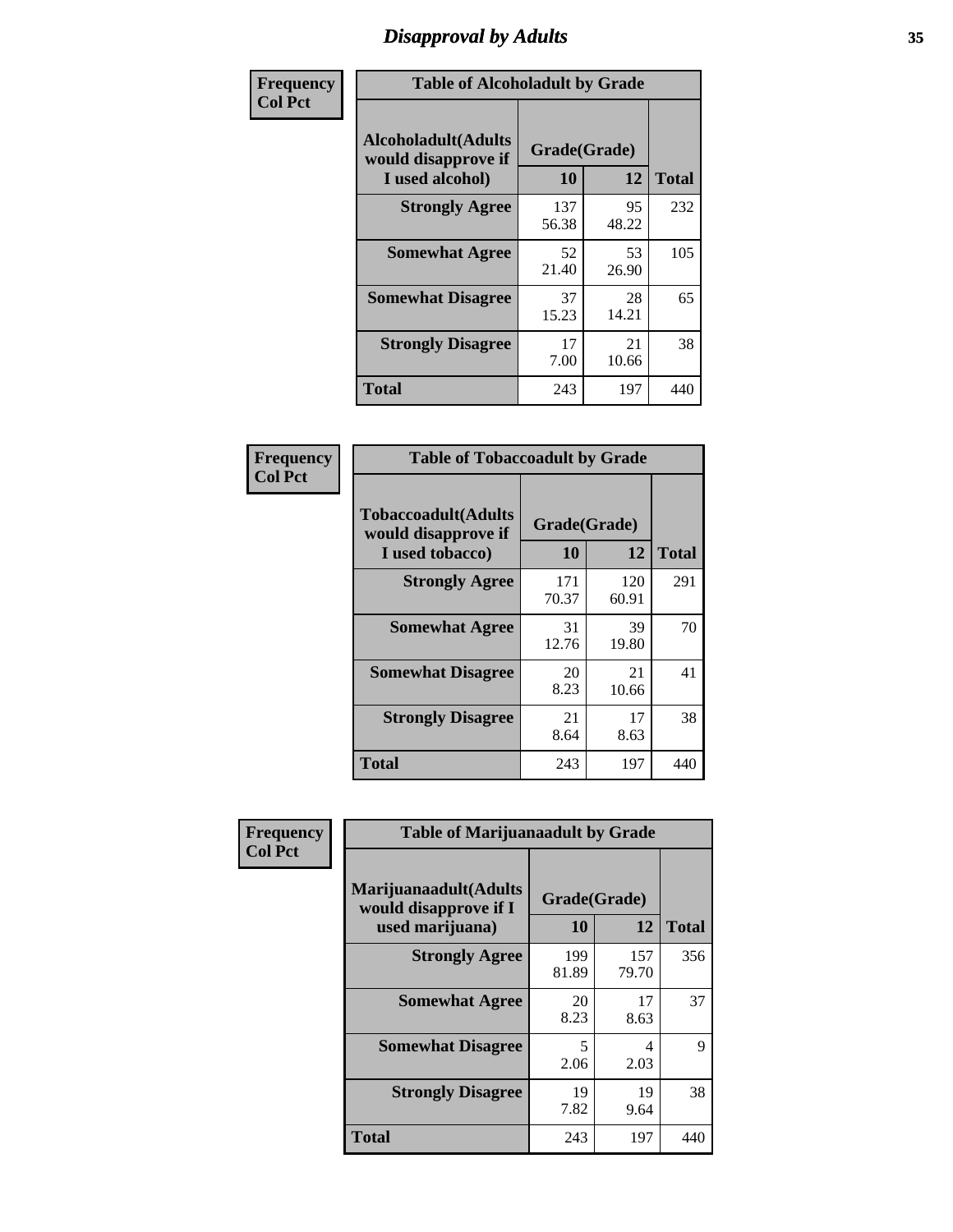# Disapproval by Adults

| Frequency Col Pct | Table of Alcoholadult by Grade | | |
|---|---|---|---|
| **Alcoholadult(Adults would disapprove if I used alcohol)** | **Grade(Grade)** | | |
| | **10** | **12** | **Total** |
| **Strongly Agree** | 137<br>56.38 | 95<br>48.22 | 232 |
| **Somewhat Agree** | 52<br>21.40 | 53<br>26.90 | 105 |
| **Somewhat Disagree** | 37<br>15.23 | 28<br>14.21 | 65 |
| **Strongly Disagree** | 17<br>7.00 | 21<br>10.66 | 38 |
| **Total** | 243 | 197 | 440 |

| Frequency Col Pct | Table of Tobaccoadult by Grade | | |
|---|---|---|---|
| **Tobaccoadult(Adults would disapprove if I used tobacco)** | **Grade(Grade)** | | |
| | **10** | **12** | **Total** |
| **Strongly Agree** | 171<br>70.37 | 120<br>60.91 | 291 |
| **Somewhat Agree** | 31<br>12.76 | 39<br>19.80 | 70 |
| **Somewhat Disagree** | 20<br>8.23 | 21<br>10.66 | 41 |
| **Strongly Disagree** | 21<br>8.64 | 17<br>8.63 | 38 |
| **Total** | 243 | 197 | 440 |

| Frequency Col Pct | Table of Marijuanaadult by Grade | | |
|---|---|---|---|
| **Marijuanaadult(Adults would disapprove if I used marijuana)** | **Grade(Grade)** | | |
| | **10** | **12** | **Total** |
| **Strongly Agree** | 199<br>81.89 | 157<br>79.70 | 356 |
| **Somewhat Agree** | 20<br>8.23 | 17<br>8.63 | 37 |
| **Somewhat Disagree** | 5<br>2.06 | 4<br>2.03 | 9 |
| **Strongly Disagree** | 19<br>7.82 | 19<br>9.64 | 38 |
| **Total** | 243 | 197 | 440 |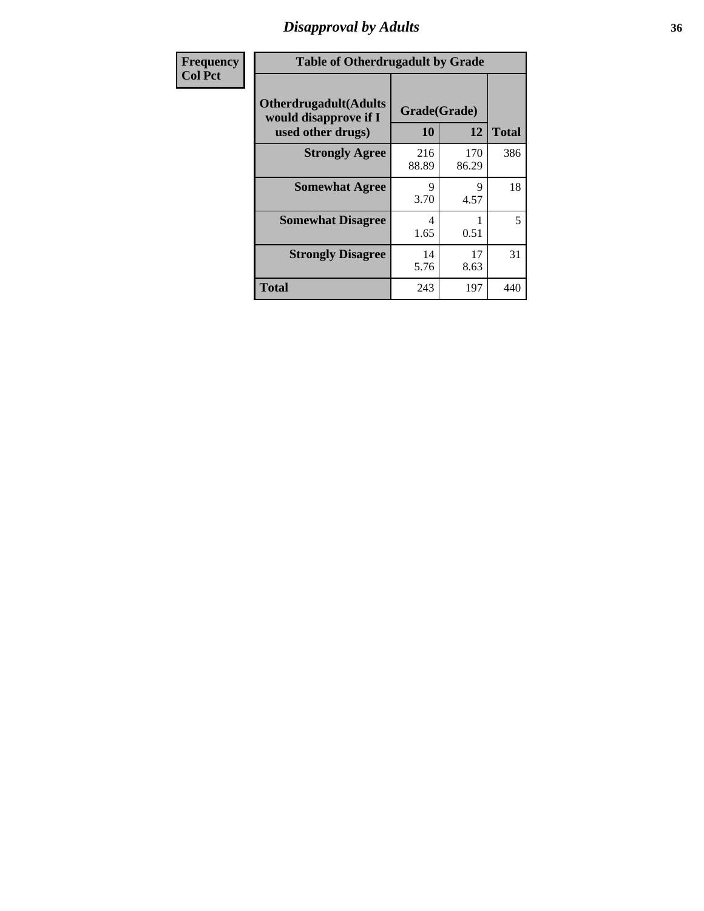# Disapproval by Adults

| Frequency<br>Col Pct | | | |
|---|---|---|---|

**Table of Otherdrugadult by Grade**

| Otherdrugadult(Adults would disapprove if I used other drugs) | Grade(Grade) 10 | 12 | Total |
|---|---|---|---|
| **Strongly Agree** | 216<br>88.89 | 170<br>86.29 | 386 |
| **Somewhat Agree** | 9<br>3.70 | 9<br>4.57 | 18 |
| **Somewhat Disagree** | 4<br>1.65 | 1<br>0.51 | 5 |
| **Strongly Disagree** | 14<br>5.76 | 17<br>8.63 | 31 |
| **Total** | 243 | 197 | 440 |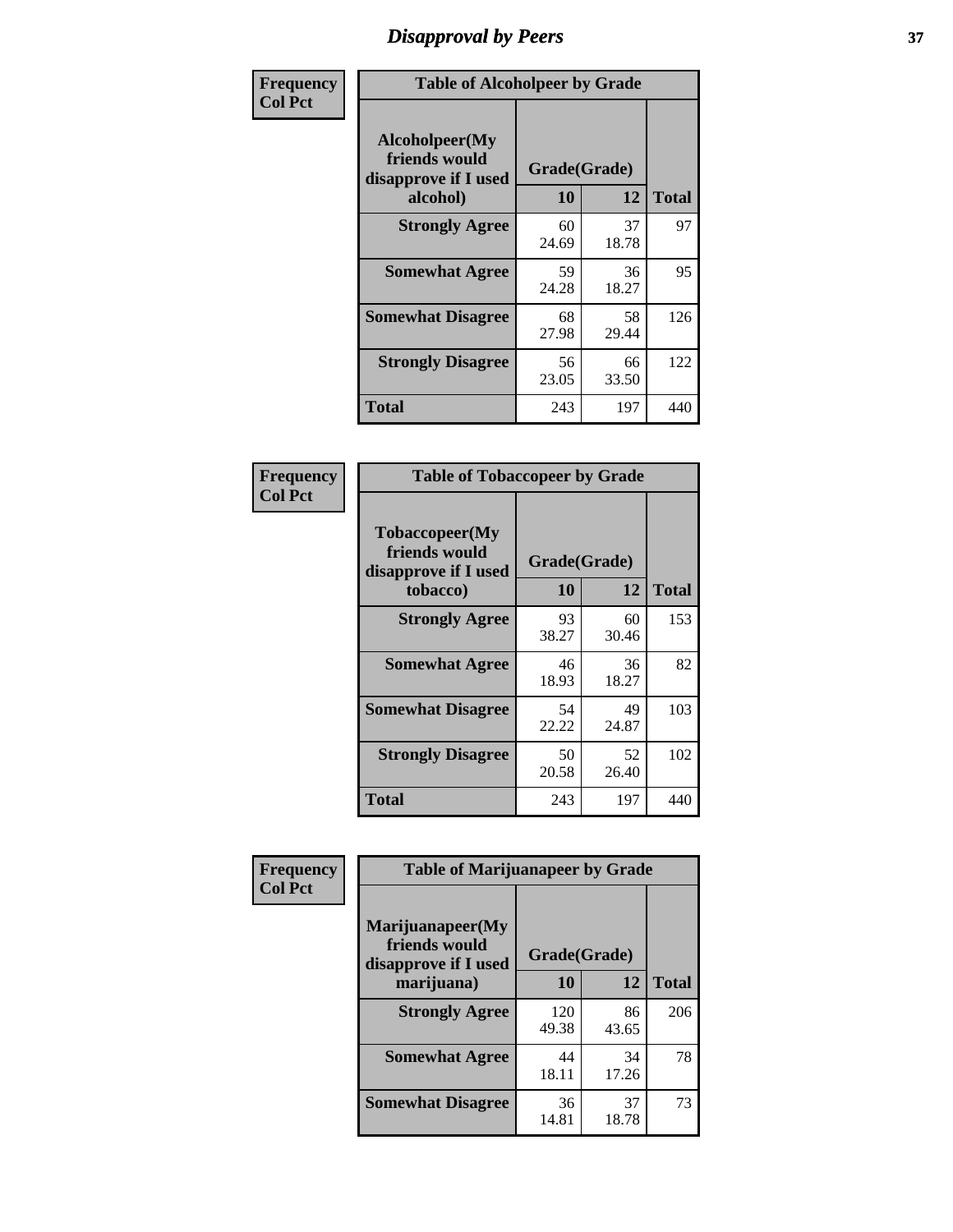# Disapproval by Peers

**Frequency**
**Col Pct**

| Table of Alcoholpeer by Grade | | | |
|---|---|---|---|
| **Alcoholpeer(My friends would disapprove if I used alcohol)** | **Grade(Grade)** | | **Total** |
| | **10** | **12** | |
| **Strongly Agree** | 60<br>24.69 | 37<br>18.78 | 97 |
| **Somewhat Agree** | 59<br>24.28 | 36<br>18.27 | 95 |
| **Somewhat Disagree** | 68<br>27.98 | 58<br>29.44 | 126 |
| **Strongly Disagree** | 56<br>23.05 | 66<br>33.50 | 122 |
| **Total** | 243 | 197 | 440 |

**Frequency**
**Col Pct**

| Table of Tobaccopeer by Grade | | | |
|---|---|---|---|
| **Tobaccopeer(My friends would disapprove if I used tobacco)** | **Grade(Grade)** | | **Total** |
| | **10** | **12** | |
| **Strongly Agree** | 93<br>38.27 | 60<br>30.46 | 153 |
| **Somewhat Agree** | 46<br>18.93 | 36<br>18.27 | 82 |
| **Somewhat Disagree** | 54<br>22.22 | 49<br>24.87 | 103 |
| **Strongly Disagree** | 50<br>20.58 | 52<br>26.40 | 102 |
| **Total** | 243 | 197 | 440 |

**Frequency**
**Col Pct**

| Table of Marijuanapeer by Grade | | | |
|---|---|---|---|
| **Marijuanapeer(My friends would disapprove if I used marijuana)** | **Grade(Grade)** | | **Total** |
| | **10** | **12** | |
| **Strongly Agree** | 120<br>49.38 | 86<br>43.65 | 206 |
| **Somewhat Agree** | 44<br>18.11 | 34<br>17.26 | 78 |
| **Somewhat Disagree** | 36<br>14.81 | 37<br>18.78 | 73 |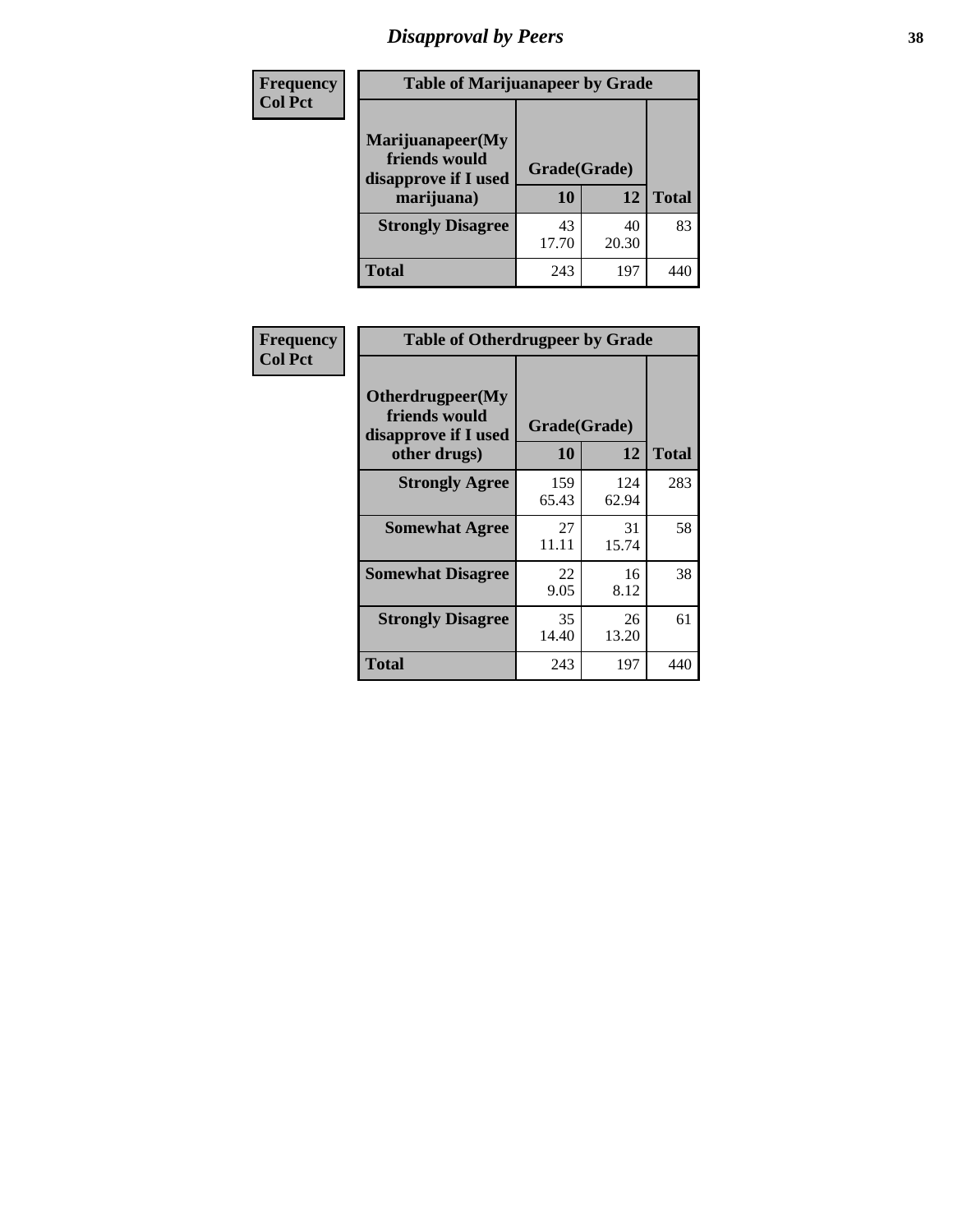# Disapproval by Peers

| Frequency<br>Col Pct | Table of Marijuanapeer by Grade | | |
|---|---|---|---|
| Marijuanapeer(My friends would disapprove if I used marijuana) | Grade(Grade) | | |
| | 10 | 12 | Total |
| Strongly Disagree | 43<br>17.70 | 40<br>20.30 | 83 |
| Total | 243 | 197 | 440 |

| Frequency<br>Col Pct | Table of Otherdrugpeer by Grade | | |
|---|---|---|---|
| Otherdrugpeer(My friends would disapprove if I used other drugs) | Grade(Grade) | | |
| | 10 | 12 | Total |
| Strongly Agree | 159<br>65.43 | 124<br>62.94 | 283 |
| Somewhat Agree | 27<br>11.11 | 31<br>15.74 | 58 |
| Somewhat Disagree | 22<br>9.05 | 16<br>8.12 | 38 |
| Strongly Disagree | 35<br>14.40 | 26<br>13.20 | 61 |
| Total | 243 | 197 | 440 |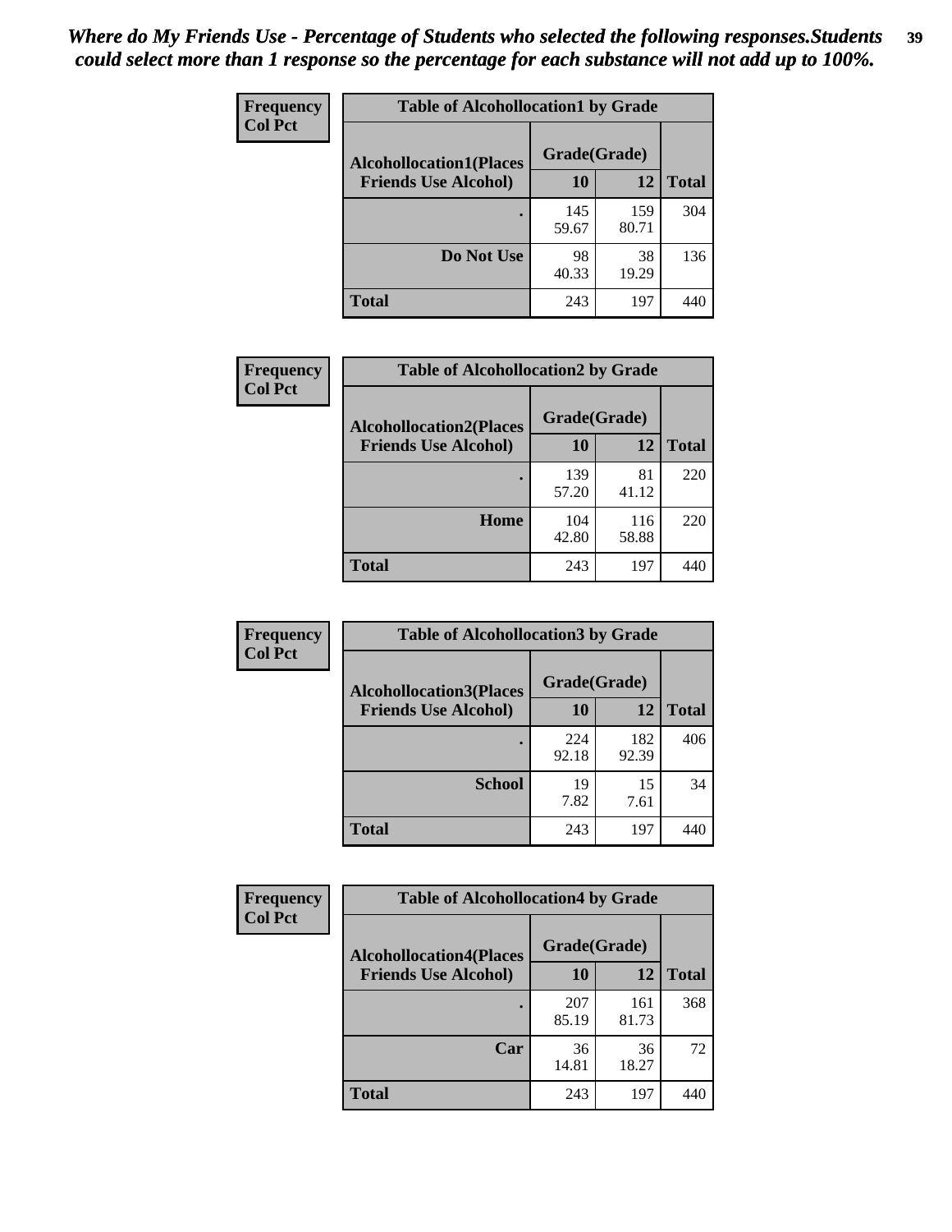*Where do My Friends Use - Percentage of Students who selected the following responses.Students could select more than 1 response so the percentage for each substance will not add up to 100%.*

**Frequency**
**Col Pct**

| Table of Alcohollocation1 by Grade | | | |
|---|---|---|---|
| **Alcohollocation1(Places Friends Use Alcohol)** | **Grade(Grade)** | | **Total** |
| | **10** | **12** | |
| **.** | 145<br>59.67 | 159<br>80.71 | 304 |
| **Do Not Use** | 98<br>40.33 | 38<br>19.29 | 136 |
| **Total** | 243 | 197 | 440 |

**Frequency**
**Col Pct**

| Table of Alcohollocation2 by Grade | | | |
|---|---|---|---|
| **Alcohollocation2(Places Friends Use Alcohol)** | **Grade(Grade)** | | **Total** |
| | **10** | **12** | |
| **.** | 139<br>57.20 | 81<br>41.12 | 220 |
| **Home** | 104<br>42.80 | 116<br>58.88 | 220 |
| **Total** | 243 | 197 | 440 |

**Frequency**
**Col Pct**

| Table of Alcohollocation3 by Grade | | | |
|---|---|---|---|
| **Alcohollocation3(Places Friends Use Alcohol)** | **Grade(Grade)** | | **Total** |
| | **10** | **12** | |
| **.** | 224<br>92.18 | 182<br>92.39 | 406 |
| **School** | 19<br>7.82 | 15<br>7.61 | 34 |
| **Total** | 243 | 197 | 440 |

**Frequency**
**Col Pct**

| Table of Alcohollocation4 by Grade | | | |
|---|---|---|---|
| **Alcohollocation4(Places Friends Use Alcohol)** | **Grade(Grade)** | | **Total** |
| | **10** | **12** | |
| **.** | 207<br>85.19 | 161<br>81.73 | 368 |
| **Car** | 36<br>14.81 | 36<br>18.27 | 72 |
| **Total** | 243 | 197 | 440 |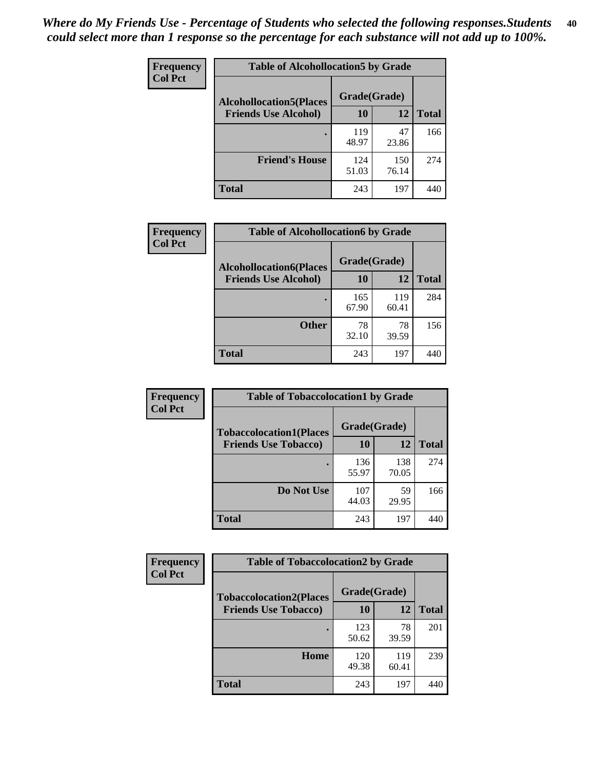*Where do My Friends Use - Percentage of Students who selected the following responses.Students could select more than 1 response so the percentage for each substance will not add up to 100%.*

**Frequency**
**Col Pct**

| Table of Alcohollocation5 by Grade | | | |
|---|---|---|---|
| **Alcohollocation5(Places Friends Use Alcohol)** | **Grade(Grade)** | | |
| | **10** | **12** | **Total** |
| **.** | 119<br>48.97 | 47<br>23.86 | 166 |
| **Friend's House** | 124<br>51.03 | 150<br>76.14 | 274 |
| **Total** | 243 | 197 | 440 |

**Frequency**
**Col Pct**

| Table of Alcohollocation6 by Grade | | | |
|---|---|---|---|
| **Alcohollocation6(Places Friends Use Alcohol)** | **Grade(Grade)** | | |
| | **10** | **12** | **Total** |
| **.** | 165<br>67.90 | 119<br>60.41 | 284 |
| **Other** | 78<br>32.10 | 78<br>39.59 | 156 |
| **Total** | 243 | 197 | 440 |

**Frequency**
**Col Pct**

| Table of Tobaccolocation1 by Grade | | | |
|---|---|---|---|
| **Tobaccolocation1(Places Friends Use Tobacco)** | **Grade(Grade)** | | |
| | **10** | **12** | **Total** |
| **.** | 136<br>55.97 | 138<br>70.05 | 274 |
| **Do Not Use** | 107<br>44.03 | 59<br>29.95 | 166 |
| **Total** | 243 | 197 | 440 |

**Frequency**
**Col Pct**

| Table of Tobaccolocation2 by Grade | | | |
|---|---|---|---|
| **Tobaccolocation2(Places Friends Use Tobacco)** | **Grade(Grade)** | | |
| | **10** | **12** | **Total** |
| **.** | 123<br>50.62 | 78<br>39.59 | 201 |
| **Home** | 120<br>49.38 | 119<br>60.41 | 239 |
| **Total** | 243 | 197 | 440 |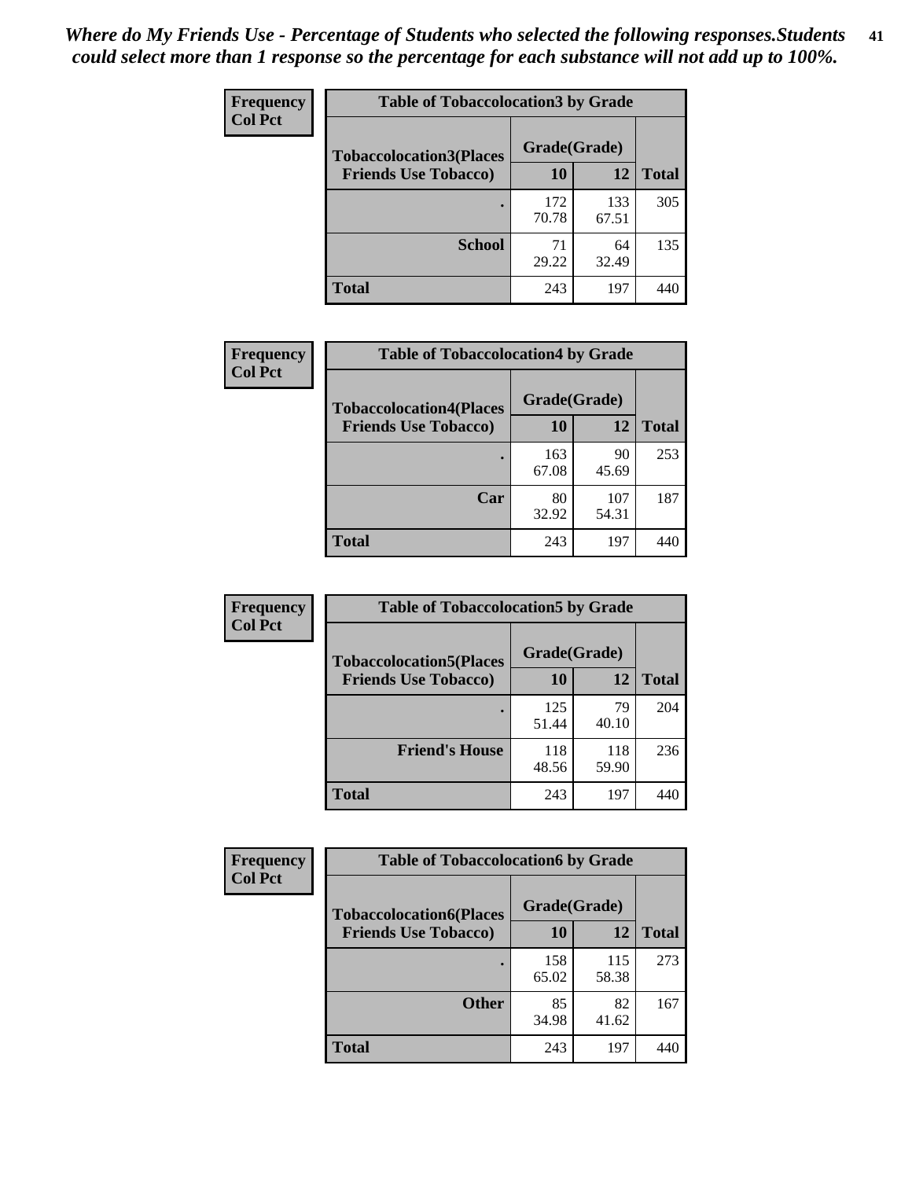*Where do My Friends Use - Percentage of Students who selected the following responses.Students could select more than 1 response so the percentage for each substance will not add up to 100%.*

**Frequency**
**Col Pct**

| Table of Tobaccolocation3 by Grade | | | |
|---|---|---|---|
| **Tobaccolocation3(Places Friends Use Tobacco)** | **Grade(Grade)** | | **Total** |
| | **10** | **12** | |
| **.** | 172<br>70.78 | 133<br>67.51 | 305 |
| **School** | 71<br>29.22 | 64<br>32.49 | 135 |
| **Total** | 243 | 197 | 440 |

**Frequency**
**Col Pct**

| Table of Tobaccolocation4 by Grade | | | |
|---|---|---|---|
| **Tobaccolocation4(Places Friends Use Tobacco)** | **Grade(Grade)** | | **Total** |
| | **10** | **12** | |
| **.** | 163<br>67.08 | 90<br>45.69 | 253 |
| **Car** | 80<br>32.92 | 107<br>54.31 | 187 |
| **Total** | 243 | 197 | 440 |

**Frequency**
**Col Pct**

| Table of Tobaccolocation5 by Grade | | | |
|---|---|---|---|
| **Tobaccolocation5(Places Friends Use Tobacco)** | **Grade(Grade)** | | **Total** |
| | **10** | **12** | |
| **.** | 125<br>51.44 | 79<br>40.10 | 204 |
| **Friend's House** | 118<br>48.56 | 118<br>59.90 | 236 |
| **Total** | 243 | 197 | 440 |

**Frequency**
**Col Pct**

| Table of Tobaccolocation6 by Grade | | | |
|---|---|---|---|
| **Tobaccolocation6(Places Friends Use Tobacco)** | **Grade(Grade)** | | **Total** |
| | **10** | **12** | |
| **.** | 158<br>65.02 | 115<br>58.38 | 273 |
| **Other** | 85<br>34.98 | 82<br>41.62 | 167 |
| **Total** | 243 | 197 | 440 |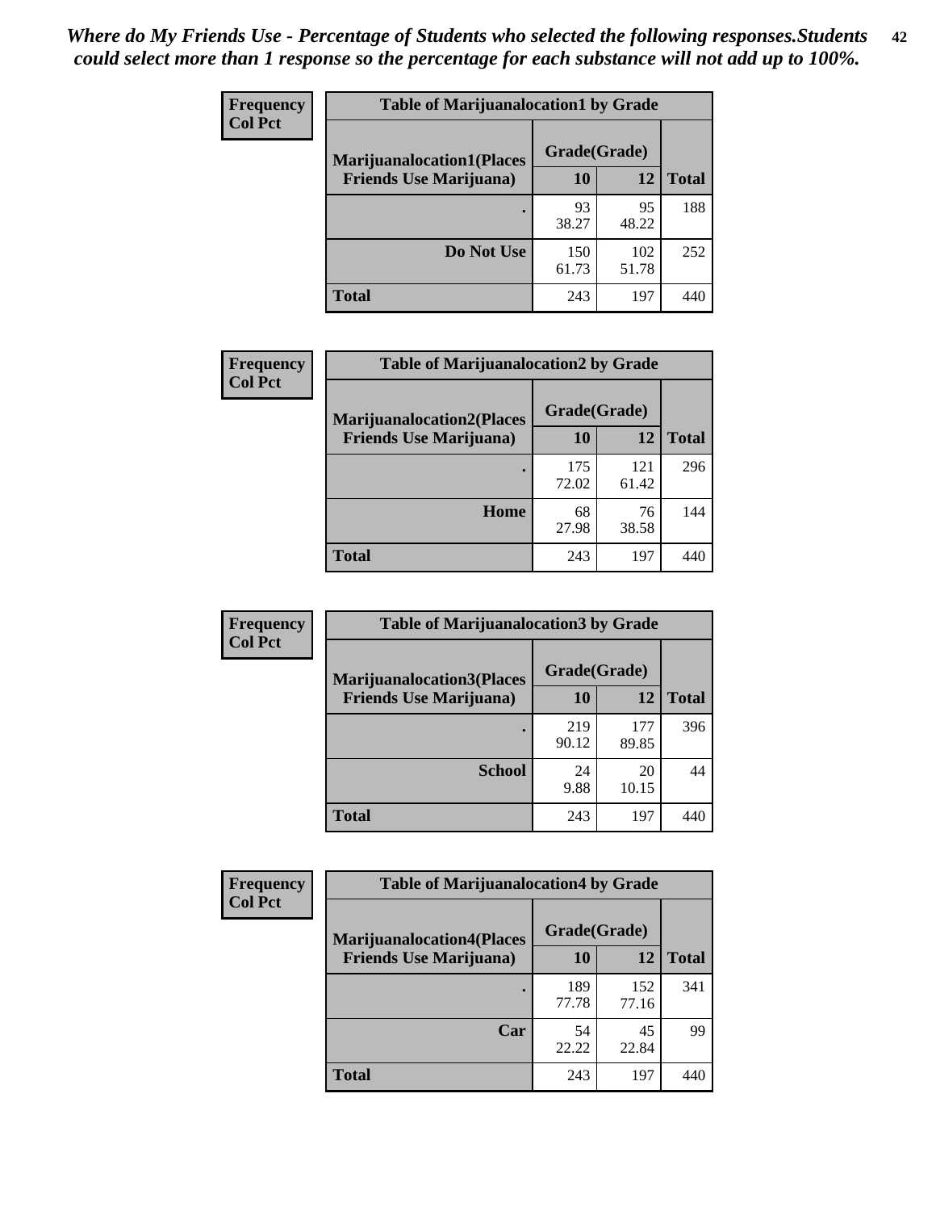*Where do My Friends Use - Percentage of Students who selected the following responses.Students could select more than 1 response so the percentage for each substance will not add up to 100%.*

**Frequency Col Pct**

| Table of Marijuanalocation1 by Grade | | | |
|---|---|---|---|
| **Marijuanalocation1(Places Friends Use Marijuana)** | **Grade(Grade)** | | **Total** |
| | **10** | **12** | |
| . | 93<br>38.27 | 95<br>48.22 | 188 |
| **Do Not Use** | 150<br>61.73 | 102<br>51.78 | 252 |
| **Total** | 243 | 197 | 440 |

**Frequency Col Pct**

| Table of Marijuanalocation2 by Grade | | | |
|---|---|---|---|
| **Marijuanalocation2(Places Friends Use Marijuana)** | **Grade(Grade)** | | **Total** |
| | **10** | **12** | |
| . | 175<br>72.02 | 121<br>61.42 | 296 |
| **Home** | 68<br>27.98 | 76<br>38.58 | 144 |
| **Total** | 243 | 197 | 440 |

**Frequency Col Pct**

| Table of Marijuanalocation3 by Grade | | | |
|---|---|---|---|
| **Marijuanalocation3(Places Friends Use Marijuana)** | **Grade(Grade)** | | **Total** |
| | **10** | **12** | |
| . | 219<br>90.12 | 177<br>89.85 | 396 |
| **School** | 24<br>9.88 | 20<br>10.15 | 44 |
| **Total** | 243 | 197 | 440 |

**Frequency Col Pct**

| Table of Marijuanalocation4 by Grade | | | |
|---|---|---|---|
| **Marijuanalocation4(Places Friends Use Marijuana)** | **Grade(Grade)** | | **Total** |
| | **10** | **12** | |
| . | 189<br>77.78 | 152<br>77.16 | 341 |
| **Car** | 54<br>22.22 | 45<br>22.84 | 99 |
| **Total** | 243 | 197 | 440 |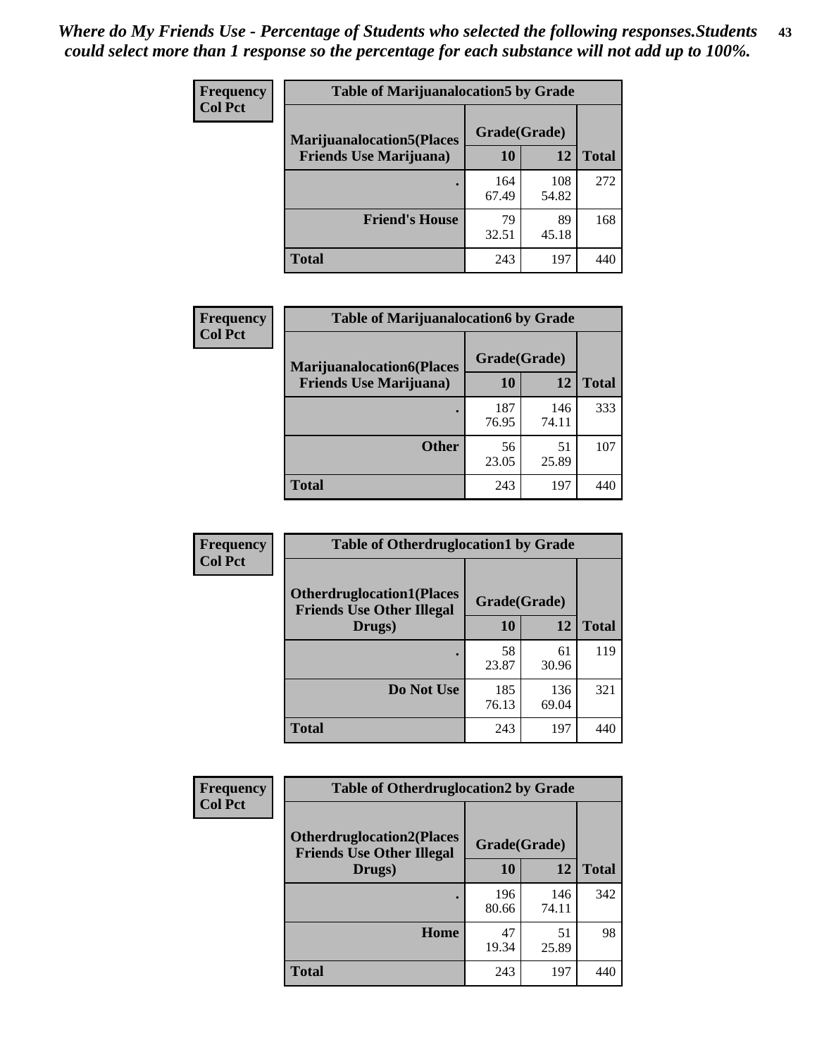*Where do My Friends Use - Percentage of Students who selected the following responses.Students could select more than 1 response so the percentage for each substance will not add up to 100%.*

**Frequency**
**Col Pct**

| Table of Marijuanalocation5 by Grade | | | |
|---|---|---|---|
| **Marijuanalocation5(Places Friends Use Marijuana)** | **Grade(Grade)** | | **Total** |
| | **10** | **12** | |
| . | 164<br>67.49 | 108<br>54.82 | 272 |
| **Friend's House** | 79<br>32.51 | 89<br>45.18 | 168 |
| **Total** | 243 | 197 | 440 |

**Frequency**
**Col Pct**

| Table of Marijuanalocation6 by Grade | | | |
|---|---|---|---|
| **Marijuanalocation6(Places Friends Use Marijuana)** | **Grade(Grade)** | | **Total** |
| | **10** | **12** | |
| . | 187<br>76.95 | 146<br>74.11 | 333 |
| **Other** | 56<br>23.05 | 51<br>25.89 | 107 |
| **Total** | 243 | 197 | 440 |

**Frequency**
**Col Pct**

| Table of Otherdruglocation1 by Grade | | | |
|---|---|---|---|
| **Otherdruglocation1(Places Friends Use Other Illegal Drugs)** | **Grade(Grade)** | | **Total** |
| | **10** | **12** | |
| . | 58<br>23.87 | 61<br>30.96 | 119 |
| **Do Not Use** | 185<br>76.13 | 136<br>69.04 | 321 |
| **Total** | 243 | 197 | 440 |

**Frequency**
**Col Pct**

| Table of Otherdruglocation2 by Grade | | | |
|---|---|---|---|
| **Otherdruglocation2(Places Friends Use Other Illegal Drugs)** | **Grade(Grade)** | | **Total** |
| | **10** | **12** | |
| . | 196<br>80.66 | 146<br>74.11 | 342 |
| **Home** | 47<br>19.34 | 51<br>25.89 | 98 |
| **Total** | 243 | 197 | 440 |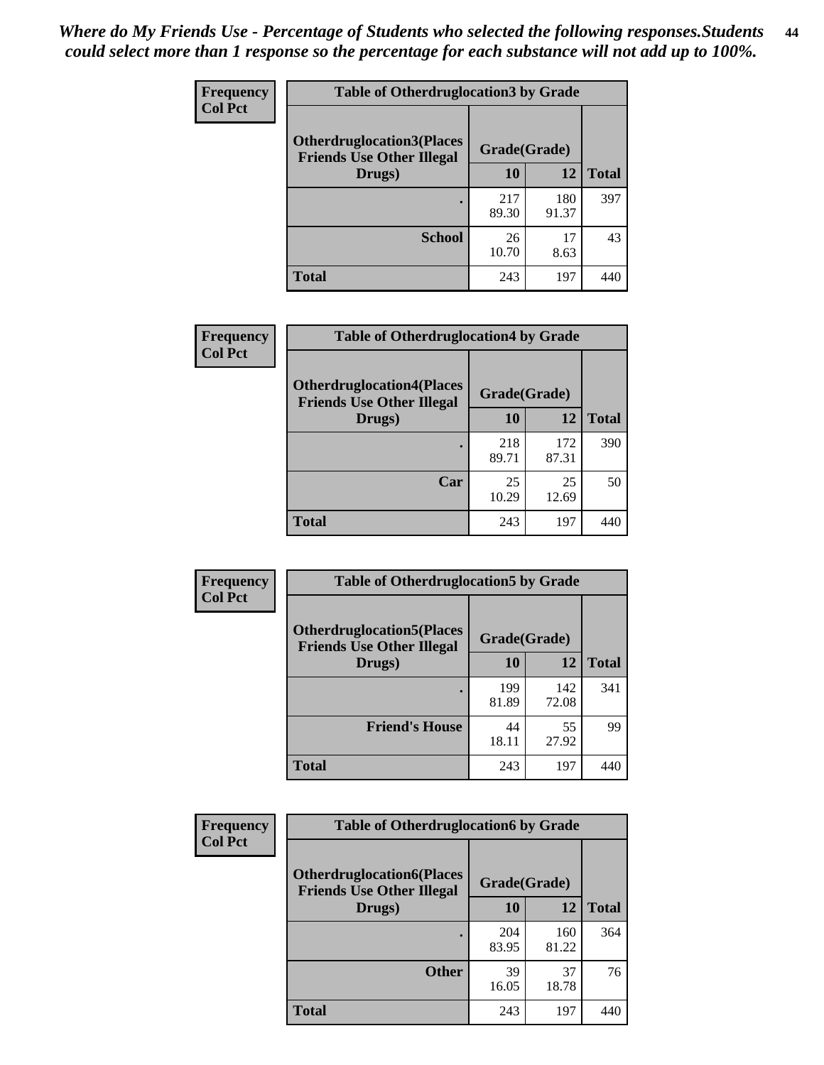*Where do My Friends Use - Percentage of Students who selected the following responses.Students could select more than 1 response so the percentage for each substance will not add up to 100%.*

**Frequency / Col Pct**

| Table of Otherdruglocation3 by Grade | | | |
|---|---|---|---|
| Otherdruglocation3(Places Friends Use Other Illegal Drugs) | Grade(Grade) | | |
| | 10 | 12 | Total |
| . | 217<br>89.30 | 180<br>91.37 | 397 |
| School | 26<br>10.70 | 17<br>8.63 | 43 |
| Total | 243 | 197 | 440 |

**Frequency / Col Pct**

| Table of Otherdruglocation4 by Grade | | | |
|---|---|---|---|
| Otherdruglocation4(Places Friends Use Other Illegal Drugs) | Grade(Grade) | | |
| | 10 | 12 | Total |
| . | 218<br>89.71 | 172<br>87.31 | 390 |
| Car | 25<br>10.29 | 25<br>12.69 | 50 |
| Total | 243 | 197 | 440 |

**Frequency / Col Pct**

| Table of Otherdruglocation5 by Grade | | | |
|---|---|---|---|
| Otherdruglocation5(Places Friends Use Other Illegal Drugs) | Grade(Grade) | | |
| | 10 | 12 | Total |
| . | 199<br>81.89 | 142<br>72.08 | 341 |
| Friend's House | 44<br>18.11 | 55<br>27.92 | 99 |
| Total | 243 | 197 | 440 |

**Frequency / Col Pct**

| Table of Otherdruglocation6 by Grade | | | |
|---|---|---|---|
| Otherdruglocation6(Places Friends Use Other Illegal Drugs) | Grade(Grade) | | |
| | 10 | 12 | Total |
| . | 204<br>83.95 | 160<br>81.22 | 364 |
| Other | 39<br>16.05 | 37<br>18.78 | 76 |
| Total | 243 | 197 | 440 |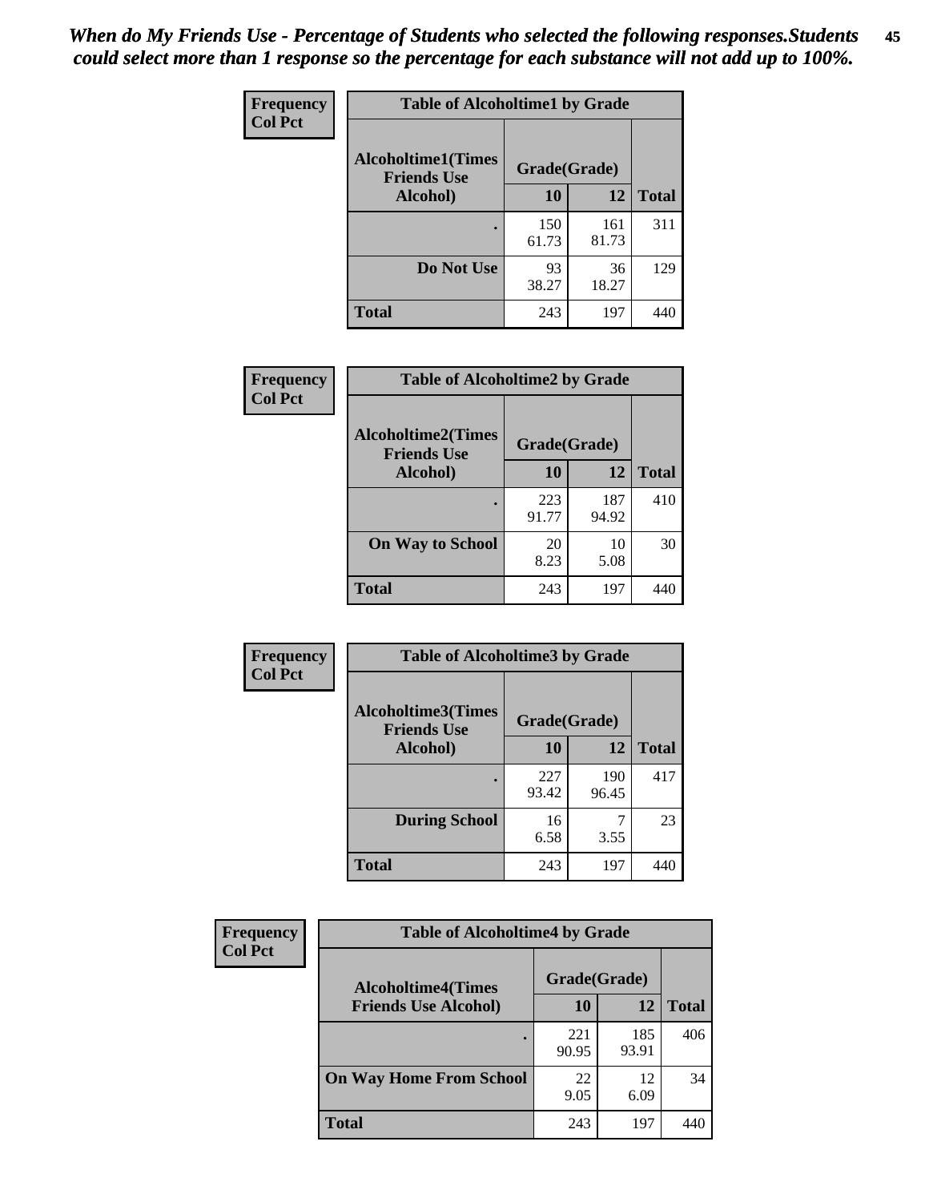*When do My Friends Use - Percentage of Students who selected the following responses.Students could select more than 1 response so the percentage for each substance will not add up to 100%.*

**Frequency**
**Col Pct**

| Table of Alcoholtime1 by Grade | | | |
|---|---|---|---|
| **Alcoholtime1(Times Friends Use Alcohol)** | **Grade(Grade)** | | |
| | **10** | **12** | **Total** |
| **.** | 150<br>61.73 | 161<br>81.73 | 311 |
| **Do Not Use** | 93<br>38.27 | 36<br>18.27 | 129 |
| **Total** | 243 | 197 | 440 |

**Frequency**
**Col Pct**

| Table of Alcoholtime2 by Grade | | | |
|---|---|---|---|
| **Alcoholtime2(Times Friends Use Alcohol)** | **Grade(Grade)** | | |
| | **10** | **12** | **Total** |
| **.** | 223<br>91.77 | 187<br>94.92 | 410 |
| **On Way to School** | 20<br>8.23 | 10<br>5.08 | 30 |
| **Total** | 243 | 197 | 440 |

**Frequency**
**Col Pct**

| Table of Alcoholtime3 by Grade | | | |
|---|---|---|---|
| **Alcoholtime3(Times Friends Use Alcohol)** | **Grade(Grade)** | | |
| | **10** | **12** | **Total** |
| **.** | 227<br>93.42 | 190<br>96.45 | 417 |
| **During School** | 16<br>6.58 | 7<br>3.55 | 23 |
| **Total** | 243 | 197 | 440 |

**Frequency**
**Col Pct**

| Table of Alcoholtime4 by Grade | | | |
|---|---|---|---|
| **Alcoholtime4(Times Friends Use Alcohol)** | **Grade(Grade)** | | |
| | **10** | **12** | **Total** |
| **.** | 221<br>90.95 | 185<br>93.91 | 406 |
| **On Way Home From School** | 22<br>9.05 | 12<br>6.09 | 34 |
| **Total** | 243 | 197 | 440 |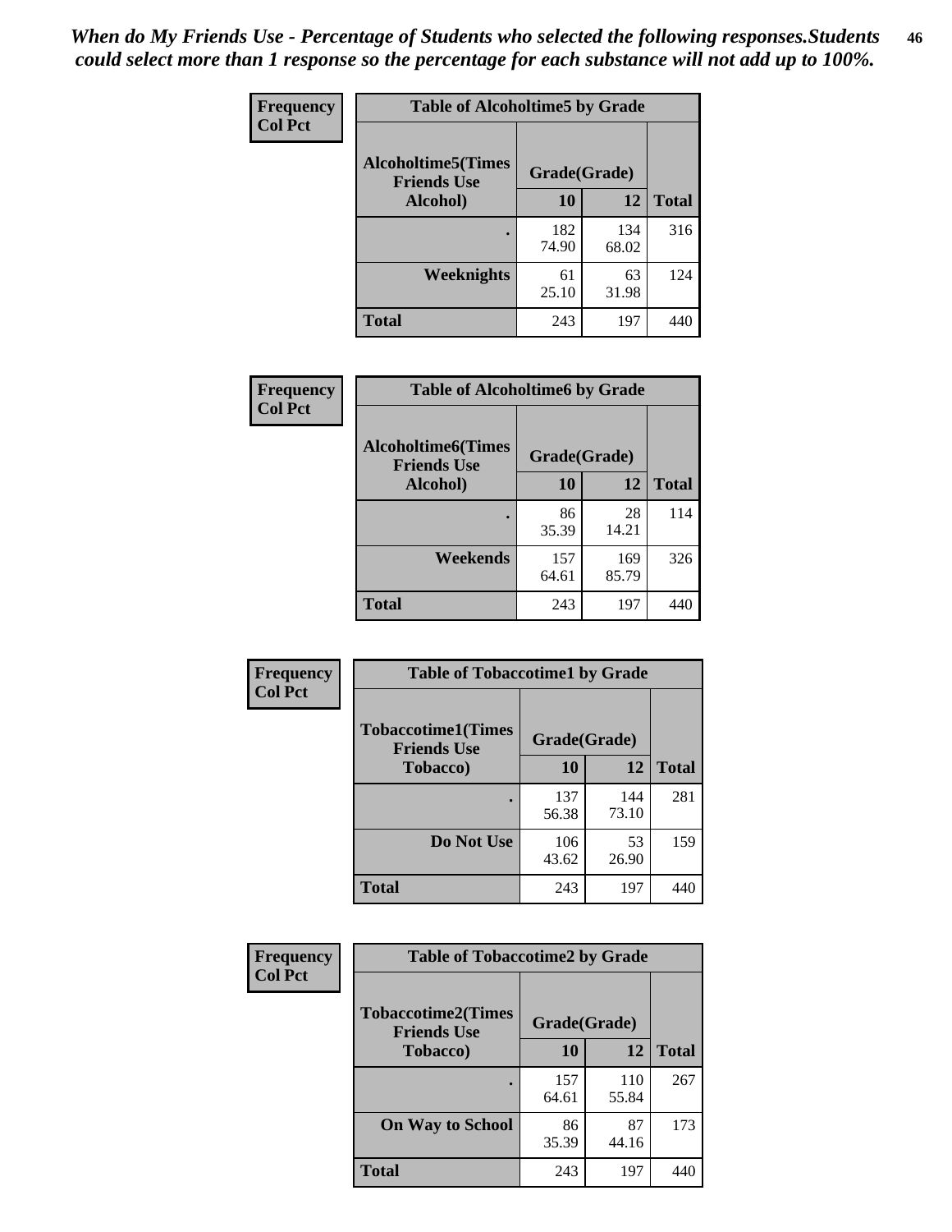*When do My Friends Use - Percentage of Students who selected the following responses.Students could select more than 1 response so the percentage for each substance will not add up to 100%.*

**Frequency**
**Col Pct**

| Table of Alcoholtime5 by Grade | | | |
|---|---|---|---|
| **Alcoholtime5(Times Friends Use Alcohol)** | **Grade(Grade)** | | **Total** |
| | **10** | **12** | |
| **.** | 182<br>74.90 | 134<br>68.02 | 316 |
| **Weeknights** | 61<br>25.10 | 63<br>31.98 | 124 |
| **Total** | 243 | 197 | 440 |

**Frequency**
**Col Pct**

| Table of Alcoholtime6 by Grade | | | |
|---|---|---|---|
| **Alcoholtime6(Times Friends Use Alcohol)** | **Grade(Grade)** | | **Total** |
| | **10** | **12** | |
| **.** | 86<br>35.39 | 28<br>14.21 | 114 |
| **Weekends** | 157<br>64.61 | 169<br>85.79 | 326 |
| **Total** | 243 | 197 | 440 |

**Frequency**
**Col Pct**

| Table of Tobaccotime1 by Grade | | | |
|---|---|---|---|
| **Tobaccotime1(Times Friends Use Tobacco)** | **Grade(Grade)** | | **Total** |
| | **10** | **12** | |
| **.** | 137<br>56.38 | 144<br>73.10 | 281 |
| **Do Not Use** | 106<br>43.62 | 53<br>26.90 | 159 |
| **Total** | 243 | 197 | 440 |

**Frequency**
**Col Pct**

| Table of Tobaccotime2 by Grade | | | |
|---|---|---|---|
| **Tobaccotime2(Times Friends Use Tobacco)** | **Grade(Grade)** | | **Total** |
| | **10** | **12** | |
| **.** | 157<br>64.61 | 110<br>55.84 | 267 |
| **On Way to School** | 86<br>35.39 | 87<br>44.16 | 173 |
| **Total** | 243 | 197 | 440 |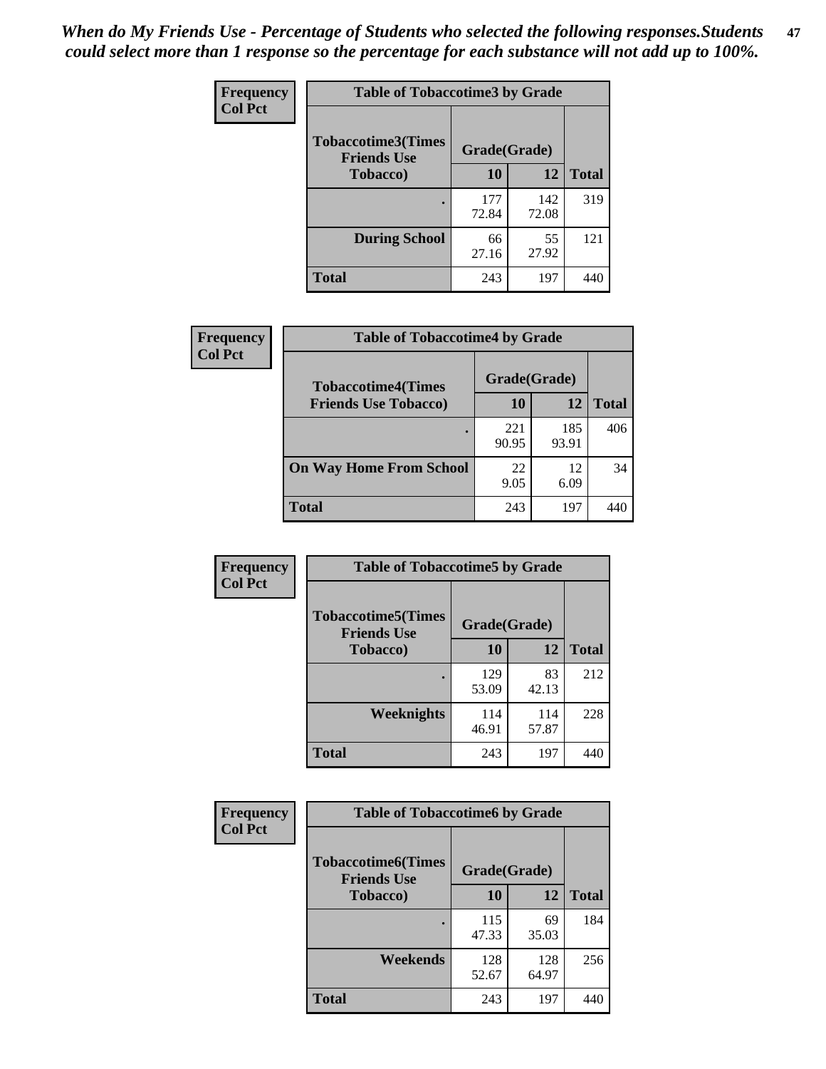*When do My Friends Use - Percentage of Students who selected the following responses.Students could select more than 1 response so the percentage for each substance will not add up to 100%.*

**Frequency**
**Col Pct**

| Table of Tobaccotime3 by Grade | | | |
|---|---|---|---|
| Tobaccotime3(Times Friends Use Tobacco) | Grade(Grade) | | Total |
| | 10 | 12 | |
| . | 177<br>72.84 | 142<br>72.08 | 319 |
| During School | 66<br>27.16 | 55<br>27.92 | 121 |
| Total | 243 | 197 | 440 |

**Frequency**
**Col Pct**

| Table of Tobaccotime4 by Grade | | | |
|---|---|---|---|
| Tobaccotime4(Times Friends Use Tobacco) | Grade(Grade) | | Total |
| | 10 | 12 | |
| . | 221<br>90.95 | 185<br>93.91 | 406 |
| On Way Home From School | 22<br>9.05 | 12<br>6.09 | 34 |
| Total | 243 | 197 | 440 |

**Frequency**
**Col Pct**

| Table of Tobaccotime5 by Grade | | | |
|---|---|---|---|
| Tobaccotime5(Times Friends Use Tobacco) | Grade(Grade) | | Total |
| | 10 | 12 | |
| . | 129<br>53.09 | 83<br>42.13 | 212 |
| Weeknights | 114<br>46.91 | 114<br>57.87 | 228 |
| Total | 243 | 197 | 440 |

**Frequency**
**Col Pct**

| Table of Tobaccotime6 by Grade | | | |
|---|---|---|---|
| Tobaccotime6(Times Friends Use Tobacco) | Grade(Grade) | | Total |
| | 10 | 12 | |
| . | 115<br>47.33 | 69<br>35.03 | 184 |
| Weekends | 128<br>52.67 | 128<br>64.97 | 256 |
| Total | 243 | 197 | 440 |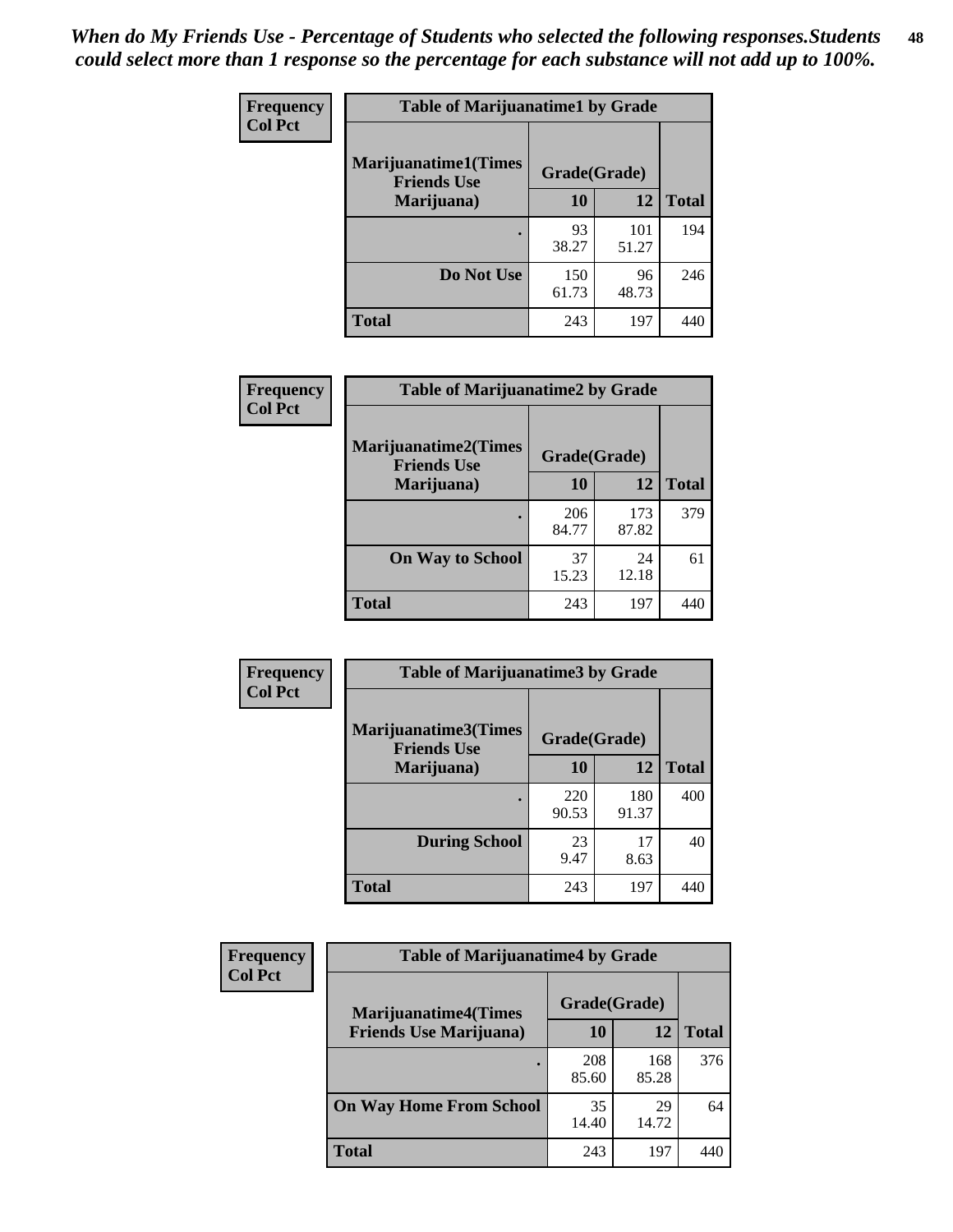*When do My Friends Use - Percentage of Students who selected the following responses.Students could select more than 1 response so the percentage for each substance will not add up to 100%.*

**Frequency**
**Col Pct**

| Table of Marijuanatime1 by Grade | | | |
|---|---|---|---|
| **Marijuanatime1(Times Friends Use Marijuana)** | **Grade(Grade)** | | |
| | **10** | **12** | **Total** |
| **.** | 93<br>38.27 | 101<br>51.27 | 194 |
| **Do Not Use** | 150<br>61.73 | 96<br>48.73 | 246 |
| **Total** | 243 | 197 | 440 |

**Frequency**
**Col Pct**

| Table of Marijuanatime2 by Grade | | | |
|---|---|---|---|
| **Marijuanatime2(Times Friends Use Marijuana)** | **Grade(Grade)** | | |
| | **10** | **12** | **Total** |
| **.** | 206<br>84.77 | 173<br>87.82 | 379 |
| **On Way to School** | 37<br>15.23 | 24<br>12.18 | 61 |
| **Total** | 243 | 197 | 440 |

**Frequency**
**Col Pct**

| Table of Marijuanatime3 by Grade | | | |
|---|---|---|---|
| **Marijuanatime3(Times Friends Use Marijuana)** | **Grade(Grade)** | | |
| | **10** | **12** | **Total** |
| **.** | 220<br>90.53 | 180<br>91.37 | 400 |
| **During School** | 23<br>9.47 | 17<br>8.63 | 40 |
| **Total** | 243 | 197 | 440 |

**Frequency**
**Col Pct**

| Table of Marijuanatime4 by Grade | | | |
|---|---|---|---|
| **Marijuanatime4(Times Friends Use Marijuana)** | **Grade(Grade)** | | |
| | **10** | **12** | **Total** |
| **.** | 208<br>85.60 | 168<br>85.28 | 376 |
| **On Way Home From School** | 35<br>14.40 | 29<br>14.72 | 64 |
| **Total** | 243 | 197 | 440 |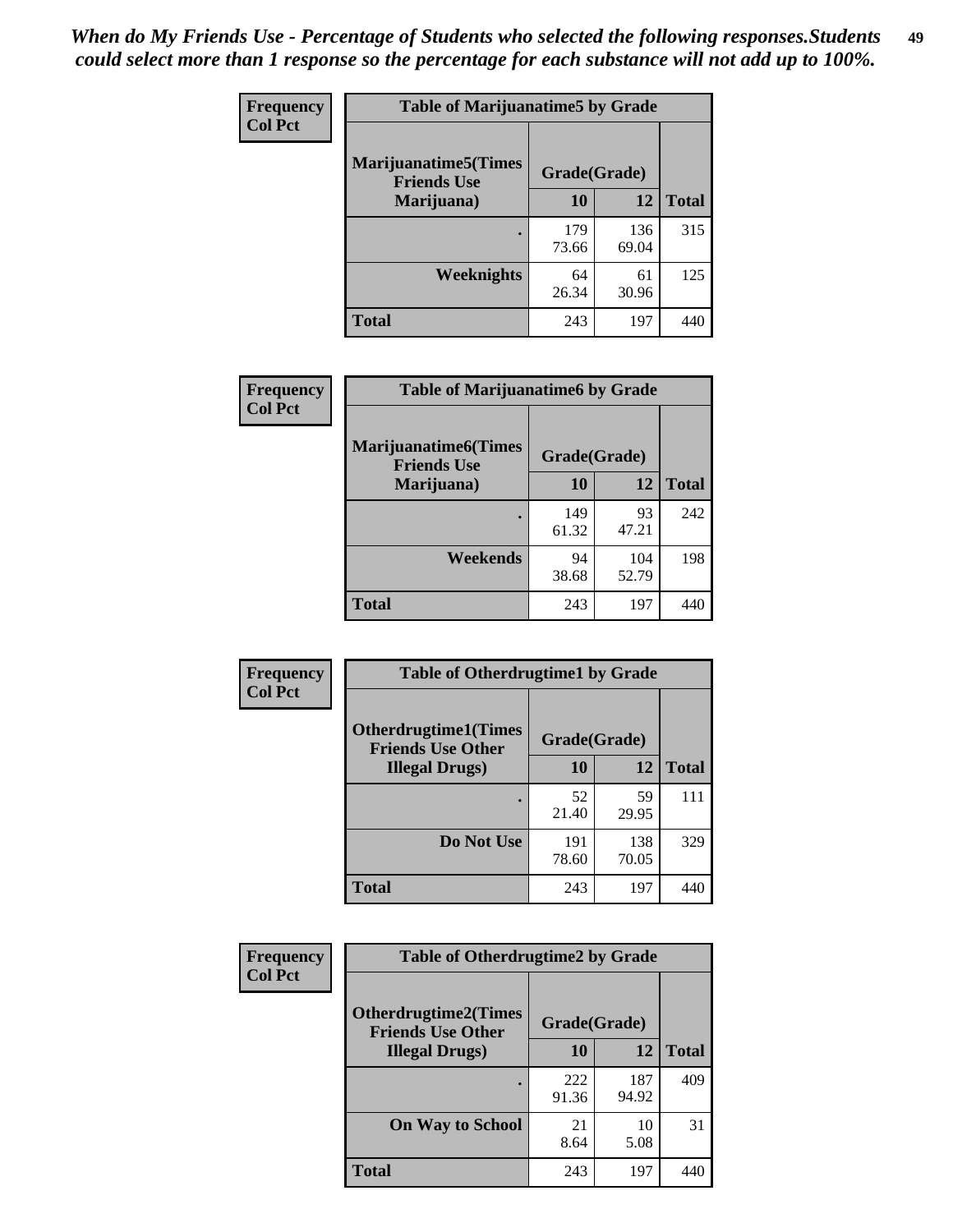*When do My Friends Use - Percentage of Students who selected the following responses.Students could select more than 1 response so the percentage for each substance will not add up to 100%.*

**Frequency**
**Col Pct**

| Table of Marijuanatime5 by Grade | | | |
|---|---|---|---|
| **Marijuanatime5(Times Friends Use Marijuana)** | **Grade(Grade)** | | **Total** |
| | **10** | **12** | |
| **.** | 179<br>73.66 | 136<br>69.04 | 315 |
| **Weeknights** | 64<br>26.34 | 61<br>30.96 | 125 |
| **Total** | 243 | 197 | 440 |

**Frequency**
**Col Pct**

| Table of Marijuanatime6 by Grade | | | |
|---|---|---|---|
| **Marijuanatime6(Times Friends Use Marijuana)** | **Grade(Grade)** | | **Total** |
| | **10** | **12** | |
| **.** | 149<br>61.32 | 93<br>47.21 | 242 |
| **Weekends** | 94<br>38.68 | 104<br>52.79 | 198 |
| **Total** | 243 | 197 | 440 |

**Frequency**
**Col Pct**

| Table of Otherdrugtime1 by Grade | | | |
|---|---|---|---|
| **Otherdrugtime1(Times Friends Use Other Illegal Drugs)** | **Grade(Grade)** | | **Total** |
| | **10** | **12** | |
| **.** | 52<br>21.40 | 59<br>29.95 | 111 |
| **Do Not Use** | 191<br>78.60 | 138<br>70.05 | 329 |
| **Total** | 243 | 197 | 440 |

**Frequency**
**Col Pct**

| Table of Otherdrugtime2 by Grade | | | |
|---|---|---|---|
| **Otherdrugtime2(Times Friends Use Other Illegal Drugs)** | **Grade(Grade)** | | **Total** |
| | **10** | **12** | |
| **.** | 222<br>91.36 | 187<br>94.92 | 409 |
| **On Way to School** | 21<br>8.64 | 10<br>5.08 | 31 |
| **Total** | 243 | 197 | 440 |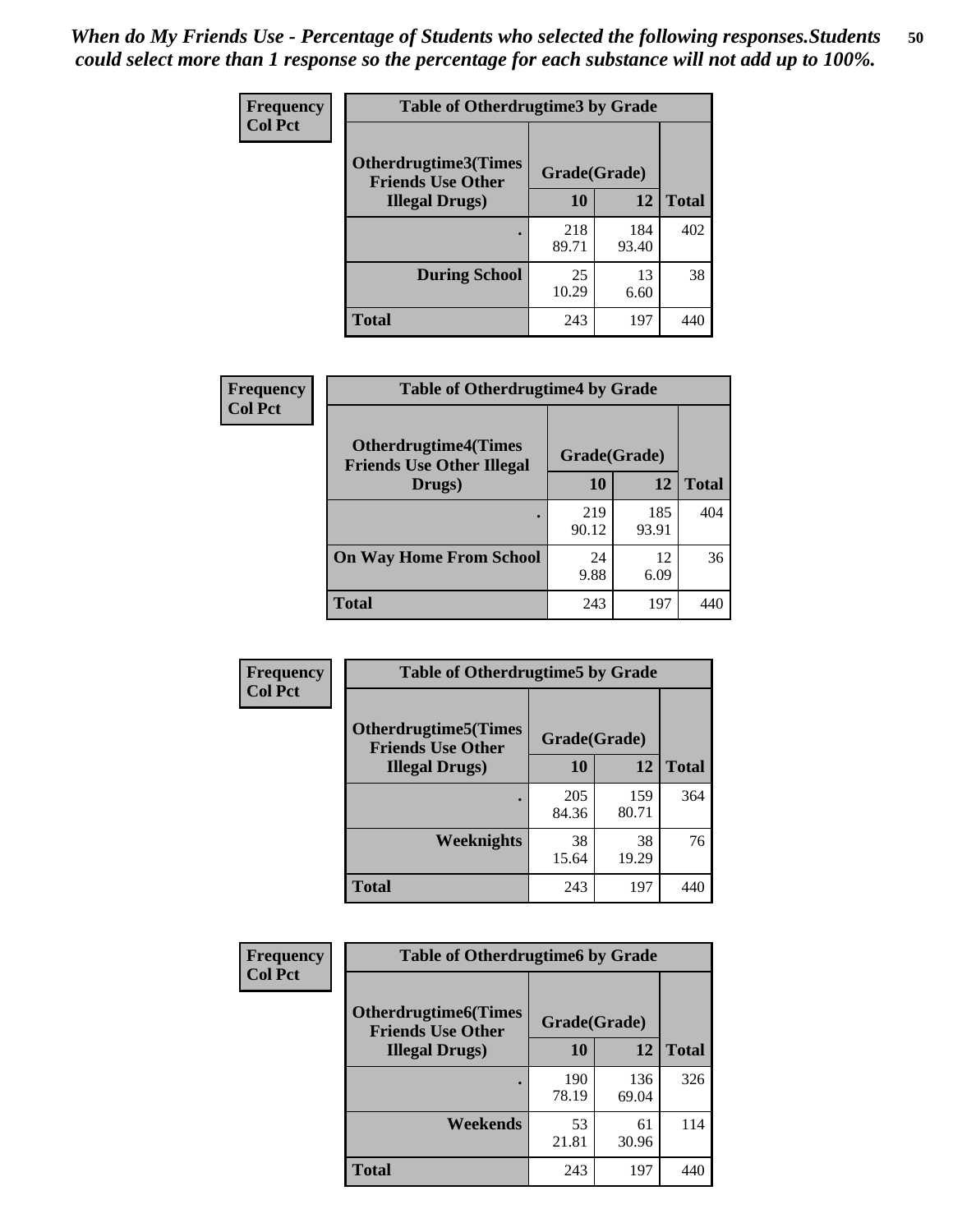*When do My Friends Use - Percentage of Students who selected the following responses.Students could select more than 1 response so the percentage for each substance will not add up to 100%.*

**Frequency**
**Col Pct**

| Table of Otherdrugtime3 by Grade | | | |
|---|---|---|---|
| **Otherdrugtime3(Times Friends Use Other Illegal Drugs)** | **Grade(Grade)** | | |
| | **10** | **12** | **Total** |
| . | 218<br>89.71 | 184<br>93.40 | 402 |
| **During School** | 25<br>10.29 | 13<br>6.60 | 38 |
| **Total** | 243 | 197 | 440 |

**Frequency**
**Col Pct**

| Table of Otherdrugtime4 by Grade | | | |
|---|---|---|---|
| **Otherdrugtime4(Times Friends Use Other Illegal Drugs)** | **Grade(Grade)** | | |
| | **10** | **12** | **Total** |
| . | 219<br>90.12 | 185<br>93.91 | 404 |
| **On Way Home From School** | 24<br>9.88 | 12<br>6.09 | 36 |
| **Total** | 243 | 197 | 440 |

**Frequency**
**Col Pct**

| Table of Otherdrugtime5 by Grade | | | |
|---|---|---|---|
| **Otherdrugtime5(Times Friends Use Other Illegal Drugs)** | **Grade(Grade)** | | |
| | **10** | **12** | **Total** |
| . | 205<br>84.36 | 159<br>80.71 | 364 |
| **Weeknights** | 38<br>15.64 | 38<br>19.29 | 76 |
| **Total** | 243 | 197 | 440 |

**Frequency**
**Col Pct**

| Table of Otherdrugtime6 by Grade | | | |
|---|---|---|---|
| **Otherdrugtime6(Times Friends Use Other Illegal Drugs)** | **Grade(Grade)** | | |
| | **10** | **12** | **Total** |
| . | 190<br>78.19 | 136<br>69.04 | 326 |
| **Weekends** | 53<br>21.81 | 61<br>30.96 | 114 |
| **Total** | 243 | 197 | 440 |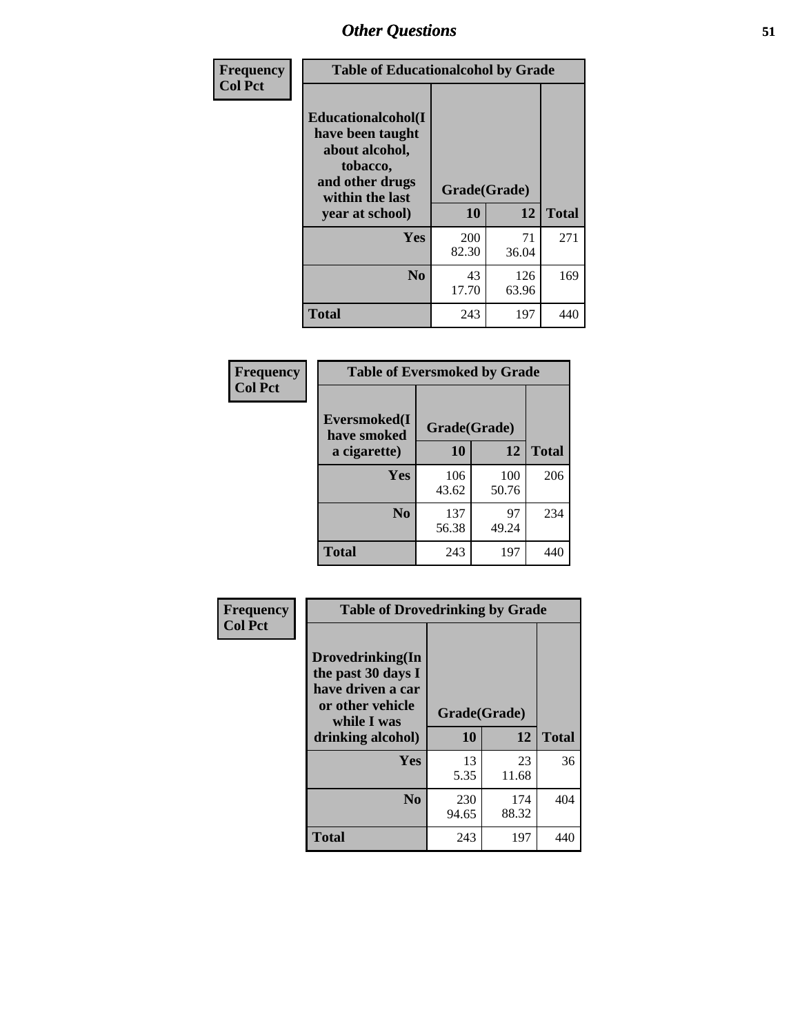| Frequency<br>Col Pct | Table of Educationalalcohol by Grade | | |
|---|---|---|---|
| Educationalalcohol(I have been taught about alcohol, tobacco, and other drugs within the last year at school) | Grade(Grade) | | |
| | 10 | 12 | Total |
| Yes | 200<br>82.30 | 71<br>36.04 | 271 |
| No | 43<br>17.70 | 126<br>63.96 | 169 |
| Total | 243 | 197 | 440 |

| Frequency<br>Col Pct | Table of Eversmoked by Grade | | |
|---|---|---|---|
| Eversmoked(I have smoked a cigarette) | Grade(Grade) | | |
| | 10 | 12 | Total |
| Yes | 106<br>43.62 | 100<br>50.76 | 206 |
| No | 137<br>56.38 | 97<br>49.24 | 234 |
| Total | 243 | 197 | 440 |

| Frequency<br>Col Pct | Table of Drovedrinking by Grade | | |
|---|---|---|---|
| Drovedrinking(In the past 30 days I have driven a car or other vehicle while I was drinking alcohol) | Grade(Grade) | | |
| | 10 | 12 | Total |
| Yes | 13<br>5.35 | 23<br>11.68 | 36 |
| No | 230<br>94.65 | 174<br>88.32 | 404 |
| Total | 243 | 197 | 440 |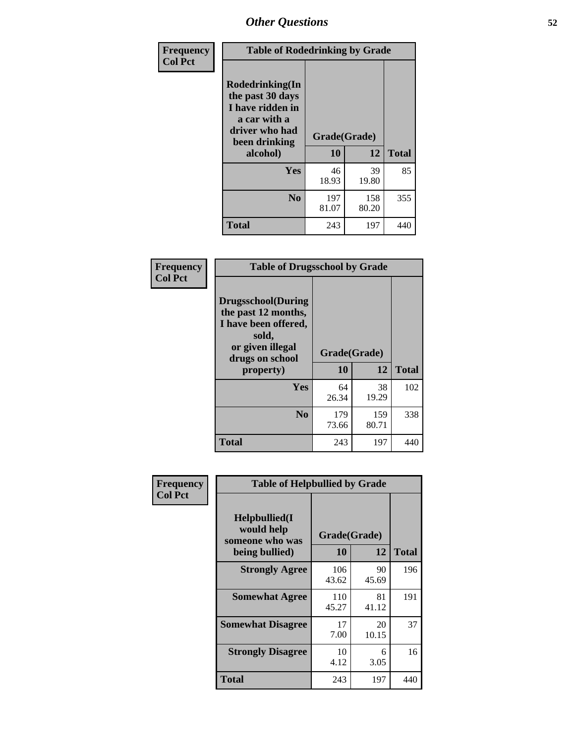# Other Questions

**Frequency**
**Col Pct**

| Table of Rodedrinking by Grade | | | |
|---|---|---|---|
| **Rodedrinking(In the past 30 days I have ridden in a car with a driver who had been drinking alcohol)** | **Grade(Grade)** | | |
| | **10** | **12** | **Total** |
| **Yes** | 46<br>18.93 | 39<br>19.80 | 85 |
| **No** | 197<br>81.07 | 158<br>80.20 | 355 |
| **Total** | 243 | 197 | 440 |

**Frequency**
**Col Pct**

| Table of Drugsschool by Grade | | | |
|---|---|---|---|
| **Drugsschool(During the past 12 months, I have been offered, sold, or given illegal drugs on school property)** | **Grade(Grade)** | | |
| | **10** | **12** | **Total** |
| **Yes** | 64<br>26.34 | 38<br>19.29 | 102 |
| **No** | 179<br>73.66 | 159<br>80.71 | 338 |
| **Total** | 243 | 197 | 440 |

**Frequency**
**Col Pct**

| Table of Helpbullied by Grade | | | |
|---|---|---|---|
| **Helpbullied(I would help someone who was being bullied)** | **Grade(Grade)** | | |
| | **10** | **12** | **Total** |
| **Strongly Agree** | 106<br>43.62 | 90<br>45.69 | 196 |
| **Somewhat Agree** | 110<br>45.27 | 81<br>41.12 | 191 |
| **Somewhat Disagree** | 17<br>7.00 | 20<br>10.15 | 37 |
| **Strongly Disagree** | 10<br>4.12 | 6<br>3.05 | 16 |
| **Total** | 243 | 197 | 440 |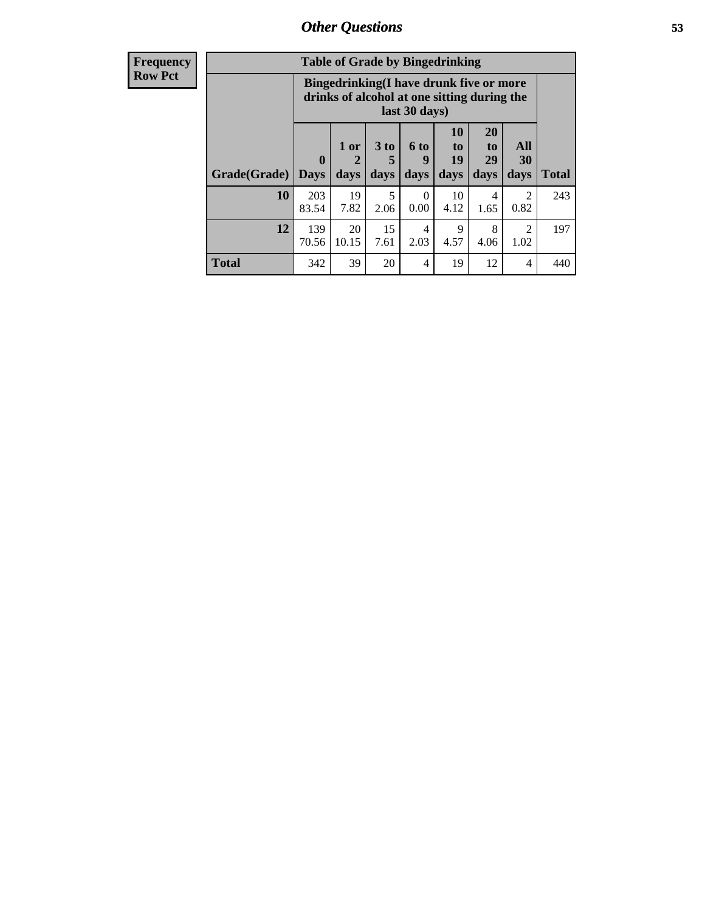| Frequency<br>Row Pct |
|---|

**Table of Grade by Bingedrinking**

| Grade(Grade) | Bingedrinking(I have drunk five or more drinks of alcohol at one sitting during the last 30 days) | | | | | | | Total |
|---|---|---|---|---|---|---|---|---|
| | 0 Days | 1 or 2 days | 3 to 5 days | 6 to 9 days | 10 to 19 days | 20 to 29 days | All 30 days | |
| **10** | 203<br>83.54 | 19<br>7.82 | 5<br>2.06 | 0<br>0.00 | 10<br>4.12 | 4<br>1.65 | 2<br>0.82 | 243 |
| **12** | 139<br>70.56 | 20<br>10.15 | 15<br>7.61 | 4<br>2.03 | 9<br>4.57 | 8<br>4.06 | 2<br>1.02 | 197 |
| **Total** | 342 | 39 | 20 | 4 | 19 | 12 | 4 | 440 |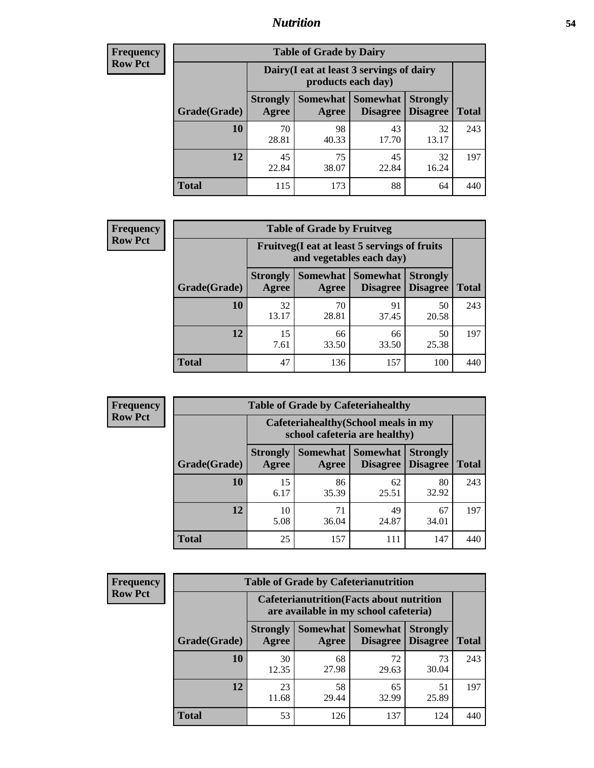## Nutrition

**Frequency**
**Row Pct**

| Table of Grade by Dairy | | | | | |
|---|---|---|---|---|---|
| | Dairy(I eat at least 3 servings of dairy products each day) | | | | |
| Grade(Grade) | Strongly Agree | Somewhat Agree | Somewhat Disagree | Strongly Disagree | Total |
| **10** | 70<br>28.81 | 98<br>40.33 | 43<br>17.70 | 32<br>13.17 | 243 |
| **12** | 45<br>22.84 | 75<br>38.07 | 45<br>22.84 | 32<br>16.24 | 197 |
| **Total** | 115 | 173 | 88 | 64 | 440 |

**Frequency**
**Row Pct**

| Table of Grade by Fruitveg | | | | | |
|---|---|---|---|---|---|
| | Fruitveg(I eat at least 5 servings of fruits and vegetables each day) | | | | |
| Grade(Grade) | Strongly Agree | Somewhat Agree | Somewhat Disagree | Strongly Disagree | Total |
| **10** | 32<br>13.17 | 70<br>28.81 | 91<br>37.45 | 50<br>20.58 | 243 |
| **12** | 15<br>7.61 | 66<br>33.50 | 66<br>33.50 | 50<br>25.38 | 197 |
| **Total** | 47 | 136 | 157 | 100 | 440 |

**Frequency**
**Row Pct**

| Table of Grade by Cafeteriahealthy | | | | | |
|---|---|---|---|---|---|
| | Cafeteriahealthy(School meals in my school cafeteria are healthy) | | | | |
| Grade(Grade) | Strongly Agree | Somewhat Agree | Somewhat Disagree | Strongly Disagree | Total |
| **10** | 15<br>6.17 | 86<br>35.39 | 62<br>25.51 | 80<br>32.92 | 243 |
| **12** | 10<br>5.08 | 71<br>36.04 | 49<br>24.87 | 67<br>34.01 | 197 |
| **Total** | 25 | 157 | 111 | 147 | 440 |

**Frequency**
**Row Pct**

| Table of Grade by Cafeterianutrition | | | | | |
|---|---|---|---|---|---|
| | Cafeterianutrition(Facts about nutrition are available in my school cafeteria) | | | | |
| Grade(Grade) | Strongly Agree | Somewhat Agree | Somewhat Disagree | Strongly Disagree | Total |
| **10** | 30<br>12.35 | 68<br>27.98 | 72<br>29.63 | 73<br>30.04 | 243 |
| **12** | 23<br>11.68 | 58<br>29.44 | 65<br>32.99 | 51<br>25.89 | 197 |
| **Total** | 53 | 126 | 137 | 124 | 440 |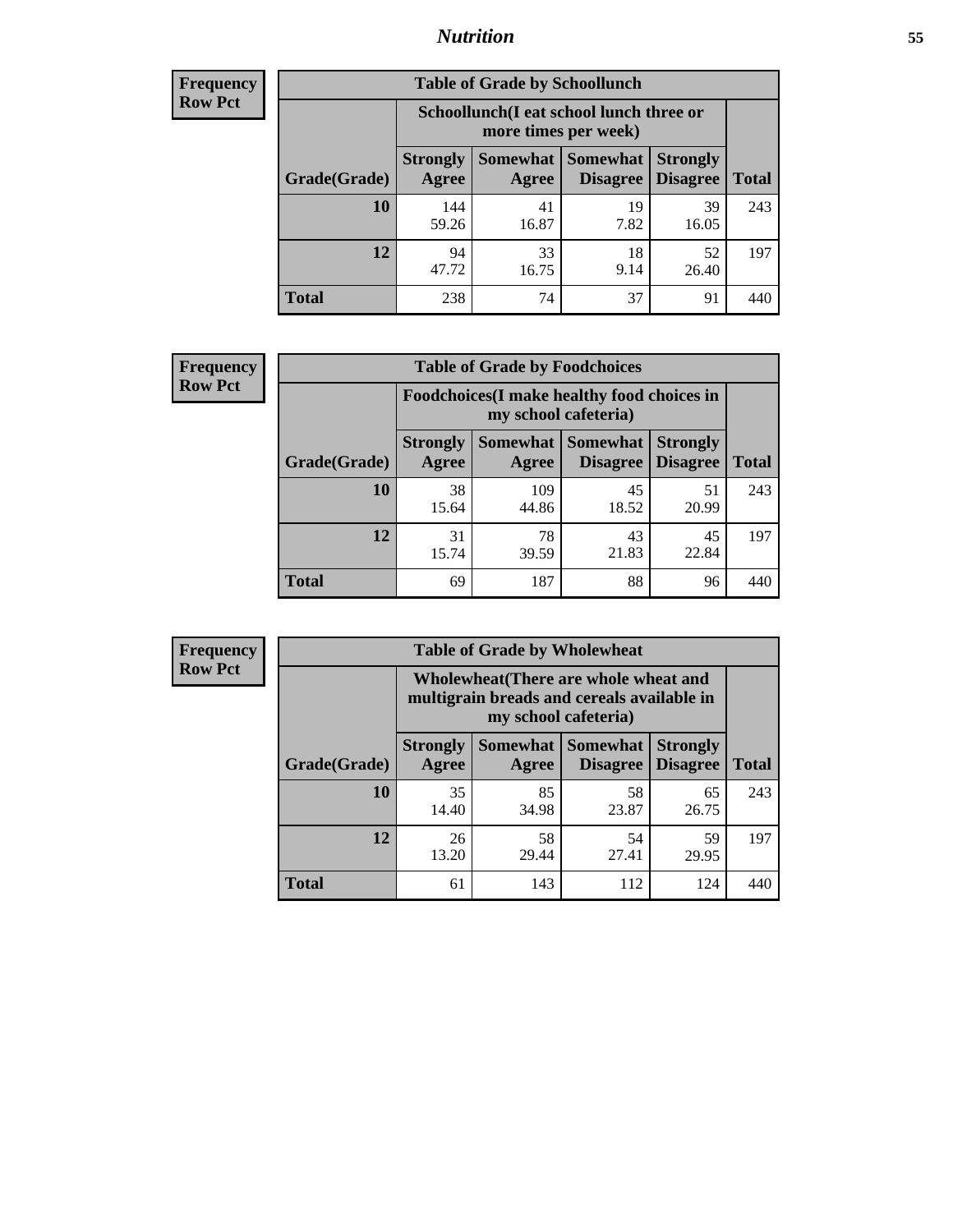## Nutrition

**Frequency**
**Row Pct**

| Table of Grade by Schoollunch | | | | | |
|---|---|---|---|---|---|
| | Schoollunch(I eat school lunch three or more times per week) | | | | |
| Grade(Grade) | Strongly Agree | Somewhat Agree | Somewhat Disagree | Strongly Disagree | Total |
| 10 | 144<br>59.26 | 41<br>16.87 | 19<br>7.82 | 39<br>16.05 | 243 |
| 12 | 94<br>47.72 | 33<br>16.75 | 18<br>9.14 | 52<br>26.40 | 197 |
| Total | 238 | 74 | 37 | 91 | 440 |

**Frequency**
**Row Pct**

| Table of Grade by Foodchoices | | | | | |
|---|---|---|---|---|---|
| | Foodchoices(I make healthy food choices in my school cafeteria) | | | | |
| Grade(Grade) | Strongly Agree | Somewhat Agree | Somewhat Disagree | Strongly Disagree | Total |
| 10 | 38<br>15.64 | 109<br>44.86 | 45<br>18.52 | 51<br>20.99 | 243 |
| 12 | 31<br>15.74 | 78<br>39.59 | 43<br>21.83 | 45<br>22.84 | 197 |
| Total | 69 | 187 | 88 | 96 | 440 |

**Frequency**
**Row Pct**

| Table of Grade by Wholewheat | | | | | |
|---|---|---|---|---|---|
| | Wholewheat(There are whole wheat and multigrain breads and cereals available in my school cafeteria) | | | | |
| Grade(Grade) | Strongly Agree | Somewhat Agree | Somewhat Disagree | Strongly Disagree | Total |
| 10 | 35<br>14.40 | 85<br>34.98 | 58<br>23.87 | 65<br>26.75 | 243 |
| 12 | 26<br>13.20 | 58<br>29.44 | 54<br>27.41 | 59<br>29.95 | 197 |
| Total | 61 | 143 | 112 | 124 | 440 |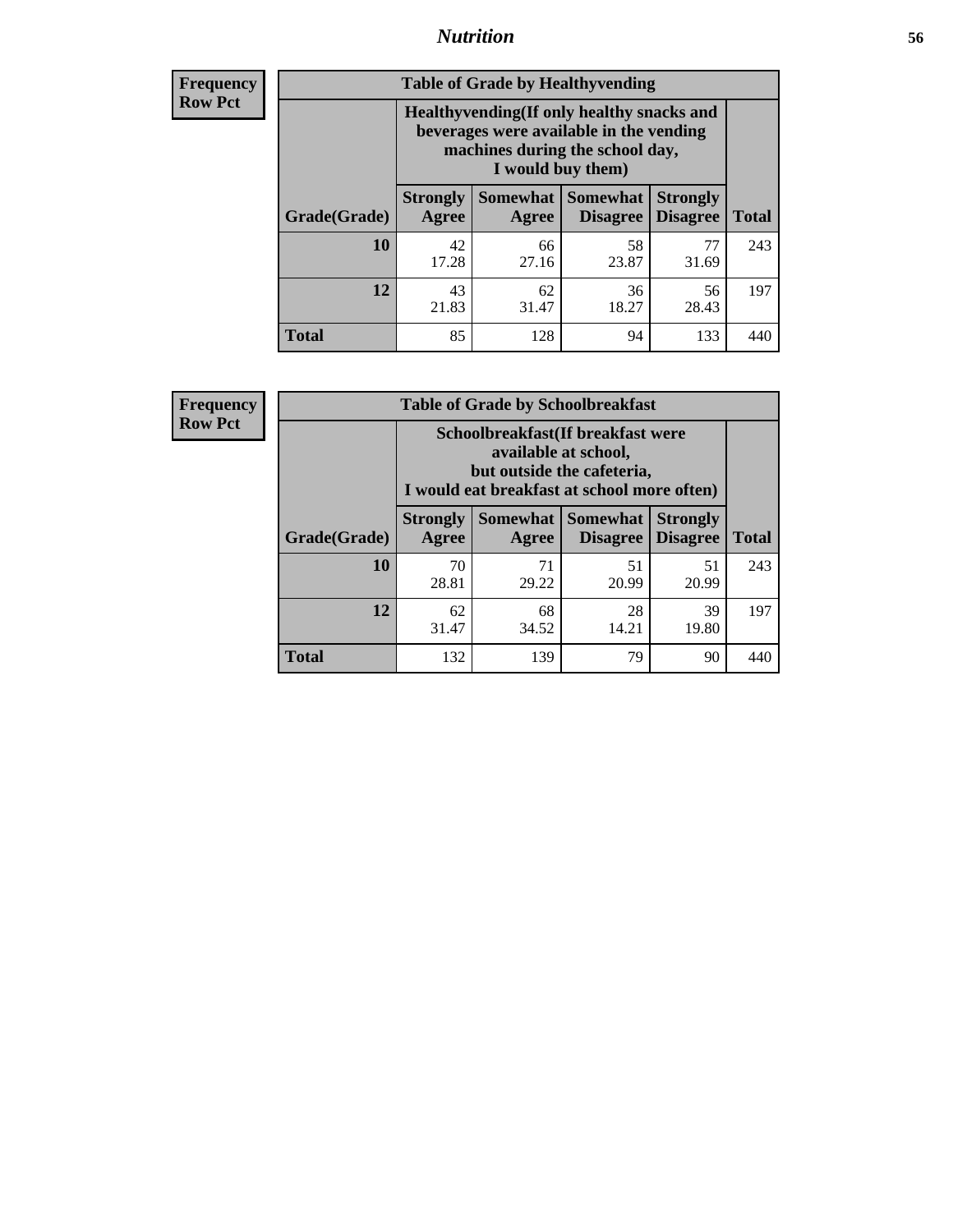**Frequency**
**Row Pct**

| Table of Grade by Healthyvending | | | | | |
|---|---|---|---|---|---|
| | Healthyvending(If only healthy snacks and beverages were available in the vending machines during the school day, I would buy them) | | | | |
| Grade(Grade) | Strongly Agree | Somewhat Agree | Somewhat Disagree | Strongly Disagree | Total |
| **10** | 42<br>17.28 | 66<br>27.16 | 58<br>23.87 | 77<br>31.69 | 243 |
| **12** | 43<br>21.83 | 62<br>31.47 | 36<br>18.27 | 56<br>28.43 | 197 |
| **Total** | 85 | 128 | 94 | 133 | 440 |

**Frequency**
**Row Pct**

| Table of Grade by Schoolbreakfast | | | | | |
|---|---|---|---|---|---|
| | Schoolbreakfast(If breakfast were available at school, but outside the cafeteria, I would eat breakfast at school more often) | | | | |
| Grade(Grade) | Strongly Agree | Somewhat Agree | Somewhat Disagree | Strongly Disagree | Total |
| **10** | 70<br>28.81 | 71<br>29.22 | 51<br>20.99 | 51<br>20.99 | 243 |
| **12** | 62<br>31.47 | 68<br>34.52 | 28<br>14.21 | 39<br>19.80 | 197 |
| **Total** | 132 | 139 | 79 | 90 | 440 |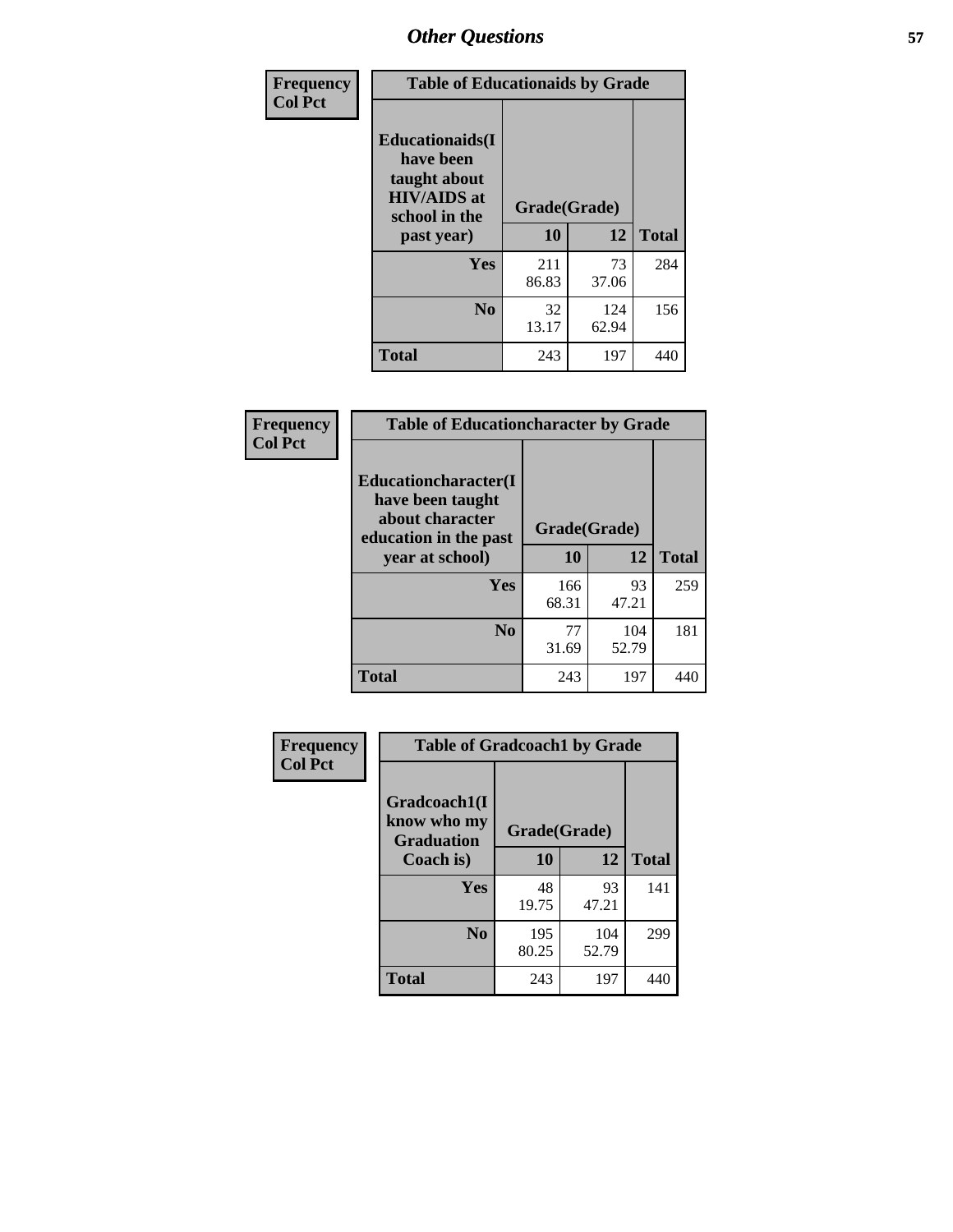## Other Questions

| Frequency Col Pct | Table of Educationaids by Grade | | |
|---|---|---|---|
| Educationaids(I have been taught about HIV/AIDS at school in the past year) | Grade(Grade) | | |
| | 10 | 12 | Total |
| Yes | 211<br>86.83 | 73<br>37.06 | 284 |
| No | 32<br>13.17 | 124<br>62.94 | 156 |
| Total | 243 | 197 | 440 |

| Frequency Col Pct | Table of Educationcharacter by Grade | | |
|---|---|---|---|
| Educationcharacter(I have been taught about character education in the past year at school) | Grade(Grade) | | |
| | 10 | 12 | Total |
| Yes | 166<br>68.31 | 93<br>47.21 | 259 |
| No | 77<br>31.69 | 104<br>52.79 | 181 |
| Total | 243 | 197 | 440 |

| Frequency Col Pct | Table of Gradcoach1 by Grade | | |
|---|---|---|---|
| Gradcoach1(I know who my Graduation Coach is) | Grade(Grade) | | |
| | 10 | 12 | Total |
| Yes | 48<br>19.75 | 93<br>47.21 | 141 |
| No | 195<br>80.25 | 104<br>52.79 | 299 |
| Total | 243 | 197 | 440 |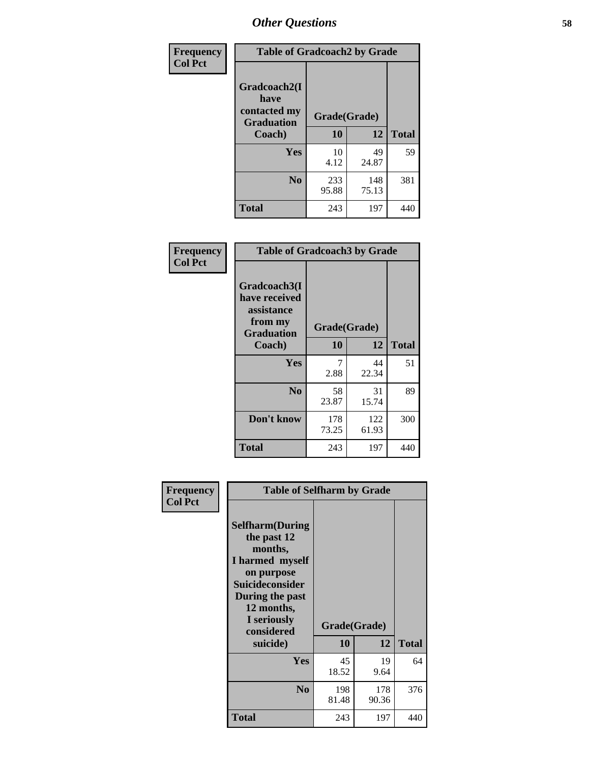## Other Questions

**Frequency / Col Pct**

| Table of Gradcoach2 by Grade | | | |
|---|---|---|---|
| Gradcoach2(I have contacted my Graduation Coach) | Grade(Grade) | | |
| | 10 | 12 | Total |
| Yes | 10<br>4.12 | 49<br>24.87 | 59 |
| No | 233<br>95.88 | 148<br>75.13 | 381 |
| Total | 243 | 197 | 440 |

**Frequency / Col Pct**

| Table of Gradcoach3 by Grade | | | |
|---|---|---|---|
| Gradcoach3(I have received assistance from my Graduation Coach) | Grade(Grade) | | |
| | 10 | 12 | Total |
| Yes | 7<br>2.88 | 44<br>22.34 | 51 |
| No | 58<br>23.87 | 31<br>15.74 | 89 |
| Don't know | 178<br>73.25 | 122<br>61.93 | 300 |
| Total | 243 | 197 | 440 |

**Frequency / Col Pct**

| Table of Selfharm by Grade | | | |
|---|---|---|---|
| Selfharm(During the past 12 months, I harmed myself on purpose Suicideconsider During the past 12 months, I seriously considered suicide) | Grade(Grade) | | |
| | 10 | 12 | Total |
| Yes | 45<br>18.52 | 19<br>9.64 | 64 |
| No | 198<br>81.48 | 178<br>90.36 | 376 |
| Total | 243 | 197 | 440 |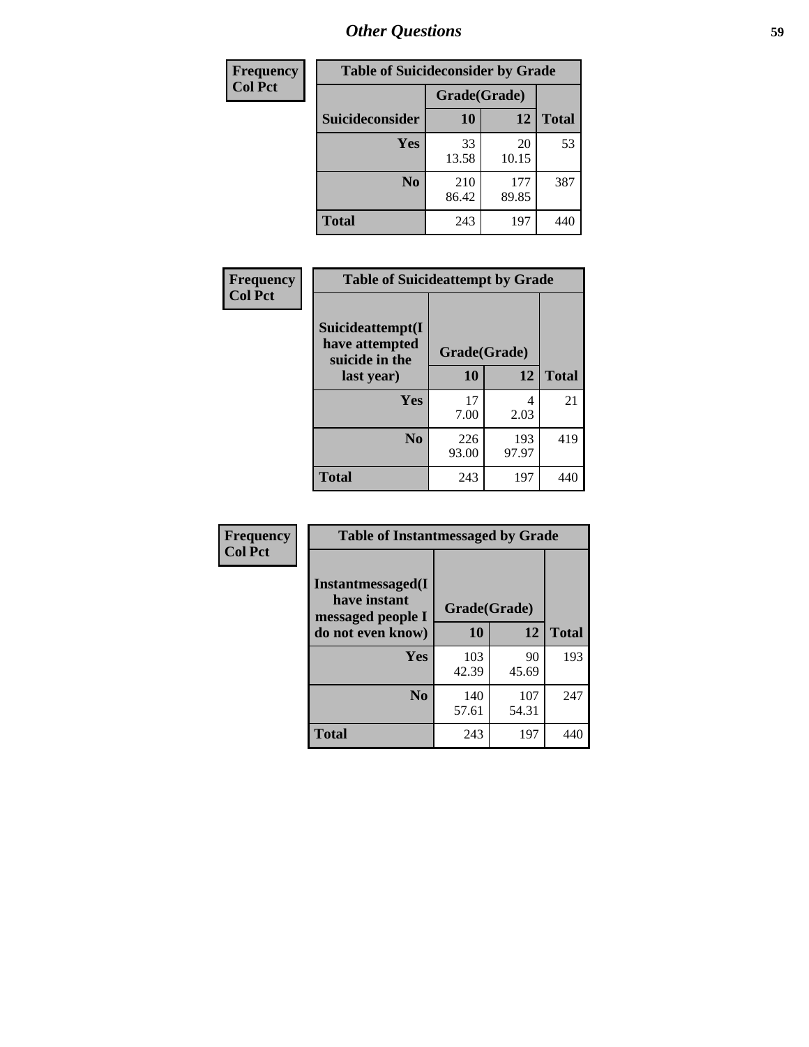## Other Questions

| Frequency Col Pct | Table of Suicideconsider by Grade | | |
|---|---|---|---|
| | Grade(Grade) | | |
| Suicideconsider | 10 | 12 | Total |
| Yes | 33<br>13.58 | 20<br>10.15 | 53 |
| No | 210<br>86.42 | 177<br>89.85 | 387 |
| Total | 243 | 197 | 440 |

| Frequency Col Pct | Table of Suicideattempt by Grade | | |
|---|---|---|---|
| Suicideattempt(I have attempted suicide in the last year) | Grade(Grade) | | |
| | 10 | 12 | Total |
| Yes | 17<br>7.00 | 4<br>2.03 | 21 |
| No | 226<br>93.00 | 193<br>97.97 | 419 |
| Total | 243 | 197 | 440 |

| Frequency Col Pct | Table of Instantmessaged by Grade | | |
|---|---|---|---|
| Instantmessaged(I have instant messaged people I do not even know) | Grade(Grade) | | |
| | 10 | 12 | Total |
| Yes | 103<br>42.39 | 90<br>45.69 | 193 |
| No | 140<br>57.61 | 107<br>54.31 | 247 |
| Total | 243 | 197 | 440 |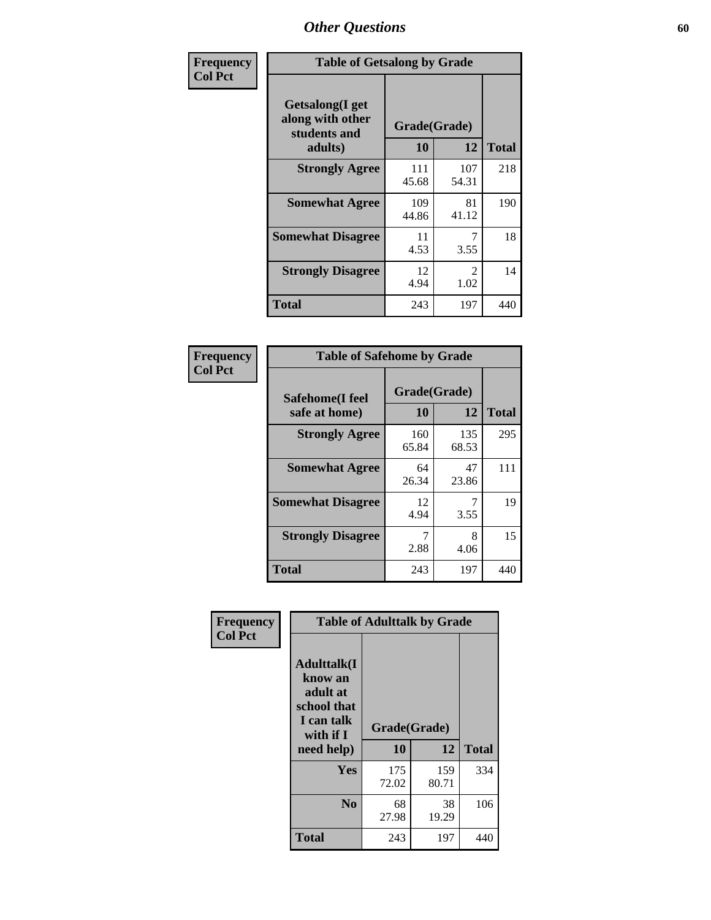# Other Questions

**Frequency**
**Col Pct**

| Table of Getsalong by Grade | | | |
|---|---|---|---|
| Getsalong(I get along with other students and adults) | Grade(Grade) | | |
| | 10 | 12 | Total |
| **Strongly Agree** | 111<br>45.68 | 107<br>54.31 | 218 |
| **Somewhat Agree** | 109<br>44.86 | 81<br>41.12 | 190 |
| **Somewhat Disagree** | 11<br>4.53 | 7<br>3.55 | 18 |
| **Strongly Disagree** | 12<br>4.94 | 2<br>1.02 | 14 |
| **Total** | 243 | 197 | 440 |

**Frequency**
**Col Pct**

| Table of Safehome by Grade | | | |
|---|---|---|---|
| Safehome(I feel safe at home) | Grade(Grade) | | |
| | 10 | 12 | Total |
| **Strongly Agree** | 160<br>65.84 | 135<br>68.53 | 295 |
| **Somewhat Agree** | 64<br>26.34 | 47<br>23.86 | 111 |
| **Somewhat Disagree** | 12<br>4.94 | 7<br>3.55 | 19 |
| **Strongly Disagree** | 7<br>2.88 | 8<br>4.06 | 15 |
| **Total** | 243 | 197 | 440 |

**Frequency**
**Col Pct**

| Table of Adulttalk by Grade | | | |
|---|---|---|---|
| Adulttalk(I know an adult at school that I can talk with if I need help) | Grade(Grade) | | |
| | 10 | 12 | Total |
| **Yes** | 175<br>72.02 | 159<br>80.71 | 334 |
| **No** | 68<br>27.98 | 38<br>19.29 | 106 |
| **Total** | 243 | 197 | 440 |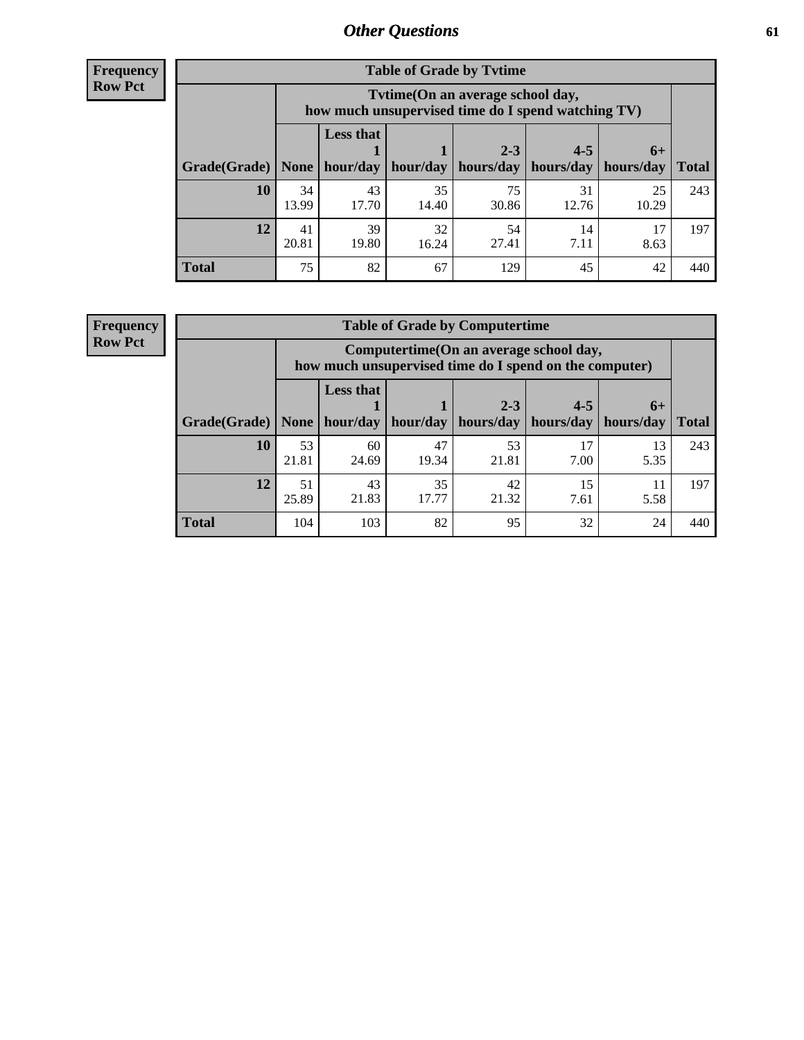| Frequency |
|---|
| Row Pct |

**Table of Grade by Tvtime**

| | Tvtime(On an average school day, how much unsupervised time do I spend watching TV) | | | | | | |
|---|---|---|---|---|---|---|---|
| Grade(Grade) | None | Less that 1 hour/day | 1 hour/day | 2-3 hours/day | 4-5 hours/day | 6+ hours/day | Total |
| 10 | 34<br>13.99 | 43<br>17.70 | 35<br>14.40 | 75<br>30.86 | 31<br>12.76 | 25<br>10.29 | 243 |
| 12 | 41<br>20.81 | 39<br>19.80 | 32<br>16.24 | 54<br>27.41 | 14<br>7.11 | 17<br>8.63 | 197 |
| Total | 75 | 82 | 67 | 129 | 45 | 42 | 440 |

| Frequency |
|---|
| Row Pct |

**Table of Grade by Computertime**

| | Computertime(On an average school day, how much unsupervised time do I spend on the computer) | | | | | | |
|---|---|---|---|---|---|---|---|
| Grade(Grade) | None | Less that 1 hour/day | 1 hour/day | 2-3 hours/day | 4-5 hours/day | 6+ hours/day | Total |
| 10 | 53<br>21.81 | 60<br>24.69 | 47<br>19.34 | 53<br>21.81 | 17<br>7.00 | 13<br>5.35 | 243 |
| 12 | 51<br>25.89 | 43<br>21.83 | 35<br>17.77 | 42<br>21.32 | 15<br>7.61 | 11<br>5.58 | 197 |
| Total | 104 | 103 | 82 | 95 | 32 | 24 | 440 |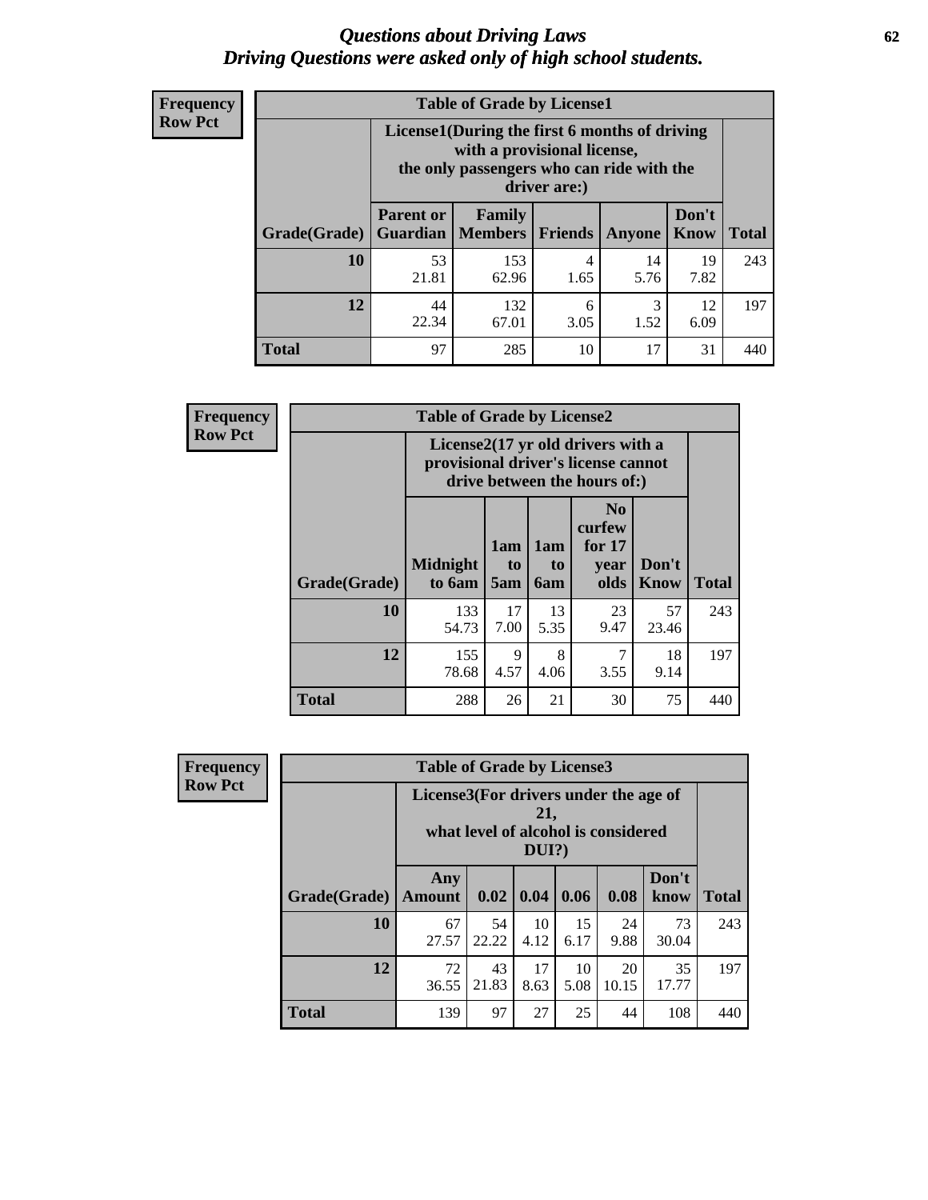# *Questions about Driving Laws*
## *Driving Questions were asked only of high school students.*

**Frequency**
**Row Pct**

**Table of Grade by License1**

| Grade(Grade) | License1(During the first 6 months of driving with a provisional license, the only passengers who can ride with the driver are:) | | | | | Total |
|---|---|---|---|---|---|---|
| | Parent or Guardian | Family Members | Friends | Anyone | Don't Know | |
| 10 | 53<br>21.81 | 153<br>62.96 | 4<br>1.65 | 14<br>5.76 | 19<br>7.82 | 243 |
| 12 | 44<br>22.34 | 132<br>67.01 | 6<br>3.05 | 3<br>1.52 | 12<br>6.09 | 197 |
| Total | 97 | 285 | 10 | 17 | 31 | 440 |

**Frequency**
**Row Pct**

**Table of Grade by License2**

| Grade(Grade) | License2(17 yr old drivers with a provisional driver's license cannot drive between the hours of:) | | | | | Total |
|---|---|---|---|---|---|---|
| | Midnight to 6am | 1am to 5am | 1am to 6am | No curfew for 17 year olds | Don't Know | |
| 10 | 133<br>54.73 | 17<br>7.00 | 13<br>5.35 | 23<br>9.47 | 57<br>23.46 | 243 |
| 12 | 155<br>78.68 | 9<br>4.57 | 8<br>4.06 | 7<br>3.55 | 18<br>9.14 | 197 |
| Total | 288 | 26 | 21 | 30 | 75 | 440 |

**Frequency**
**Row Pct**

**Table of Grade by License3**

| Grade(Grade) | License3(For drivers under the age of 21, what level of alcohol is considered DUI?) | | | | | | Total |
|---|---|---|---|---|---|---|---|
| | Any Amount | 0.02 | 0.04 | 0.06 | 0.08 | Don't know | |
| 10 | 67<br>27.57 | 54<br>22.22 | 10<br>4.12 | 15<br>6.17 | 24<br>9.88 | 73<br>30.04 | 243 |
| 12 | 72<br>36.55 | 43<br>21.83 | 17<br>8.63 | 10<br>5.08 | 20<br>10.15 | 35<br>17.77 | 197 |
| Total | 139 | 97 | 27 | 25 | 44 | 108 | 440 |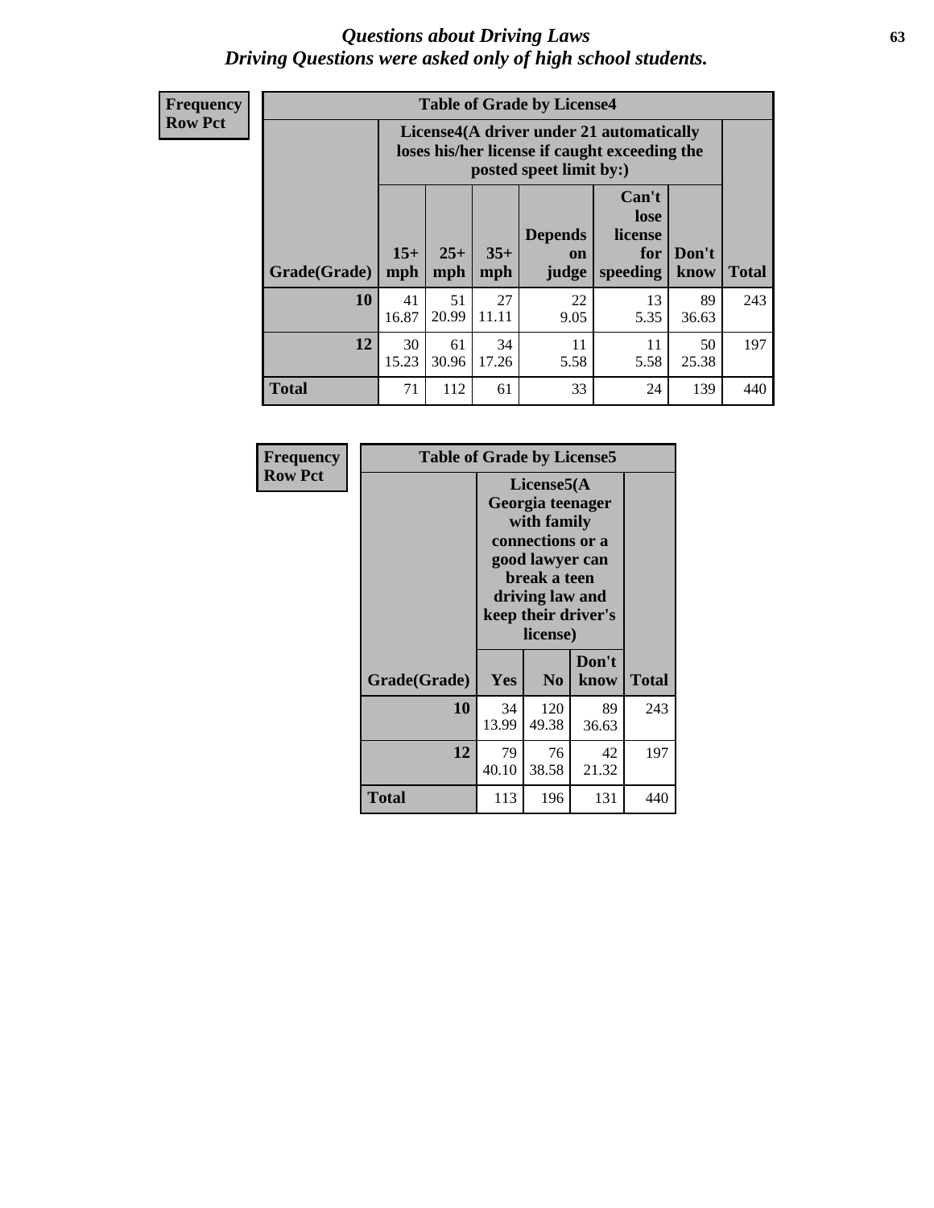# *Questions about Driving Laws*
## *Driving Questions were asked only of high school students.*

**Frequency**
**Row Pct**

**Table of Grade by License4**

| Grade(Grade) | License4(A driver under 21 automatically loses his/her license if caught exceeding the posted speet limit by:) | | | | | | Total |
|---|---|---|---|---|---|---|---|
| | 15+ mph | 25+ mph | 35+ mph | Depends on judge | Can't lose license for speeding | Don't know | |
| **10** | 41<br>16.87 | 51<br>20.99 | 27<br>11.11 | 22<br>9.05 | 13<br>5.35 | 89<br>36.63 | 243 |
| **12** | 30<br>15.23 | 61<br>30.96 | 34<br>17.26 | 11<br>5.58 | 11<br>5.58 | 50<br>25.38 | 197 |
| **Total** | 71 | 112 | 61 | 33 | 24 | 139 | 440 |

**Frequency**
**Row Pct**

**Table of Grade by License5**

| Grade(Grade) | License5(A Georgia teenager with family connections or a good lawyer can break a teen driving law and keep their driver's license) | | | Total |
|---|---|---|---|---|
| | Yes | No | Don't know | |
| **10** | 34<br>13.99 | 120<br>49.38 | 89<br>36.63 | 243 |
| **12** | 79<br>40.10 | 76<br>38.58 | 42<br>21.32 | 197 |
| **Total** | 113 | 196 | 131 | 440 |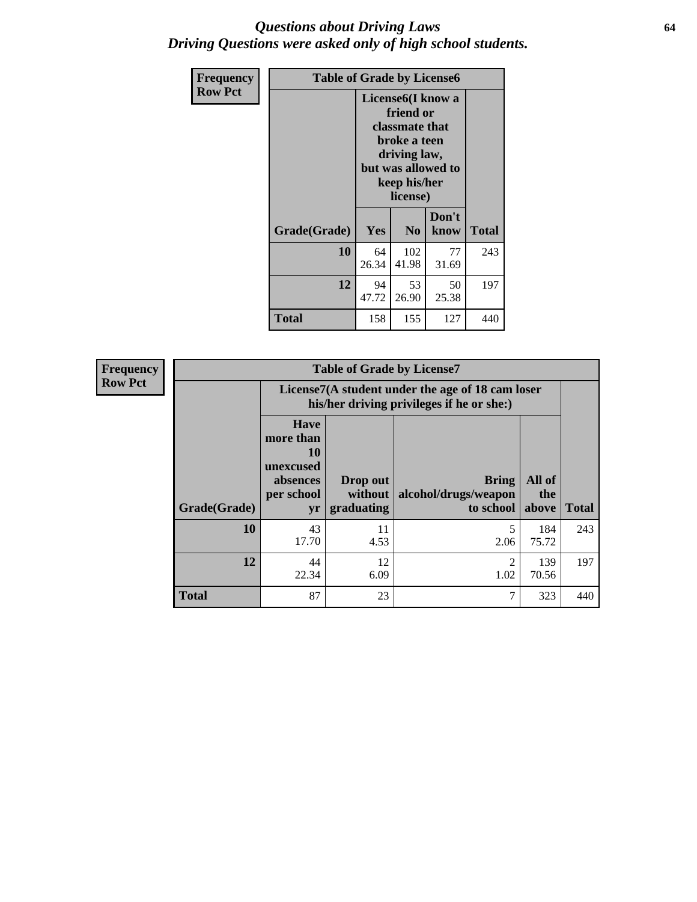## *Questions about Driving Laws*
## *Driving Questions were asked only of high school students.*

**Frequency**
**Row Pct**

**Table of Grade by License6**

| Grade(Grade) | License6(I know a friend or classmate that broke a teen driving law, but was allowed to keep his/her license) Yes | No | Don't know | Total |
|---|---|---|---|---|
| **10** | 64<br>26.34 | 102<br>41.98 | 77<br>31.69 | 243 |
| **12** | 94<br>47.72 | 53<br>26.90 | 50<br>25.38 | 197 |
| **Total** | 158 | 155 | 127 | 440 |

**Frequency**
**Row Pct**

**Table of Grade by License7**

| Grade(Grade) | License7(A student under the age of 18 cam loser his/her driving privileges if he or she:) Have more than 10 unexcused absences per school yr | Drop out without graduating | Bring alcohol/drugs/weapon to school | All of the above | Total |
|---|---|---|---|---|---|
| **10** | 43<br>17.70 | 11<br>4.53 | 5<br>2.06 | 184<br>75.72 | 243 |
| **12** | 44<br>22.34 | 12<br>6.09 | 2<br>1.02 | 139<br>70.56 | 197 |
| **Total** | 87 | 23 | 7 | 323 | 440 |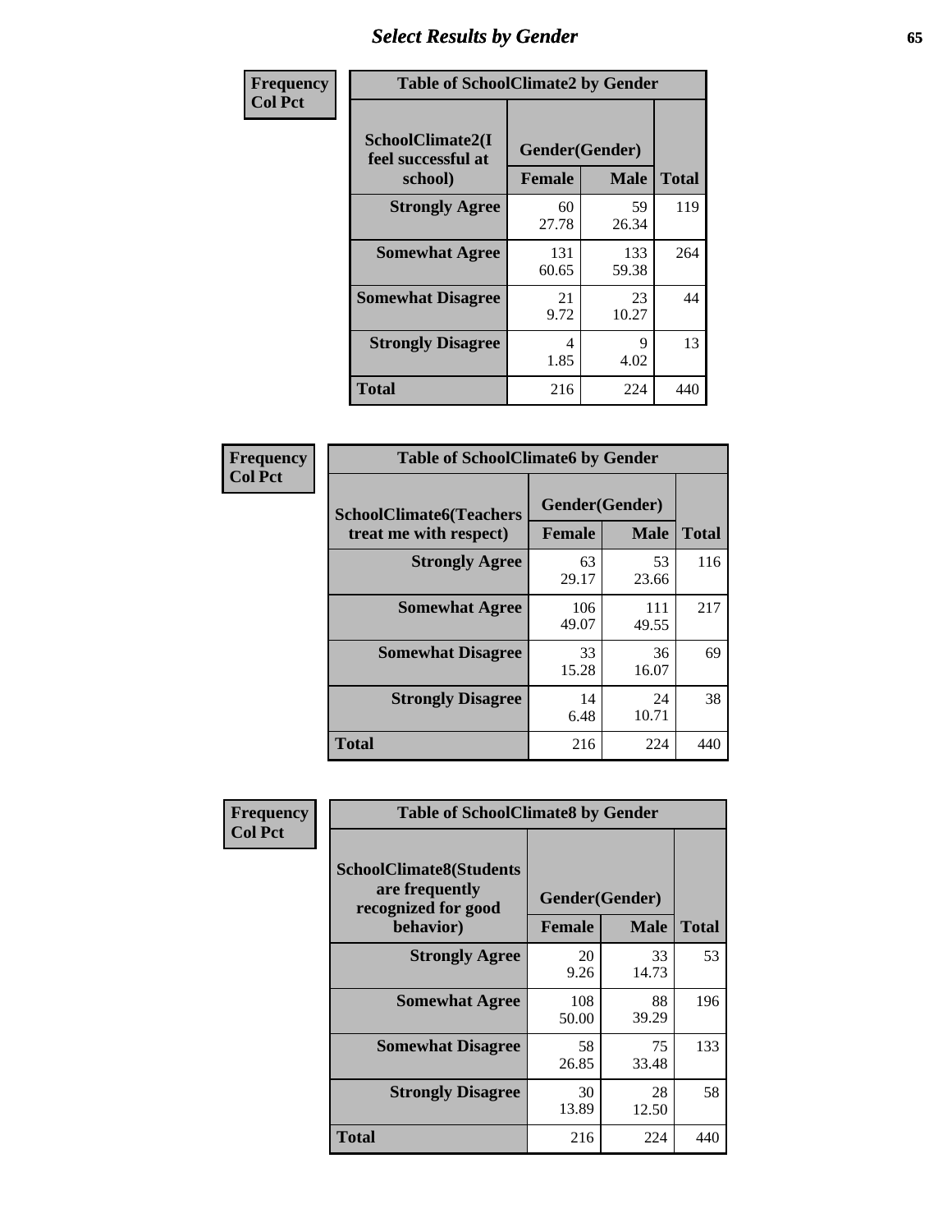# Select Results by Gender

**Frequency**
**Col Pct**

| Table of SchoolClimate2 by Gender | | | |
|---|---|---|---|
| SchoolClimate2(I feel successful at school) | Gender(Gender) | | |
| | Female | Male | Total |
| Strongly Agree | 60<br>27.78 | 59<br>26.34 | 119 |
| Somewhat Agree | 131<br>60.65 | 133<br>59.38 | 264 |
| Somewhat Disagree | 21<br>9.72 | 23<br>10.27 | 44 |
| Strongly Disagree | 4<br>1.85 | 9<br>4.02 | 13 |
| Total | 216 | 224 | 440 |

**Frequency**
**Col Pct**

| Table of SchoolClimate6 by Gender | | | |
|---|---|---|---|
| SchoolClimate6(Teachers treat me with respect) | Gender(Gender) | | |
| | Female | Male | Total |
| Strongly Agree | 63<br>29.17 | 53<br>23.66 | 116 |
| Somewhat Agree | 106<br>49.07 | 111<br>49.55 | 217 |
| Somewhat Disagree | 33<br>15.28 | 36<br>16.07 | 69 |
| Strongly Disagree | 14<br>6.48 | 24<br>10.71 | 38 |
| Total | 216 | 224 | 440 |

**Frequency**
**Col Pct**

| Table of SchoolClimate8 by Gender | | | |
|---|---|---|---|
| SchoolClimate8(Students are frequently recognized for good behavior) | Gender(Gender) | | |
| | Female | Male | Total |
| Strongly Agree | 20<br>9.26 | 33<br>14.73 | 53 |
| Somewhat Agree | 108<br>50.00 | 88<br>39.29 | 196 |
| Somewhat Disagree | 58<br>26.85 | 75<br>33.48 | 133 |
| Strongly Disagree | 30<br>13.89 | 28<br>12.50 | 58 |
| Total | 216 | 224 | 440 |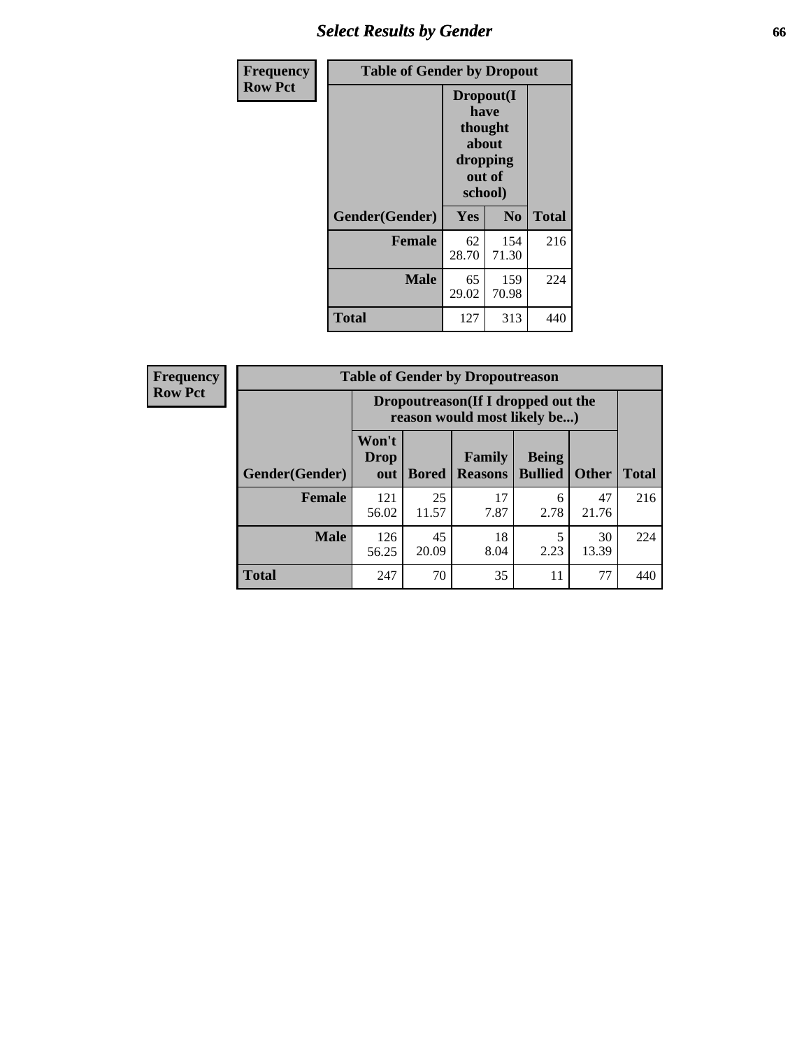## Select Results by Gender

| Frequency Row Pct | Table of Gender by Dropout | | |
|---|---|---|---|
| | Dropout(I have thought about dropping out of school) | | |
| Gender(Gender) | Yes | No | Total |
| Female | 62<br>28.70 | 154<br>71.30 | 216 |
| Male | 65<br>29.02 | 159<br>70.98 | 224 |
| Total | 127 | 313 | 440 |

| Frequency Row Pct | Table of Gender by Dropoutreason | | | | | |
|---|---|---|---|---|---|---|
| | Dropoutreason(If I dropped out the reason would most likely be...) | | | | | |
| Gender(Gender) | Won't Drop out | Bored | Family Reasons | Being Bullied | Other | Total |
| Female | 121<br>56.02 | 25<br>11.57 | 17<br>7.87 | 6<br>2.78 | 47<br>21.76 | 216 |
| Male | 126<br>56.25 | 45<br>20.09 | 18<br>8.04 | 5<br>2.23 | 30<br>13.39 | 224 |
| Total | 247 | 70 | 35 | 11 | 77 | 440 |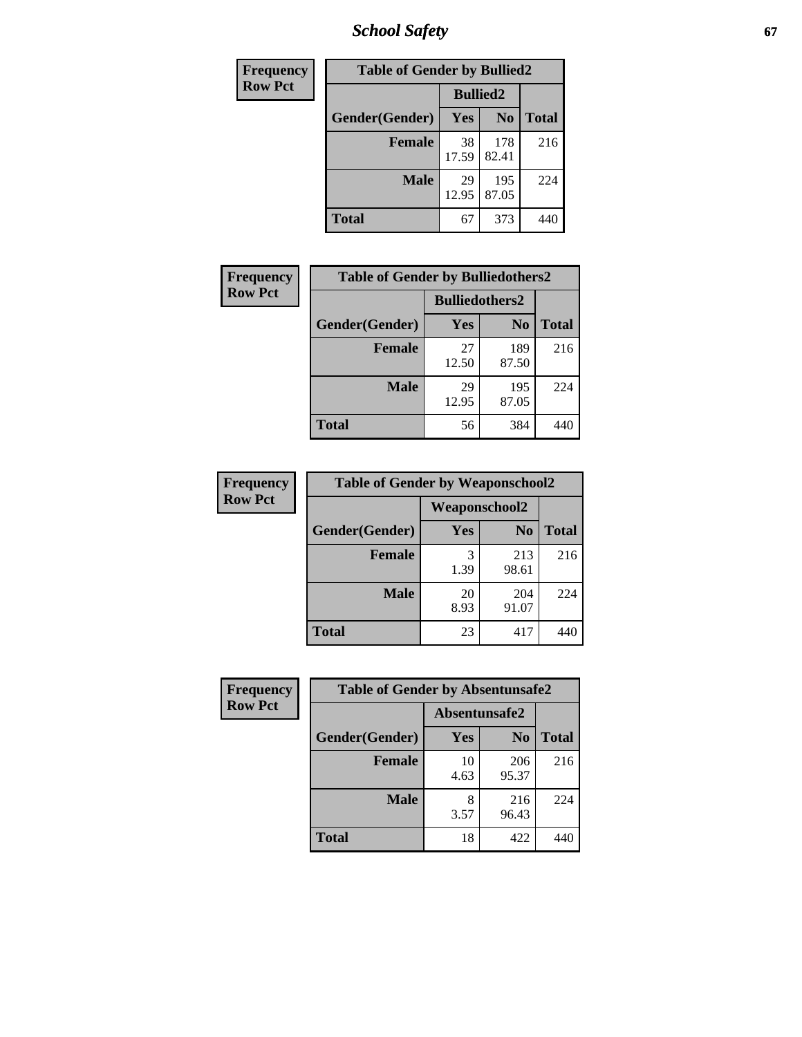| Frequency Row Pct |
|---|

| Table of Gender by Bullied2 | | | |
|---|---|---|---|
| | Bullied2 | | |
| Gender(Gender) | Yes | No | Total |
| Female | 38<br>17.59 | 178<br>82.41 | 216 |
| Male | 29<br>12.95 | 195<br>87.05 | 224 |
| Total | 67 | 373 | 440 |

| Frequency Row Pct |
|---|

| Table of Gender by Bulliedothers2 | | | |
|---|---|---|---|
| | Bulliedothers2 | | |
| Gender(Gender) | Yes | No | Total |
| Female | 27<br>12.50 | 189<br>87.50 | 216 |
| Male | 29<br>12.95 | 195<br>87.05 | 224 |
| Total | 56 | 384 | 440 |

| Frequency Row Pct |
|---|

| Table of Gender by Weaponschool2 | | | |
|---|---|---|---|
| | Weaponschool2 | | |
| Gender(Gender) | Yes | No | Total |
| Female | 3<br>1.39 | 213<br>98.61 | 216 |
| Male | 20<br>8.93 | 204<br>91.07 | 224 |
| Total | 23 | 417 | 440 |

| Frequency Row Pct |
|---|

| Table of Gender by Absentunsafe2 | | | |
|---|---|---|---|
| | Absentunsafe2 | | |
| Gender(Gender) | Yes | No | Total |
| Female | 10<br>4.63 | 206<br>95.37 | 216 |
| Male | 8<br>3.57 | 216<br>96.43 | 224 |
| Total | 18 | 422 | 440 |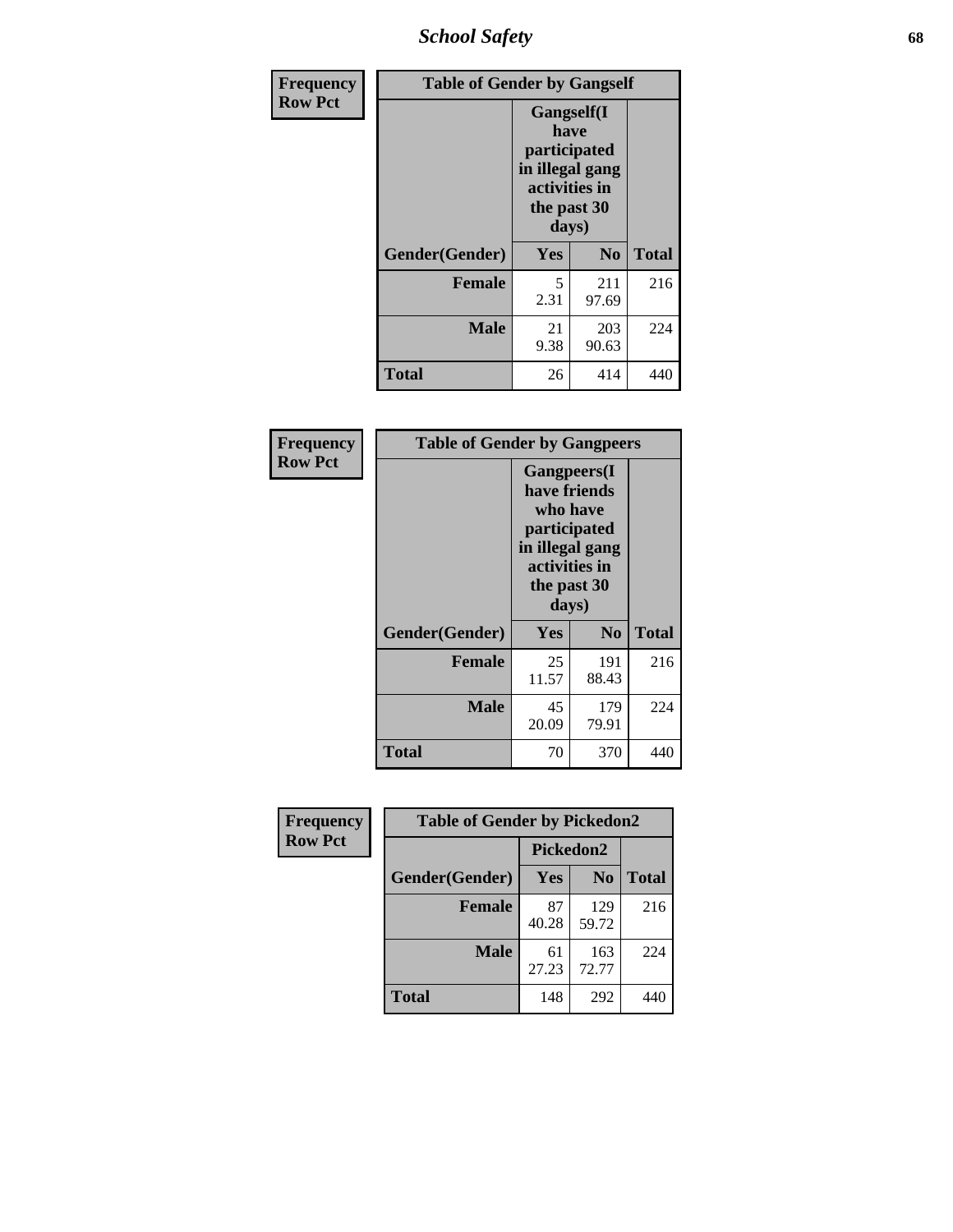# School Safety

**Frequency**
**Row Pct**

| Table of Gender by Gangself | | | |
|---|---|---|---|
| | Gangself(I have participated in illegal gang activities in the past 30 days) | | |
| Gender(Gender) | Yes | No | Total |
| Female | 5<br>2.31 | 211<br>97.69 | 216 |
| Male | 21<br>9.38 | 203<br>90.63 | 224 |
| Total | 26 | 414 | 440 |

**Frequency**
**Row Pct**

| Table of Gender by Gangpeers | | | |
|---|---|---|---|
| | Gangpeers(I have friends who have participated in illegal gang activities in the past 30 days) | | |
| Gender(Gender) | Yes | No | Total |
| Female | 25<br>11.57 | 191<br>88.43 | 216 |
| Male | 45<br>20.09 | 179<br>79.91 | 224 |
| Total | 70 | 370 | 440 |

**Frequency**
**Row Pct**

| Table of Gender by Pickedon2 | | | |
|---|---|---|---|
| | Pickedon2 | | |
| Gender(Gender) | Yes | No | Total |
| Female | 87<br>40.28 | 129<br>59.72 | 216 |
| Male | 61<br>27.23 | 163<br>72.77 | 224 |
| Total | 148 | 292 | 440 |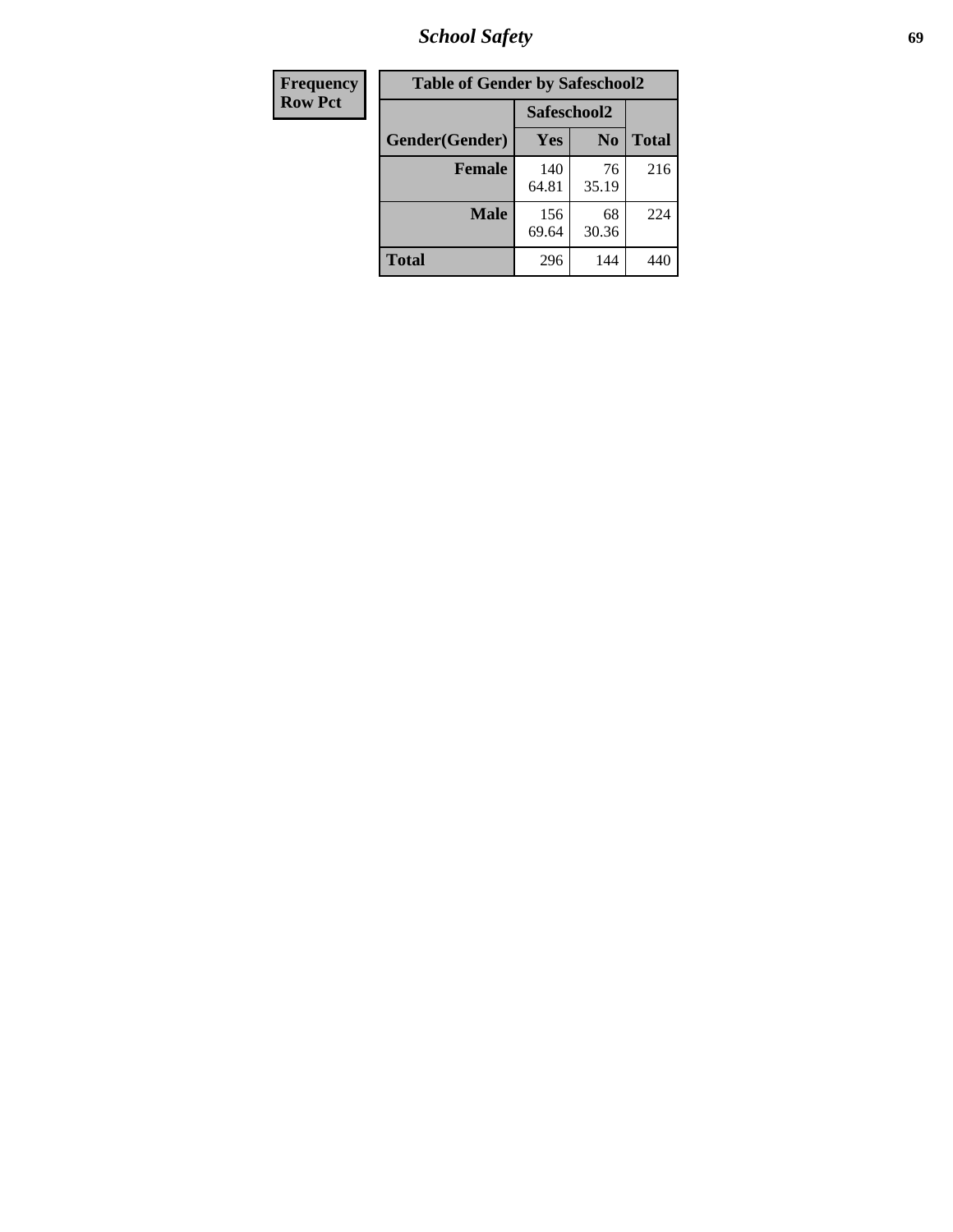| Frequency<br>Row Pct |
|---|

**Table of Gender by Safeschool2**

| Gender(Gender) | Safeschool2 | | Total |
|---|---|---|---|
| | Yes | No | |
| **Female** | 140<br>64.81 | 76<br>35.19 | 216 |
| **Male** | 156<br>69.64 | 68<br>30.36 | 224 |
| **Total** | 296 | 144 | 440 |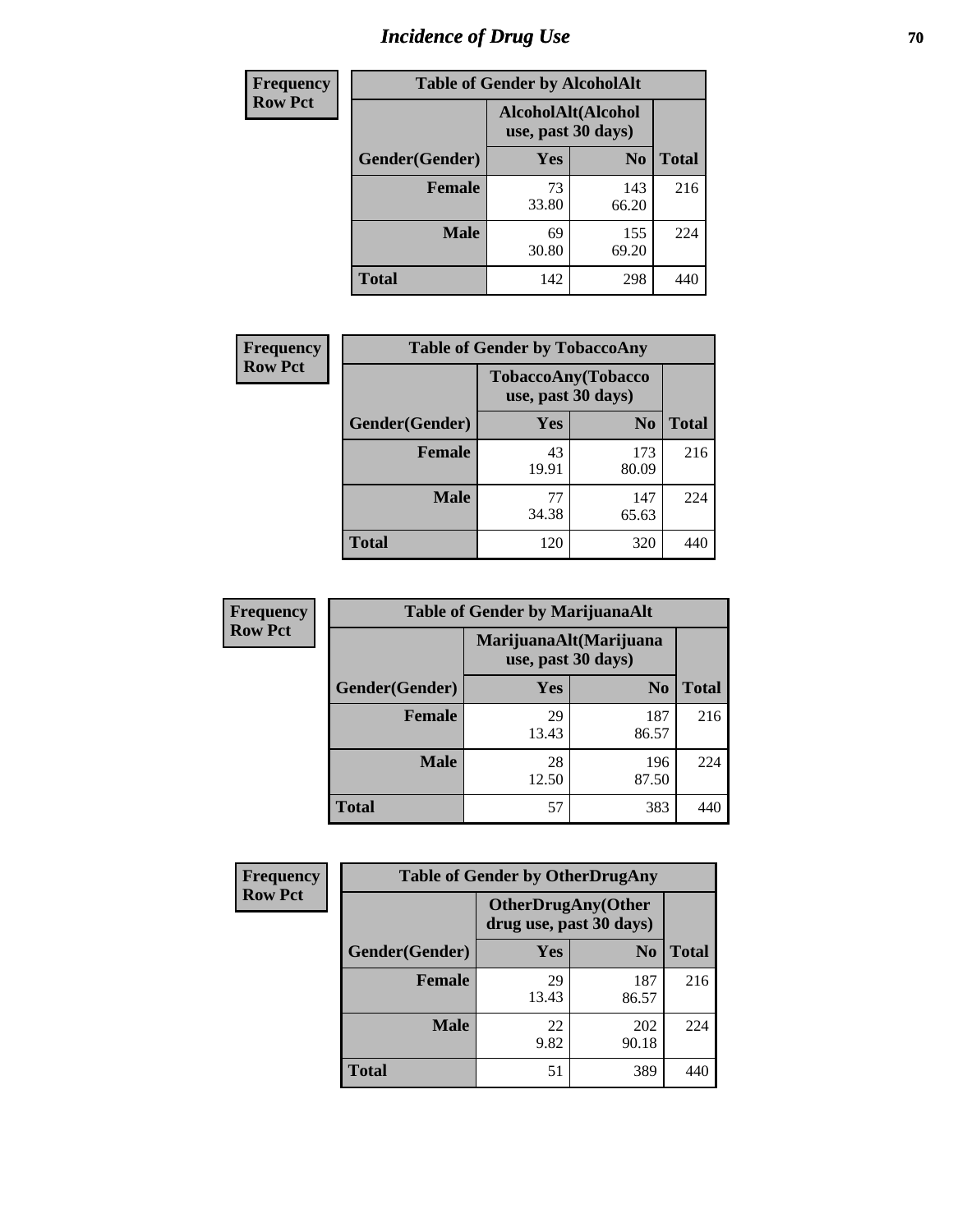# Incidence of Drug Use

**Frequency**
**Row Pct**

| Table of Gender by AlcoholAlt | | | |
|---|---|---|---|
| | AlcoholAlt(Alcohol use, past 30 days) | | |
| Gender(Gender) | Yes | No | Total |
| Female | 73<br>33.80 | 143<br>66.20 | 216 |
| Male | 69<br>30.80 | 155<br>69.20 | 224 |
| Total | 142 | 298 | 440 |

**Frequency**
**Row Pct**

| Table of Gender by TobaccoAny | | | |
|---|---|---|---|
| | TobaccoAny(Tobacco use, past 30 days) | | |
| Gender(Gender) | Yes | No | Total |
| Female | 43<br>19.91 | 173<br>80.09 | 216 |
| Male | 77<br>34.38 | 147<br>65.63 | 224 |
| Total | 120 | 320 | 440 |

**Frequency**
**Row Pct**

| Table of Gender by MarijuanaAlt | | | |
|---|---|---|---|
| | MarijuanaAlt(Marijuana use, past 30 days) | | |
| Gender(Gender) | Yes | No | Total |
| Female | 29<br>13.43 | 187<br>86.57 | 216 |
| Male | 28<br>12.50 | 196<br>87.50 | 224 |
| Total | 57 | 383 | 440 |

**Frequency**
**Row Pct**

| Table of Gender by OtherDrugAny | | | |
|---|---|---|---|
| | OtherDrugAny(Other drug use, past 30 days) | | |
| Gender(Gender) | Yes | No | Total |
| Female | 29<br>13.43 | 187<br>86.57 | 216 |
| Male | 22<br>9.82 | 202<br>90.18 | 224 |
| Total | 51 | 389 | 440 |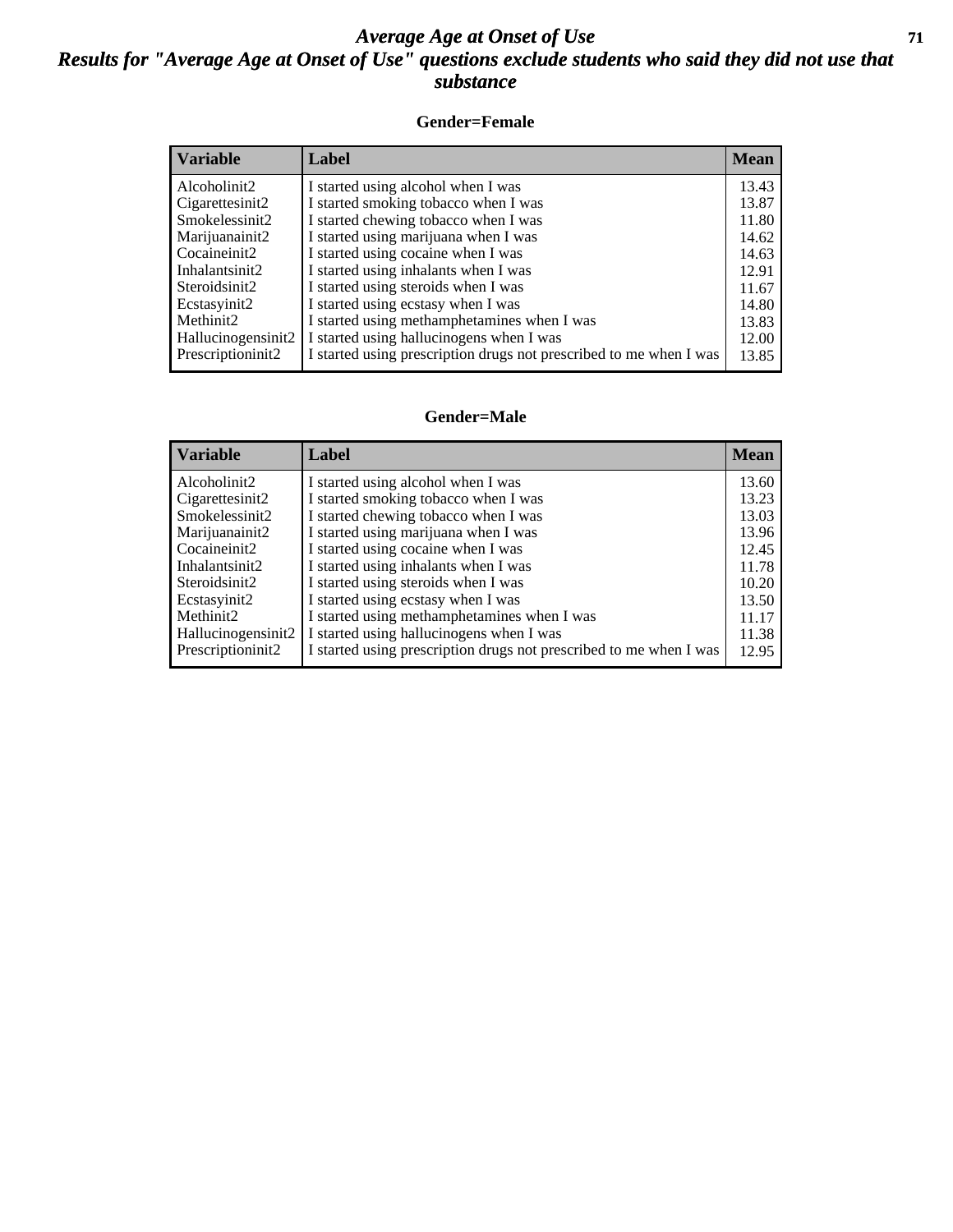# *Average Age at Onset of Use*

## *Results for "Average Age at Onset of Use" questions exclude students who said they did not use that substance*

### Gender=Female

| Variable | Label | Mean |
|---|---|---|
| Alcoholinit2 | I started using alcohol when I was | 13.43 |
| Cigarettesinit2 | I started smoking tobacco when I was | 13.87 |
| Smokelessinit2 | I started chewing tobacco when I was | 11.80 |
| Marijuanainit2 | I started using marijuana when I was | 14.62 |
| Cocaineinit2 | I started using cocaine when I was | 14.63 |
| Inhalantsinit2 | I started using inhalants when I was | 12.91 |
| Steroidsinit2 | I started using steroids when I was | 11.67 |
| Ecstasyinit2 | I started using ecstasy when I was | 14.80 |
| Methinit2 | I started using methamphetamines when I was | 13.83 |
| Hallucinogensinit2 | I started using hallucinogens when I was | 12.00 |
| Prescriptioninit2 | I started using prescription drugs not prescribed to me when I was | 13.85 |

### Gender=Male

| Variable | Label | Mean |
|---|---|---|
| Alcoholinit2 | I started using alcohol when I was | 13.60 |
| Cigarettesinit2 | I started smoking tobacco when I was | 13.23 |
| Smokelessinit2 | I started chewing tobacco when I was | 13.03 |
| Marijuanainit2 | I started using marijuana when I was | 13.96 |
| Cocaineinit2 | I started using cocaine when I was | 12.45 |
| Inhalantsinit2 | I started using inhalants when I was | 11.78 |
| Steroidsinit2 | I started using steroids when I was | 10.20 |
| Ecstasyinit2 | I started using ecstasy when I was | 13.50 |
| Methinit2 | I started using methamphetamines when I was | 11.17 |
| Hallucinogensinit2 | I started using hallucinogens when I was | 11.38 |
| Prescriptioninit2 | I started using prescription drugs not prescribed to me when I was | 12.95 |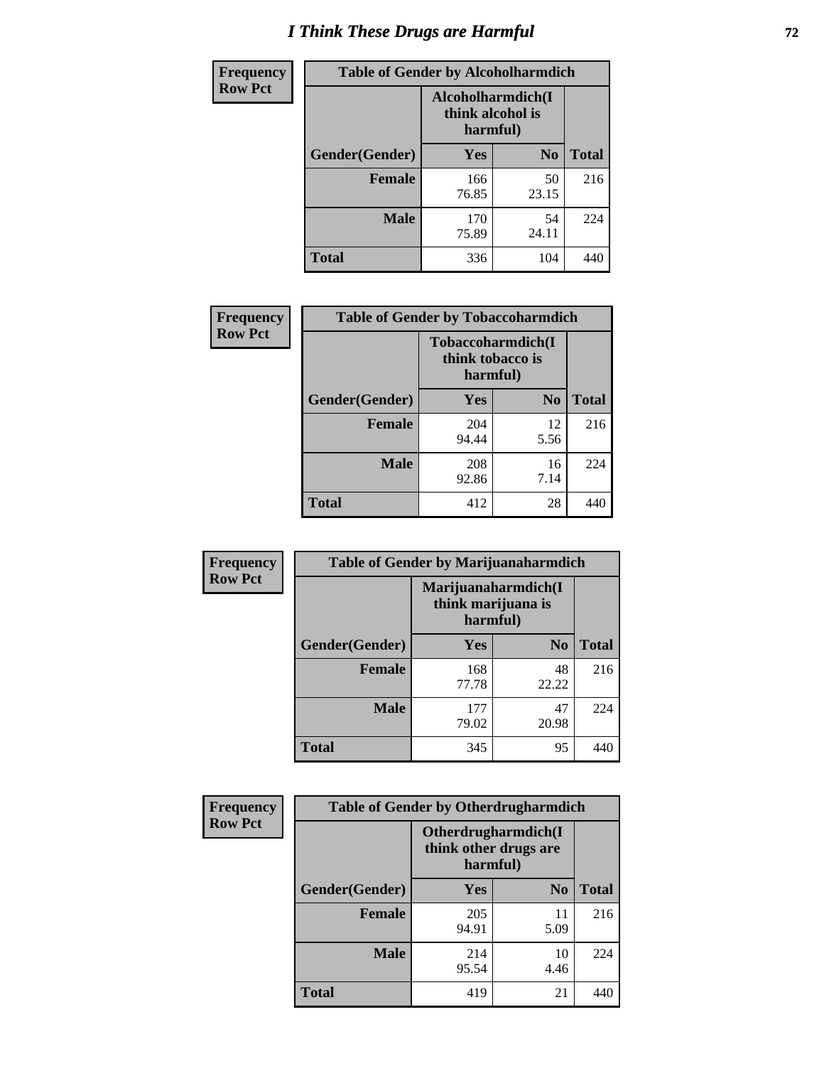# I Think These Drugs are Harmful

| Frequency Row Pct | Table of Gender by Alcoholharmdich | | |
|---|---|---|---|
| | Alcoholharmdich(I think alcohol is harmful) | | |
| Gender(Gender) | Yes | No | Total |
| Female | 166<br>76.85 | 50<br>23.15 | 216 |
| Male | 170<br>75.89 | 54<br>24.11 | 224 |
| Total | 336 | 104 | 440 |

| Frequency Row Pct | Table of Gender by Tobaccoharmdich | | |
|---|---|---|---|
| | Tobaccoharmdich(I think tobacco is harmful) | | |
| Gender(Gender) | Yes | No | Total |
| Female | 204<br>94.44 | 12<br>5.56 | 216 |
| Male | 208<br>92.86 | 16<br>7.14 | 224 |
| Total | 412 | 28 | 440 |

| Frequency Row Pct | Table of Gender by Marijuanaharmdich | | |
|---|---|---|---|
| | Marijuanaharmdich(I think marijuana is harmful) | | |
| Gender(Gender) | Yes | No | Total |
| Female | 168<br>77.78 | 48<br>22.22 | 216 |
| Male | 177<br>79.02 | 47<br>20.98 | 224 |
| Total | 345 | 95 | 440 |

| Frequency Row Pct | Table of Gender by Otherdrugharmdich | | |
|---|---|---|---|
| | Otherdrugharmdich(I think other drugs are harmful) | | |
| Gender(Gender) | Yes | No | Total |
| Female | 205<br>94.91 | 11<br>5.09 | 216 |
| Male | 214<br>95.54 | 10<br>4.46 | 224 |
| Total | 419 | 21 | 440 |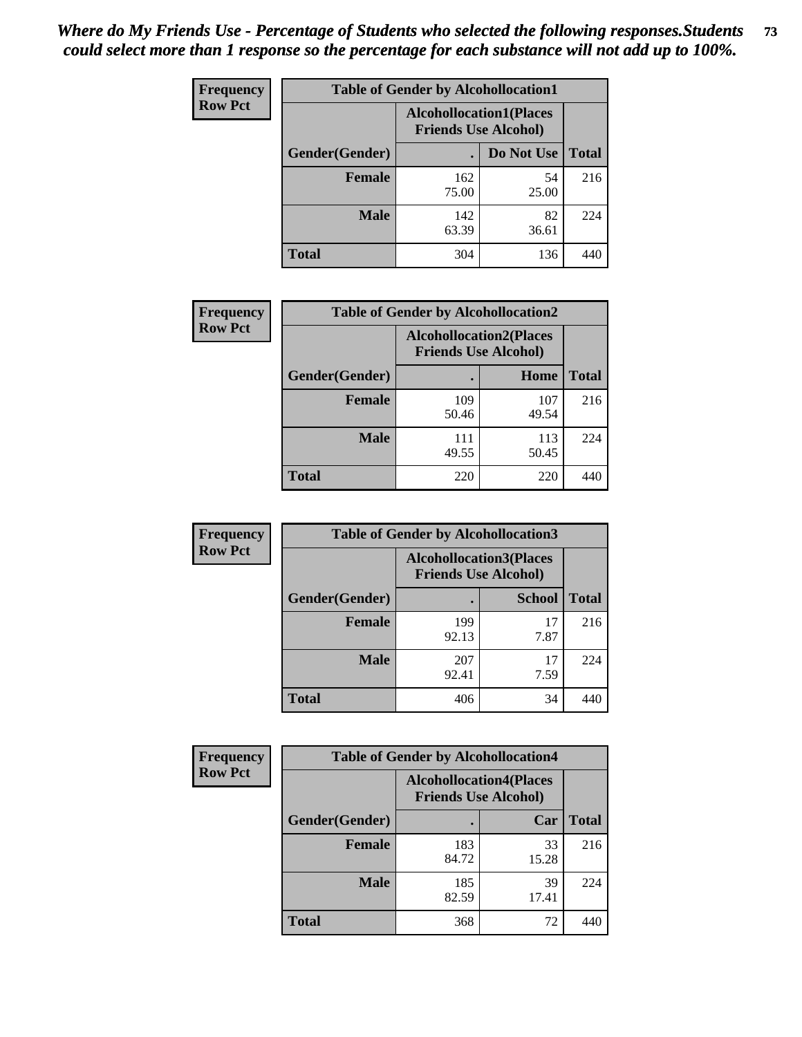*Where do My Friends Use - Percentage of Students who selected the following responses.Students could select more than 1 response so the percentage for each substance will not add up to 100%.*

**Frequency Row Pct**

| Table of Gender by Alcohollocation1 | | | |
|---|---|---|---|
| | Alcohollocation1(Places Friends Use Alcohol) | | |
| Gender(Gender) | . | Do Not Use | Total |
| Female | 162<br>75.00 | 54<br>25.00 | 216 |
| Male | 142<br>63.39 | 82<br>36.61 | 224 |
| Total | 304 | 136 | 440 |

**Frequency Row Pct**

| Table of Gender by Alcohollocation2 | | | |
|---|---|---|---|
| | Alcohollocation2(Places Friends Use Alcohol) | | |
| Gender(Gender) | . | Home | Total |
| Female | 109<br>50.46 | 107<br>49.54 | 216 |
| Male | 111<br>49.55 | 113<br>50.45 | 224 |
| Total | 220 | 220 | 440 |

**Frequency Row Pct**

| Table of Gender by Alcohollocation3 | | | |
|---|---|---|---|
| | Alcohollocation3(Places Friends Use Alcohol) | | |
| Gender(Gender) | . | School | Total |
| Female | 199<br>92.13 | 17<br>7.87 | 216 |
| Male | 207<br>92.41 | 17<br>7.59 | 224 |
| Total | 406 | 34 | 440 |

**Frequency Row Pct**

| Table of Gender by Alcohollocation4 | | | |
|---|---|---|---|
| | Alcohollocation4(Places Friends Use Alcohol) | | |
| Gender(Gender) | . | Car | Total |
| Female | 183<br>84.72 | 33<br>15.28 | 216 |
| Male | 185<br>82.59 | 39<br>17.41 | 224 |
| Total | 368 | 72 | 440 |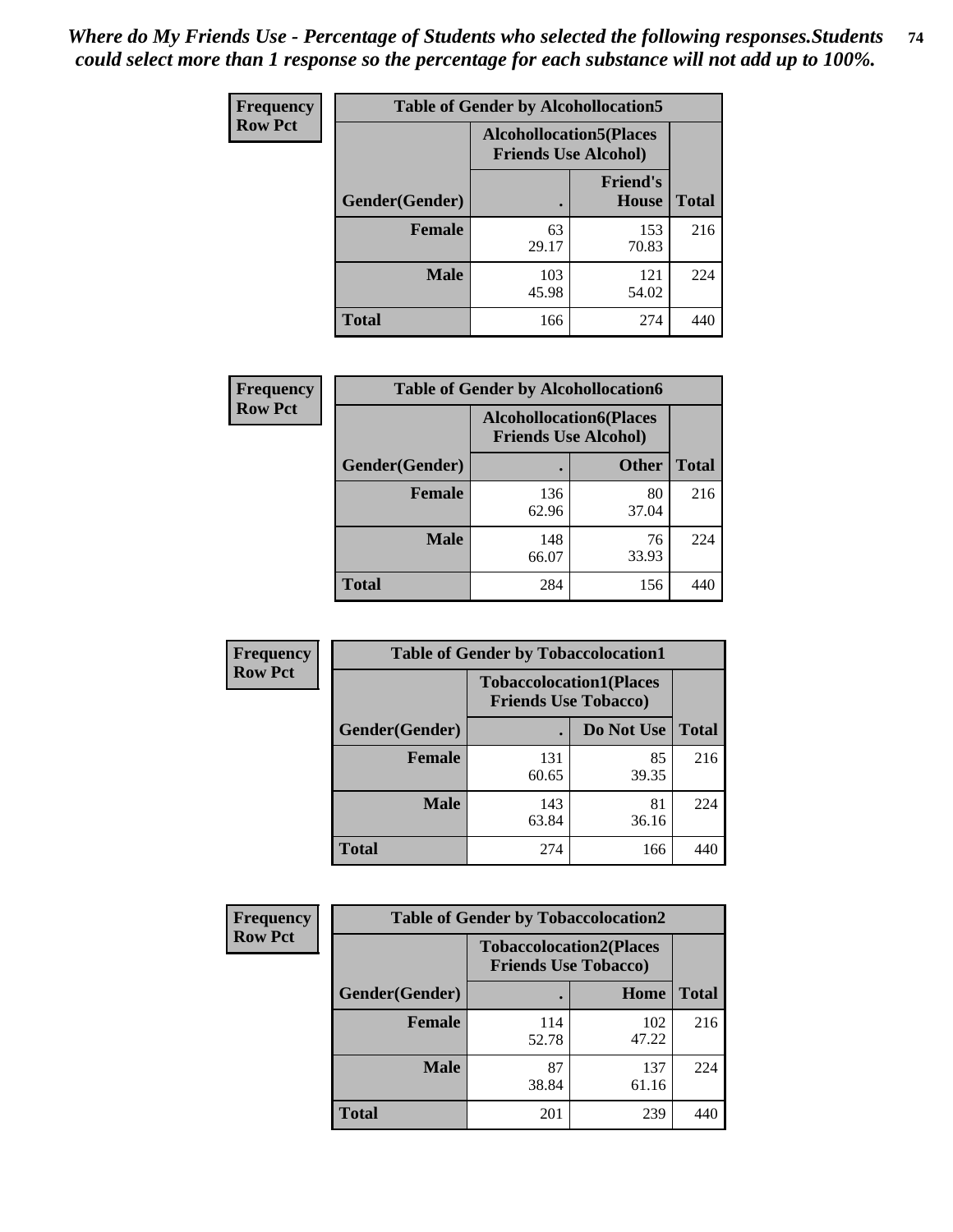*Where do My Friends Use - Percentage of Students who selected the following responses.Students could select more than 1 response so the percentage for each substance will not add up to 100%.*

**Frequency / Row Pct**

| Table of Gender by Alcohollocation5 | | | |
|---|---|---|---|
| | Alcohollocation5(Places Friends Use Alcohol) | | |
| Gender(Gender) | . | Friend's House | Total |
| Female | 63<br>29.17 | 153<br>70.83 | 216 |
| Male | 103<br>45.98 | 121<br>54.02 | 224 |
| Total | 166 | 274 | 440 |

**Frequency / Row Pct**

| Table of Gender by Alcohollocation6 | | | |
|---|---|---|---|
| | Alcohollocation6(Places Friends Use Alcohol) | | |
| Gender(Gender) | . | Other | Total |
| Female | 136<br>62.96 | 80<br>37.04 | 216 |
| Male | 148<br>66.07 | 76<br>33.93 | 224 |
| Total | 284 | 156 | 440 |

**Frequency / Row Pct**

| Table of Gender by Tobaccolocation1 | | | |
|---|---|---|---|
| | Tobaccolocation1(Places Friends Use Tobacco) | | |
| Gender(Gender) | . | Do Not Use | Total |
| Female | 131<br>60.65 | 85<br>39.35 | 216 |
| Male | 143<br>63.84 | 81<br>36.16 | 224 |
| Total | 274 | 166 | 440 |

**Frequency / Row Pct**

| Table of Gender by Tobaccolocation2 | | | |
|---|---|---|---|
| | Tobaccolocation2(Places Friends Use Tobacco) | | |
| Gender(Gender) | . | Home | Total |
| Female | 114<br>52.78 | 102<br>47.22 | 216 |
| Male | 87<br>38.84 | 137<br>61.16 | 224 |
| Total | 201 | 239 | 440 |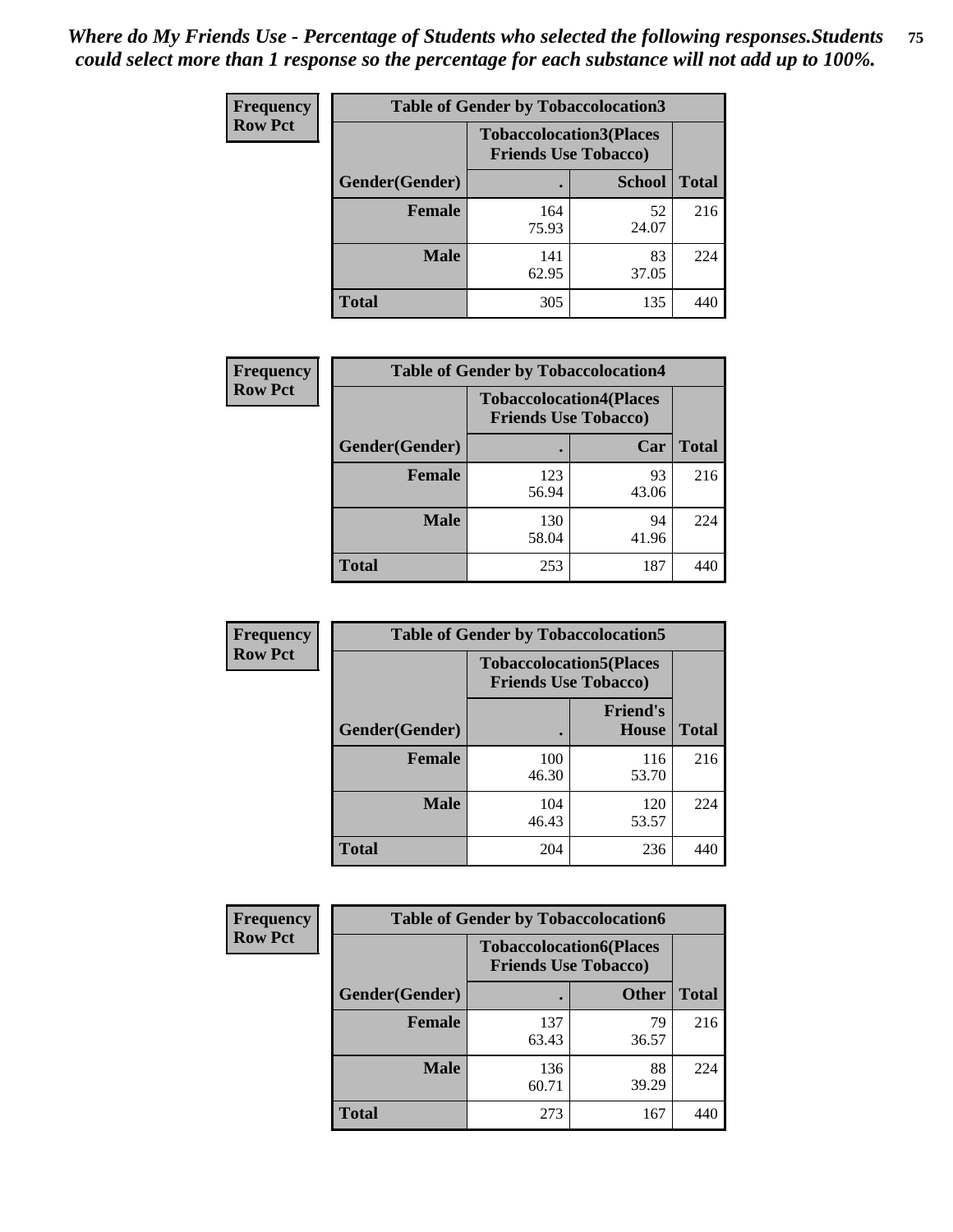*Where do My Friends Use - Percentage of Students who selected the following responses.Students could select more than 1 response so the percentage for each substance will not add up to 100%.*

**Frequency Row Pct**

| Table of Gender by Tobaccolocation3 | | | |
|---|---|---|---|
| | Tobaccolocation3(Places Friends Use Tobacco) | | |
| Gender(Gender) | . | School | Total |
| Female | 164<br>75.93 | 52<br>24.07 | 216 |
| Male | 141<br>62.95 | 83<br>37.05 | 224 |
| Total | 305 | 135 | 440 |

**Frequency Row Pct**

| Table of Gender by Tobaccolocation4 | | | |
|---|---|---|---|
| | Tobaccolocation4(Places Friends Use Tobacco) | | |
| Gender(Gender) | . | Car | Total |
| Female | 123<br>56.94 | 93<br>43.06 | 216 |
| Male | 130<br>58.04 | 94<br>41.96 | 224 |
| Total | 253 | 187 | 440 |

**Frequency Row Pct**

| Table of Gender by Tobaccolocation5 | | | |
|---|---|---|---|
| | Tobaccolocation5(Places Friends Use Tobacco) | | |
| Gender(Gender) | . | Friend's House | Total |
| Female | 100<br>46.30 | 116<br>53.70 | 216 |
| Male | 104<br>46.43 | 120<br>53.57 | 224 |
| Total | 204 | 236 | 440 |

**Frequency Row Pct**

| Table of Gender by Tobaccolocation6 | | | |
|---|---|---|---|
| | Tobaccolocation6(Places Friends Use Tobacco) | | |
| Gender(Gender) | . | Other | Total |
| Female | 137<br>63.43 | 79<br>36.57 | 216 |
| Male | 136<br>60.71 | 88<br>39.29 | 224 |
| Total | 273 | 167 | 440 |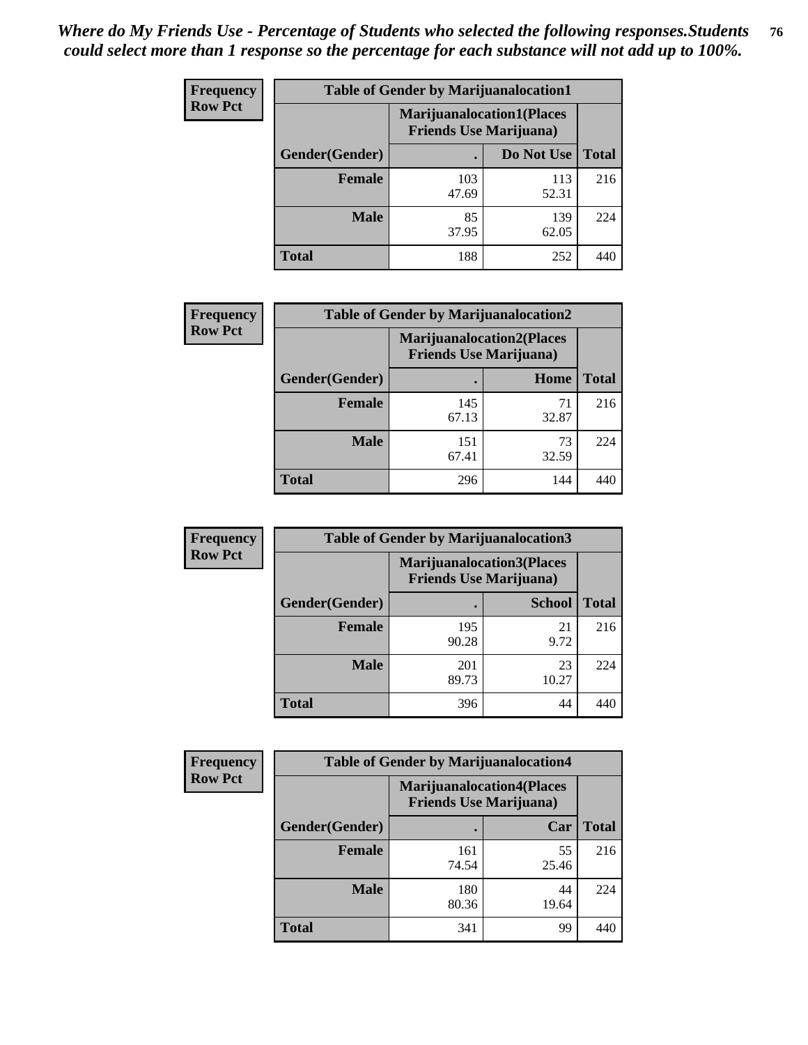*Where do My Friends Use - Percentage of Students who selected the following responses.Students could select more than 1 response so the percentage for each substance will not add up to 100%.*

**Frequency Row Pct**

| Table of Gender by Marijuanalocation1 | | | |
|---|---|---|---|
| | Marijuanalocation1(Places Friends Use Marijuana) | | |
| Gender(Gender) | . | Do Not Use | Total |
| Female | 103<br>47.69 | 113<br>52.31 | 216 |
| Male | 85<br>37.95 | 139<br>62.05 | 224 |
| Total | 188 | 252 | 440 |

**Frequency Row Pct**

| Table of Gender by Marijuanalocation2 | | | |
|---|---|---|---|
| | Marijuanalocation2(Places Friends Use Marijuana) | | |
| Gender(Gender) | . | Home | Total |
| Female | 145<br>67.13 | 71<br>32.87 | 216 |
| Male | 151<br>67.41 | 73<br>32.59 | 224 |
| Total | 296 | 144 | 440 |

**Frequency Row Pct**

| Table of Gender by Marijuanalocation3 | | | |
|---|---|---|---|
| | Marijuanalocation3(Places Friends Use Marijuana) | | |
| Gender(Gender) | . | School | Total |
| Female | 195<br>90.28 | 21<br>9.72 | 216 |
| Male | 201<br>89.73 | 23<br>10.27 | 224 |
| Total | 396 | 44 | 440 |

**Frequency Row Pct**

| Table of Gender by Marijuanalocation4 | | | |
|---|---|---|---|
| | Marijuanalocation4(Places Friends Use Marijuana) | | |
| Gender(Gender) | . | Car | Total |
| Female | 161<br>74.54 | 55<br>25.46 | 216 |
| Male | 180<br>80.36 | 44<br>19.64 | 224 |
| Total | 341 | 99 | 440 |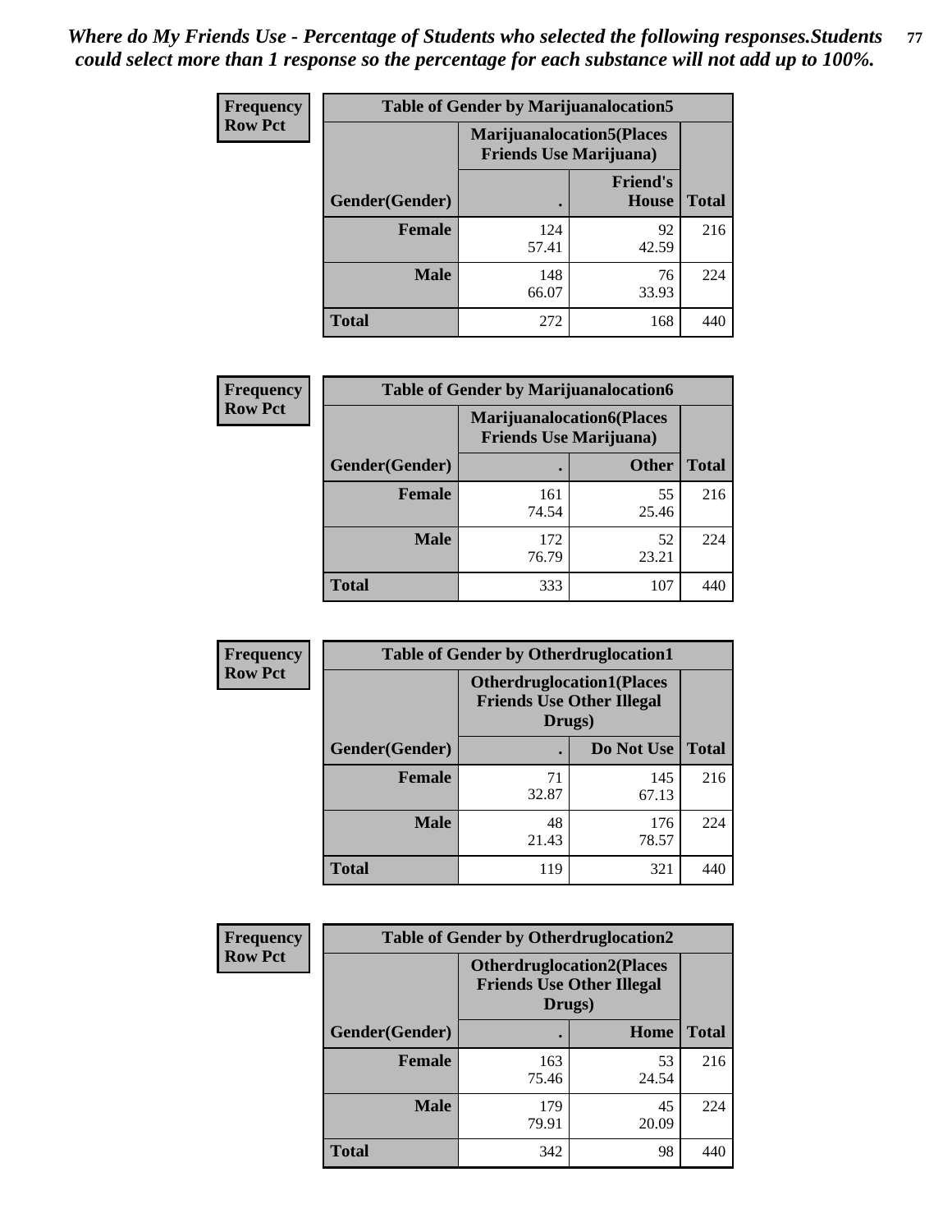*Where do My Friends Use - Percentage of Students who selected the following responses.Students could select more than 1 response so the percentage for each substance will not add up to 100%.*

**Frequency**
**Row Pct**

| Table of Gender by Marijuanalocation5 | | | |
|---|---|---|---|
| | Marijuanalocation5(Places Friends Use Marijuana) | | |
| Gender(Gender) | . | Friend's House | Total |
| **Female** | 124<br>57.41 | 92<br>42.59 | 216 |
| **Male** | 148<br>66.07 | 76<br>33.93 | 224 |
| **Total** | 272 | 168 | 440 |

**Frequency**
**Row Pct**

| Table of Gender by Marijuanalocation6 | | | |
|---|---|---|---|
| | Marijuanalocation6(Places Friends Use Marijuana) | | |
| Gender(Gender) | . | Other | Total |
| **Female** | 161<br>74.54 | 55<br>25.46 | 216 |
| **Male** | 172<br>76.79 | 52<br>23.21 | 224 |
| **Total** | 333 | 107 | 440 |

**Frequency**
**Row Pct**

| Table of Gender by Otherdruglocation1 | | | |
|---|---|---|---|
| | Otherdruglocation1(Places Friends Use Other Illegal Drugs) | | |
| Gender(Gender) | . | Do Not Use | Total |
| **Female** | 71<br>32.87 | 145<br>67.13 | 216 |
| **Male** | 48<br>21.43 | 176<br>78.57 | 224 |
| **Total** | 119 | 321 | 440 |

**Frequency**
**Row Pct**

| Table of Gender by Otherdruglocation2 | | | |
|---|---|---|---|
| | Otherdruglocation2(Places Friends Use Other Illegal Drugs) | | |
| Gender(Gender) | . | Home | Total |
| **Female** | 163<br>75.46 | 53<br>24.54 | 216 |
| **Male** | 179<br>79.91 | 45<br>20.09 | 224 |
| **Total** | 342 | 98 | 440 |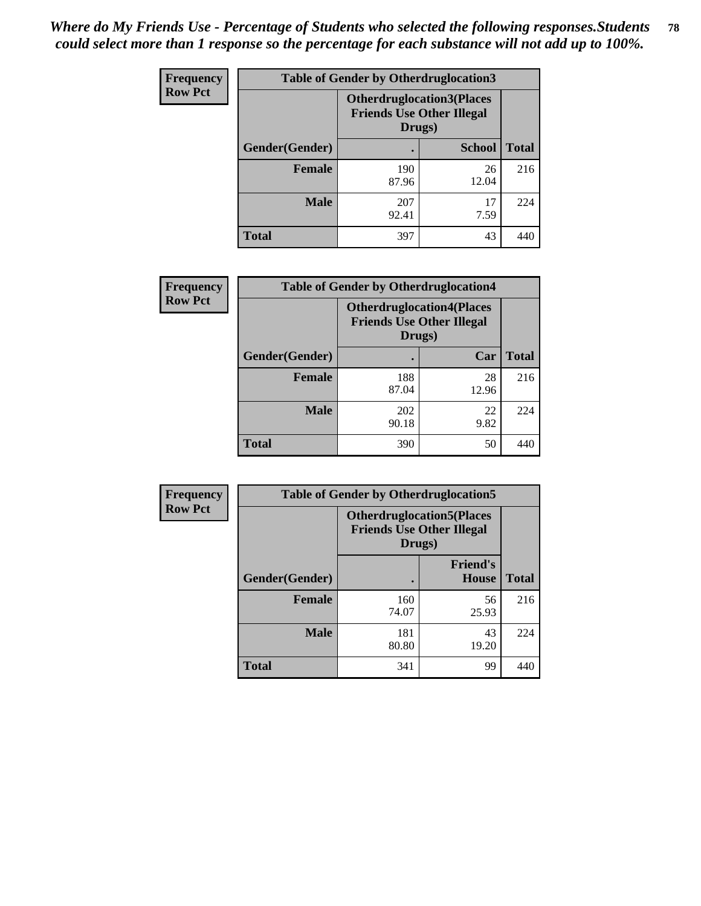*Where do My Friends Use - Percentage of Students who selected the following responses.Students could select more than 1 response so the percentage for each substance will not add up to 100%.*

**Frequency**
**Row Pct**

| Table of Gender by Otherdruglocation3 | | | |
|---|---|---|---|
| | Otherdruglocation3(Places Friends Use Other Illegal Drugs) | | |
| Gender(Gender) | . | School | Total |
| Female | 190<br>87.96 | 26<br>12.04 | 216 |
| Male | 207<br>92.41 | 17<br>7.59 | 224 |
| Total | 397 | 43 | 440 |

**Frequency**
**Row Pct**

| Table of Gender by Otherdruglocation4 | | | |
|---|---|---|---|
| | Otherdruglocation4(Places Friends Use Other Illegal Drugs) | | |
| Gender(Gender) | . | Car | Total |
| Female | 188<br>87.04 | 28<br>12.96 | 216 |
| Male | 202<br>90.18 | 22<br>9.82 | 224 |
| Total | 390 | 50 | 440 |

**Frequency**
**Row Pct**

| Table of Gender by Otherdruglocation5 | | | |
|---|---|---|---|
| | Otherdruglocation5(Places Friends Use Other Illegal Drugs) | | |
| Gender(Gender) | . | Friend's House | Total |
| Female | 160<br>74.07 | 56<br>25.93 | 216 |
| Male | 181<br>80.80 | 43<br>19.20 | 224 |
| Total | 341 | 99 | 440 |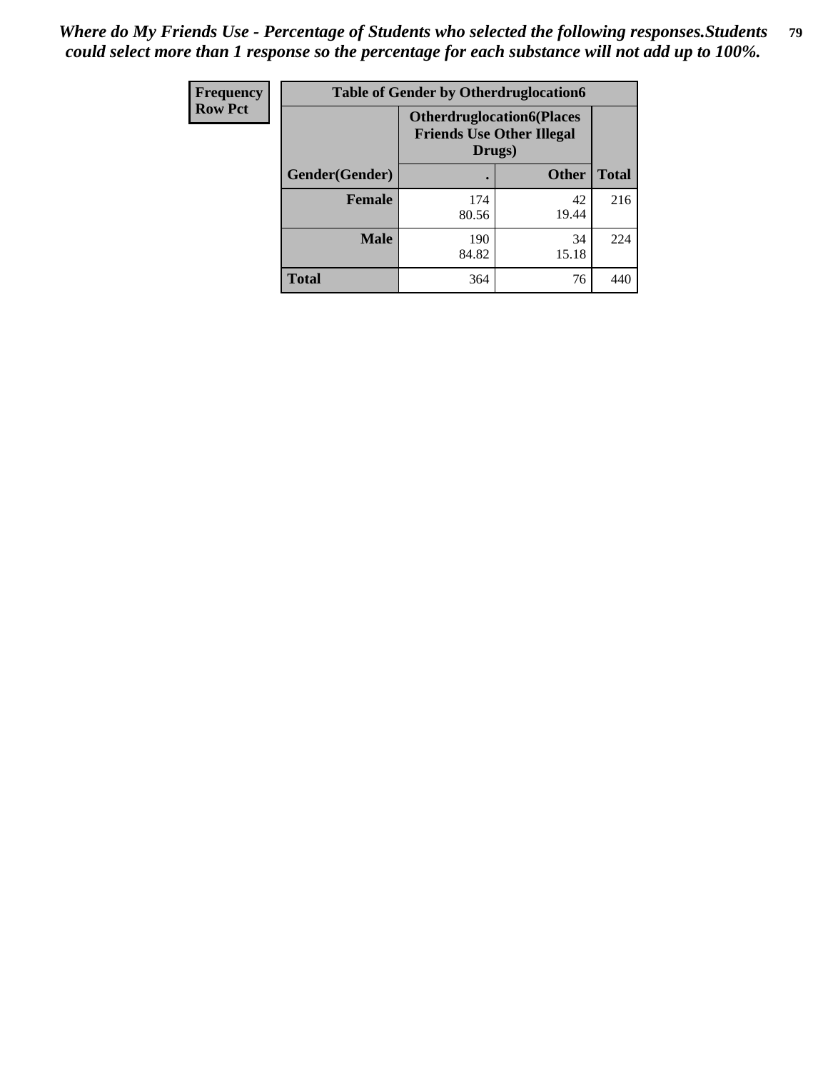*Where do My Friends Use - Percentage of Students who selected the following responses.Students could select more than 1 response so the percentage for each substance will not add up to 100%.*

| Frequency<br>Row Pct | Table of Gender by Otherdruglocation6 | | |
|---|---|---|---|
| | Otherdruglocation6(Places Friends Use Other Illegal Drugs) | | |
| Gender(Gender) | . | Other | Total |
| Female | 174<br>80.56 | 42<br>19.44 | 216 |
| Male | 190<br>84.82 | 34<br>15.18 | 224 |
| Total | 364 | 76 | 440 |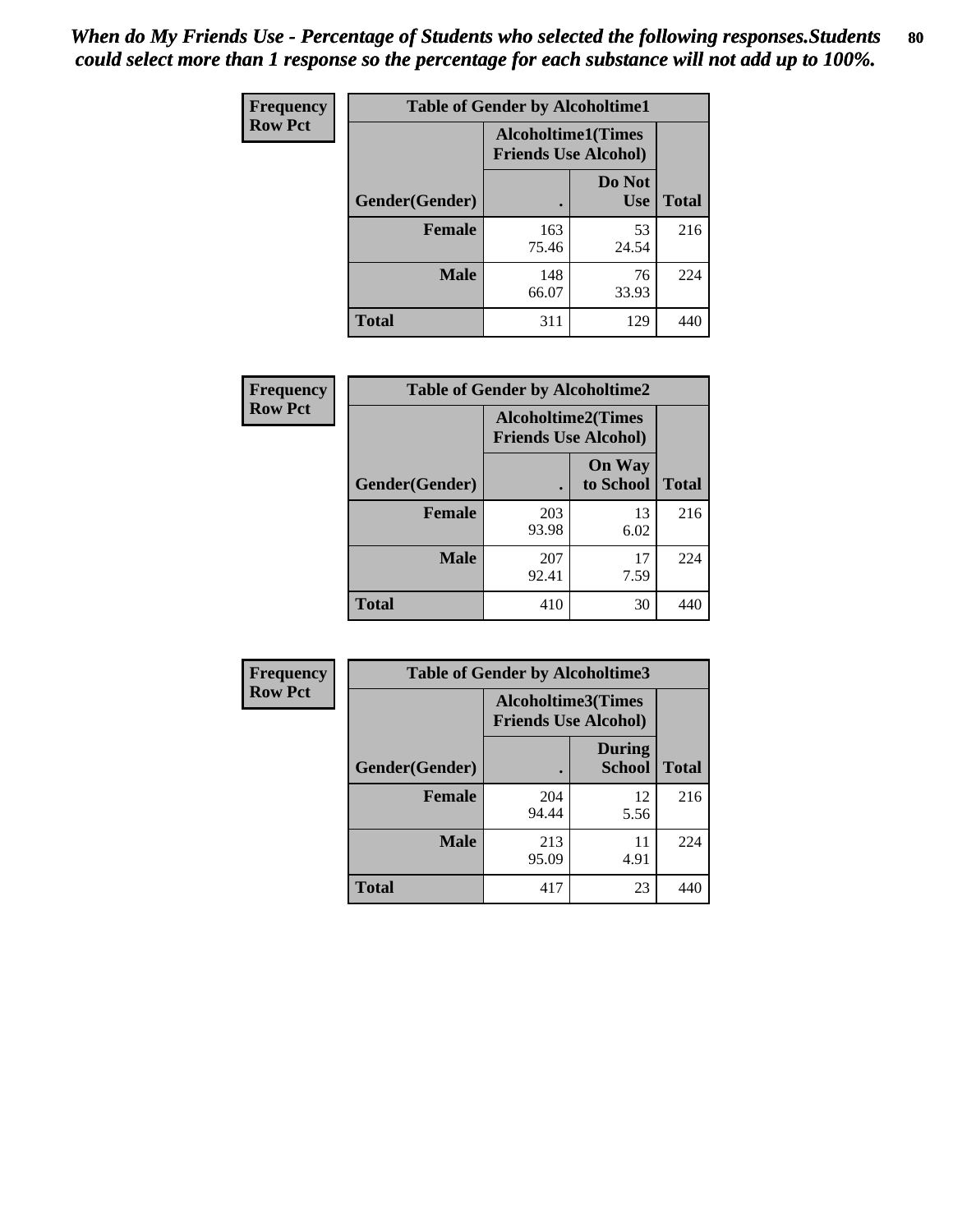*When do My Friends Use - Percentage of Students who selected the following responses.Students could select more than 1 response so the percentage for each substance will not add up to 100%.*

**Frequency**
**Row Pct**

| Table of Gender by Alcoholtime1 | | | |
|---|---|---|---|
| | Alcoholtime1(Times Friends Use Alcohol) | | |
| Gender(Gender) | . | Do Not Use | Total |
| **Female** | 163<br>75.46 | 53<br>24.54 | 216 |
| **Male** | 148<br>66.07 | 76<br>33.93 | 224 |
| **Total** | 311 | 129 | 440 |

**Frequency**
**Row Pct**

| Table of Gender by Alcoholtime2 | | | |
|---|---|---|---|
| | Alcoholtime2(Times Friends Use Alcohol) | | |
| Gender(Gender) | . | On Way to School | Total |
| **Female** | 203<br>93.98 | 13<br>6.02 | 216 |
| **Male** | 207<br>92.41 | 17<br>7.59 | 224 |
| **Total** | 410 | 30 | 440 |

**Frequency**
**Row Pct**

| Table of Gender by Alcoholtime3 | | | |
|---|---|---|---|
| | Alcoholtime3(Times Friends Use Alcohol) | | |
| Gender(Gender) | . | During School | Total |
| **Female** | 204<br>94.44 | 12<br>5.56 | 216 |
| **Male** | 213<br>95.09 | 11<br>4.91 | 224 |
| **Total** | 417 | 23 | 440 |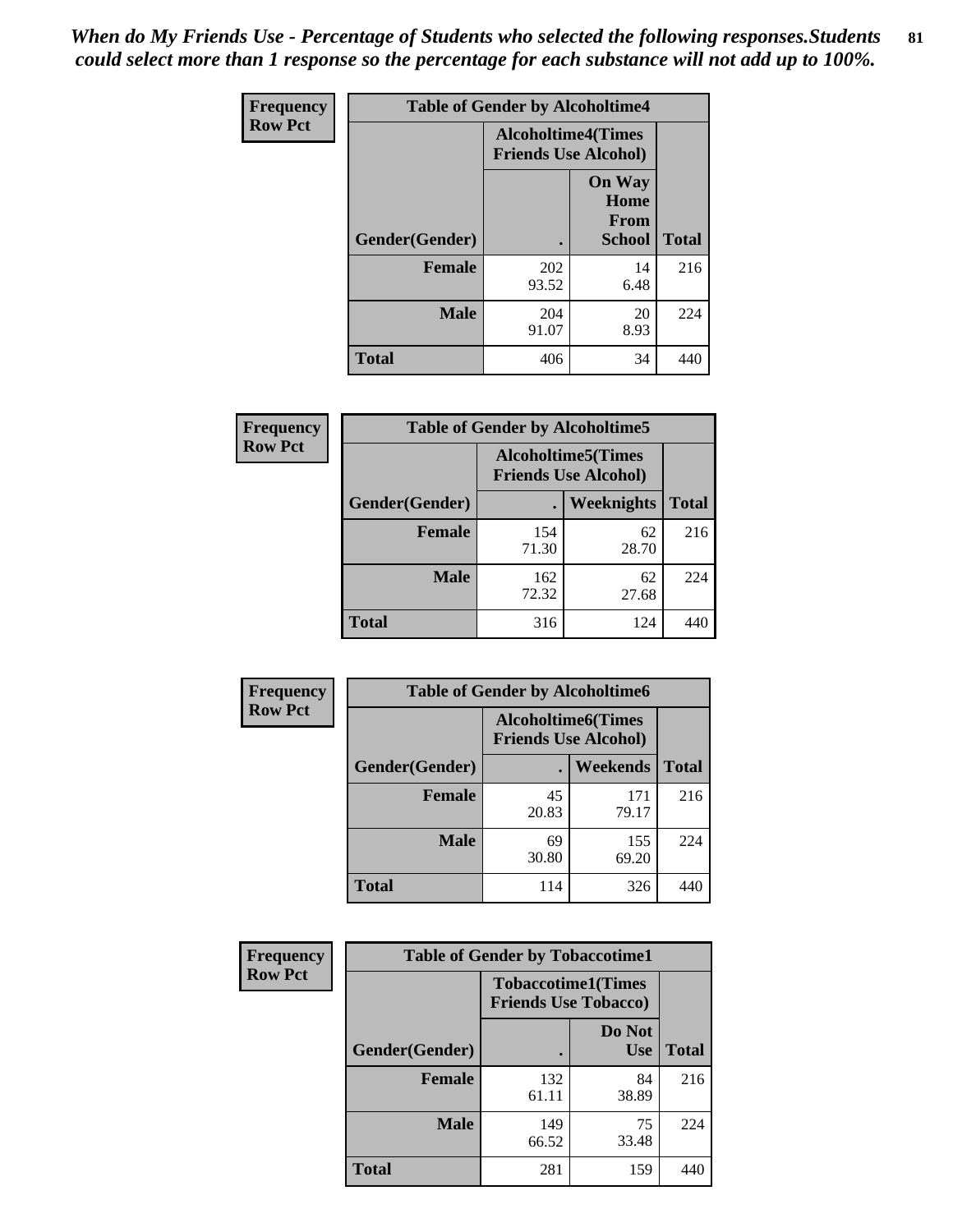*When do My Friends Use - Percentage of Students who selected the following responses.Students could select more than 1 response so the percentage for each substance will not add up to 100%.*

**Frequency**
**Row Pct**

| Table of Gender by Alcoholtime4 | | | |
|---|---|---|---|
| | Alcoholtime4(Times Friends Use Alcohol) | | |
| Gender(Gender) | . | On Way Home From School | Total |
| **Female** | 202<br>93.52 | 14<br>6.48 | 216 |
| **Male** | 204<br>91.07 | 20<br>8.93 | 224 |
| **Total** | 406 | 34 | 440 |

**Frequency**
**Row Pct**

| Table of Gender by Alcoholtime5 | | | |
|---|---|---|---|
| | Alcoholtime5(Times Friends Use Alcohol) | | |
| Gender(Gender) | . | Weeknights | Total |
| **Female** | 154<br>71.30 | 62<br>28.70 | 216 |
| **Male** | 162<br>72.32 | 62<br>27.68 | 224 |
| **Total** | 316 | 124 | 440 |

**Frequency**
**Row Pct**

| Table of Gender by Alcoholtime6 | | | |
|---|---|---|---|
| | Alcoholtime6(Times Friends Use Alcohol) | | |
| Gender(Gender) | . | Weekends | Total |
| **Female** | 45<br>20.83 | 171<br>79.17 | 216 |
| **Male** | 69<br>30.80 | 155<br>69.20 | 224 |
| **Total** | 114 | 326 | 440 |

**Frequency**
**Row Pct**

| Table of Gender by Tobaccotime1 | | | |
|---|---|---|---|
| | Tobaccotime1(Times Friends Use Tobacco) | | |
| Gender(Gender) | . | Do Not Use | Total |
| **Female** | 132<br>61.11 | 84<br>38.89 | 216 |
| **Male** | 149<br>66.52 | 75<br>33.48 | 224 |
| **Total** | 281 | 159 | 440 |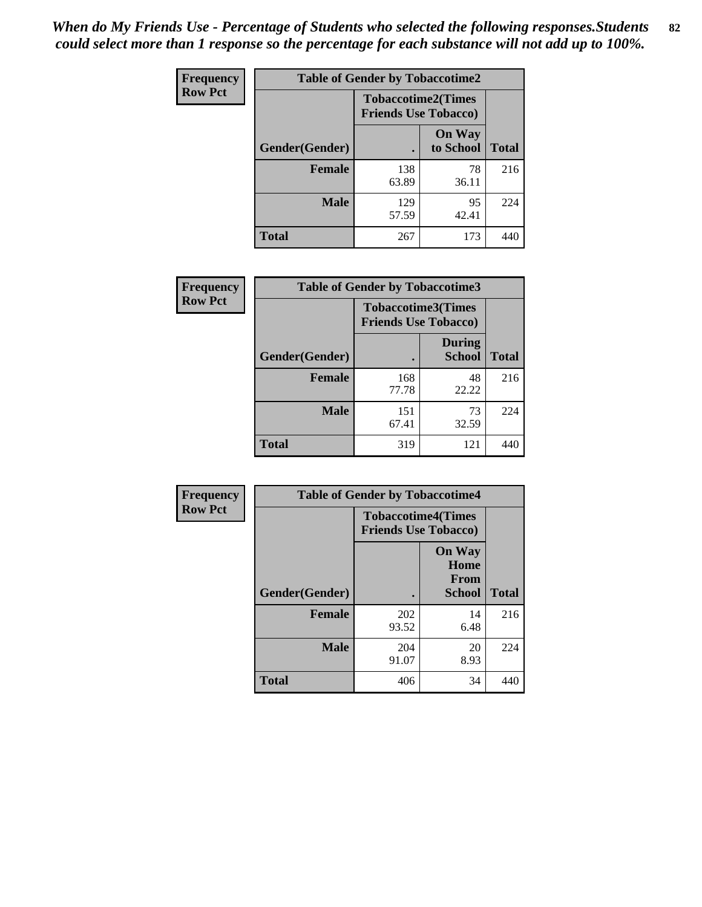*When do My Friends Use - Percentage of Students who selected the following responses.Students could select more than 1 response so the percentage for each substance will not add up to 100%.*

| Frequency Row Pct | Table of Gender by Tobaccotime2 | | |
|---|---|---|---|
| | Tobaccotime2(Times Friends Use Tobacco) | | |
| Gender(Gender) | . | On Way to School | Total |
| Female | 138<br>63.89 | 78<br>36.11 | 216 |
| Male | 129<br>57.59 | 95<br>42.41 | 224 |
| Total | 267 | 173 | 440 |

| Frequency Row Pct | Table of Gender by Tobaccotime3 | | |
|---|---|---|---|
| | Tobaccotime3(Times Friends Use Tobacco) | | |
| Gender(Gender) | . | During School | Total |
| Female | 168<br>77.78 | 48<br>22.22 | 216 |
| Male | 151<br>67.41 | 73<br>32.59 | 224 |
| Total | 319 | 121 | 440 |

| Frequency Row Pct | Table of Gender by Tobaccotime4 | | |
|---|---|---|---|
| | Tobaccotime4(Times Friends Use Tobacco) | | |
| Gender(Gender) | . | On Way Home From School | Total |
| Female | 202<br>93.52 | 14<br>6.48 | 216 |
| Male | 204<br>91.07 | 20<br>8.93 | 224 |
| Total | 406 | 34 | 440 |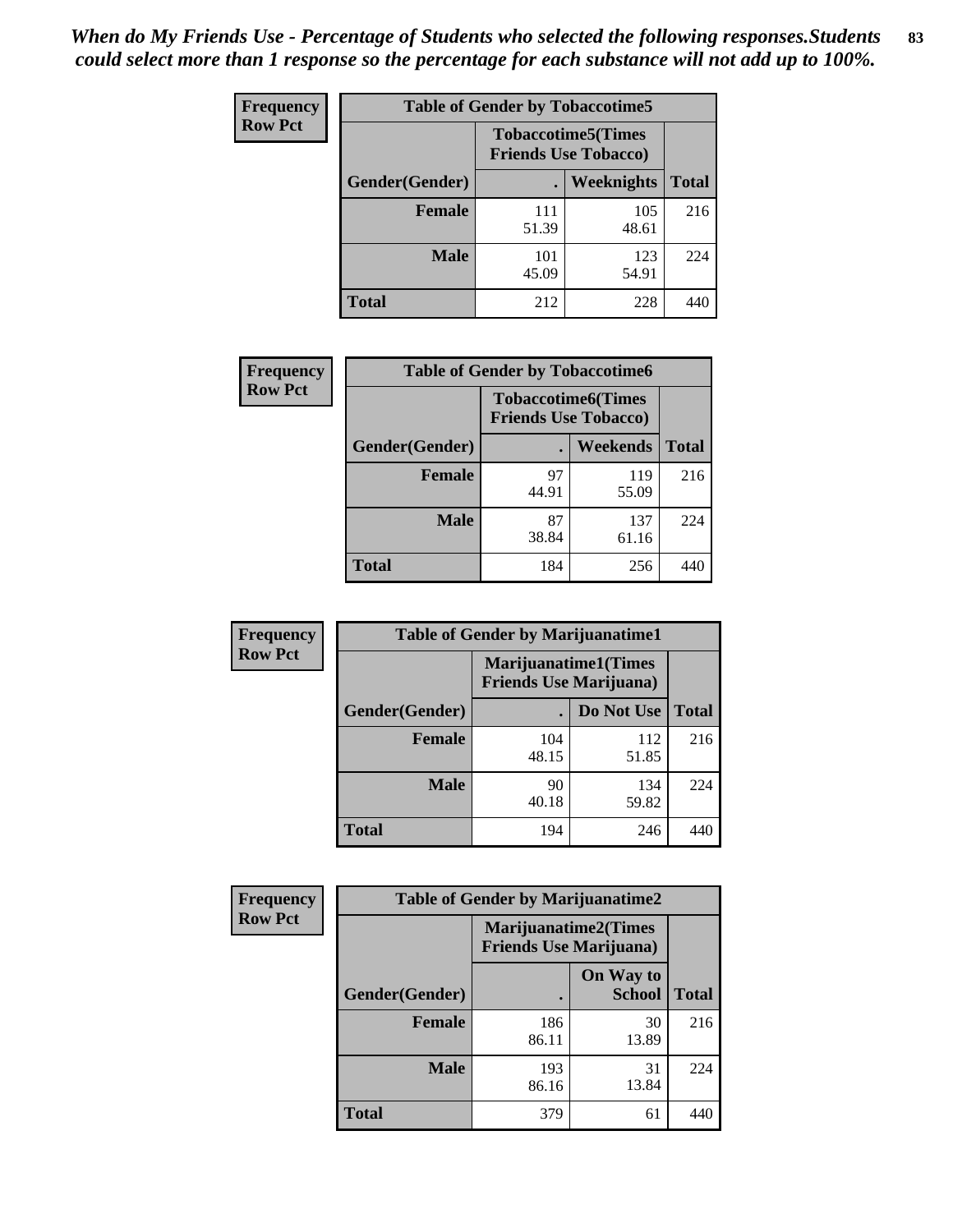*When do My Friends Use - Percentage of Students who selected the following responses.Students could select more than 1 response so the percentage for each substance will not add up to 100%.*

**Frequency**
**Row Pct**

| Table of Gender by Tobaccotime5 | | | |
|---|---|---|---|
| | Tobaccotime5(Times Friends Use Tobacco) | | |
| Gender(Gender) | . | Weeknights | Total |
| **Female** | 111<br>51.39 | 105<br>48.61 | 216 |
| **Male** | 101<br>45.09 | 123<br>54.91 | 224 |
| **Total** | 212 | 228 | 440 |

**Frequency**
**Row Pct**

| Table of Gender by Tobaccotime6 | | | |
|---|---|---|---|
| | Tobaccotime6(Times Friends Use Tobacco) | | |
| Gender(Gender) | . | Weekends | Total |
| **Female** | 97<br>44.91 | 119<br>55.09 | 216 |
| **Male** | 87<br>38.84 | 137<br>61.16 | 224 |
| **Total** | 184 | 256 | 440 |

**Frequency**
**Row Pct**

| Table of Gender by Marijuanatime1 | | | |
|---|---|---|---|
| | Marijuanatime1(Times Friends Use Marijuana) | | |
| Gender(Gender) | . | Do Not Use | Total |
| **Female** | 104<br>48.15 | 112<br>51.85 | 216 |
| **Male** | 90<br>40.18 | 134<br>59.82 | 224 |
| **Total** | 194 | 246 | 440 |

**Frequency**
**Row Pct**

| Table of Gender by Marijuanatime2 | | | |
|---|---|---|---|
| | Marijuanatime2(Times Friends Use Marijuana) | | |
| Gender(Gender) | . | On Way to School | Total |
| **Female** | 186<br>86.11 | 30<br>13.89 | 216 |
| **Male** | 193<br>86.16 | 31<br>13.84 | 224 |
| **Total** | 379 | 61 | 440 |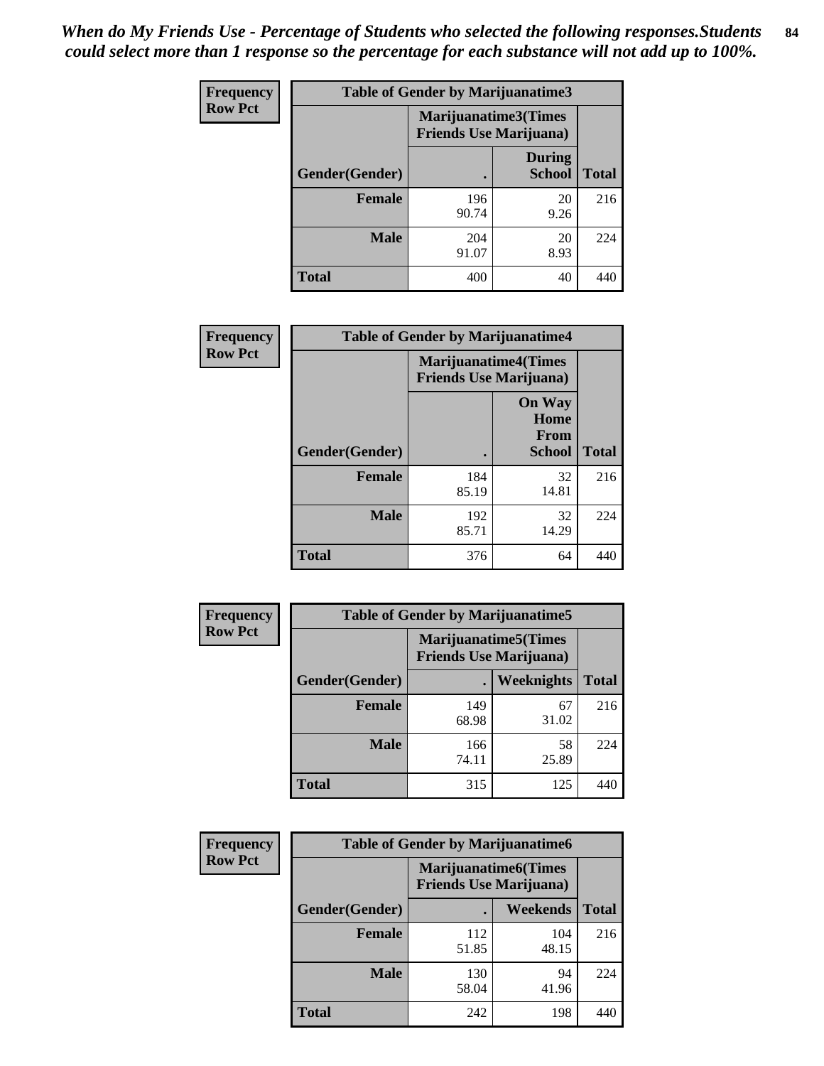*When do My Friends Use - Percentage of Students who selected the following responses.Students could select more than 1 response so the percentage for each substance will not add up to 100%.*

**Frequency**
**Row Pct**

| Table of Gender by Marijuanatime3 | | | |
|---|---|---|---|
| | Marijuanatime3(Times Friends Use Marijuana) | | |
| Gender(Gender) | . | During School | Total |
| **Female** | 196<br>90.74 | 20<br>9.26 | 216 |
| **Male** | 204<br>91.07 | 20<br>8.93 | 224 |
| **Total** | 400 | 40 | 440 |

**Frequency**
**Row Pct**

| Table of Gender by Marijuanatime4 | | | |
|---|---|---|---|
| | Marijuanatime4(Times Friends Use Marijuana) | | |
| Gender(Gender) | . | On Way Home From School | Total |
| **Female** | 184<br>85.19 | 32<br>14.81 | 216 |
| **Male** | 192<br>85.71 | 32<br>14.29 | 224 |
| **Total** | 376 | 64 | 440 |

**Frequency**
**Row Pct**

| Table of Gender by Marijuanatime5 | | | |
|---|---|---|---|
| | Marijuanatime5(Times Friends Use Marijuana) | | |
| Gender(Gender) | . | Weeknights | Total |
| **Female** | 149<br>68.98 | 67<br>31.02 | 216 |
| **Male** | 166<br>74.11 | 58<br>25.89 | 224 |
| **Total** | 315 | 125 | 440 |

**Frequency**
**Row Pct**

| Table of Gender by Marijuanatime6 | | | |
|---|---|---|---|
| | Marijuanatime6(Times Friends Use Marijuana) | | |
| Gender(Gender) | . | Weekends | Total |
| **Female** | 112<br>51.85 | 104<br>48.15 | 216 |
| **Male** | 130<br>58.04 | 94<br>41.96 | 224 |
| **Total** | 242 | 198 | 440 |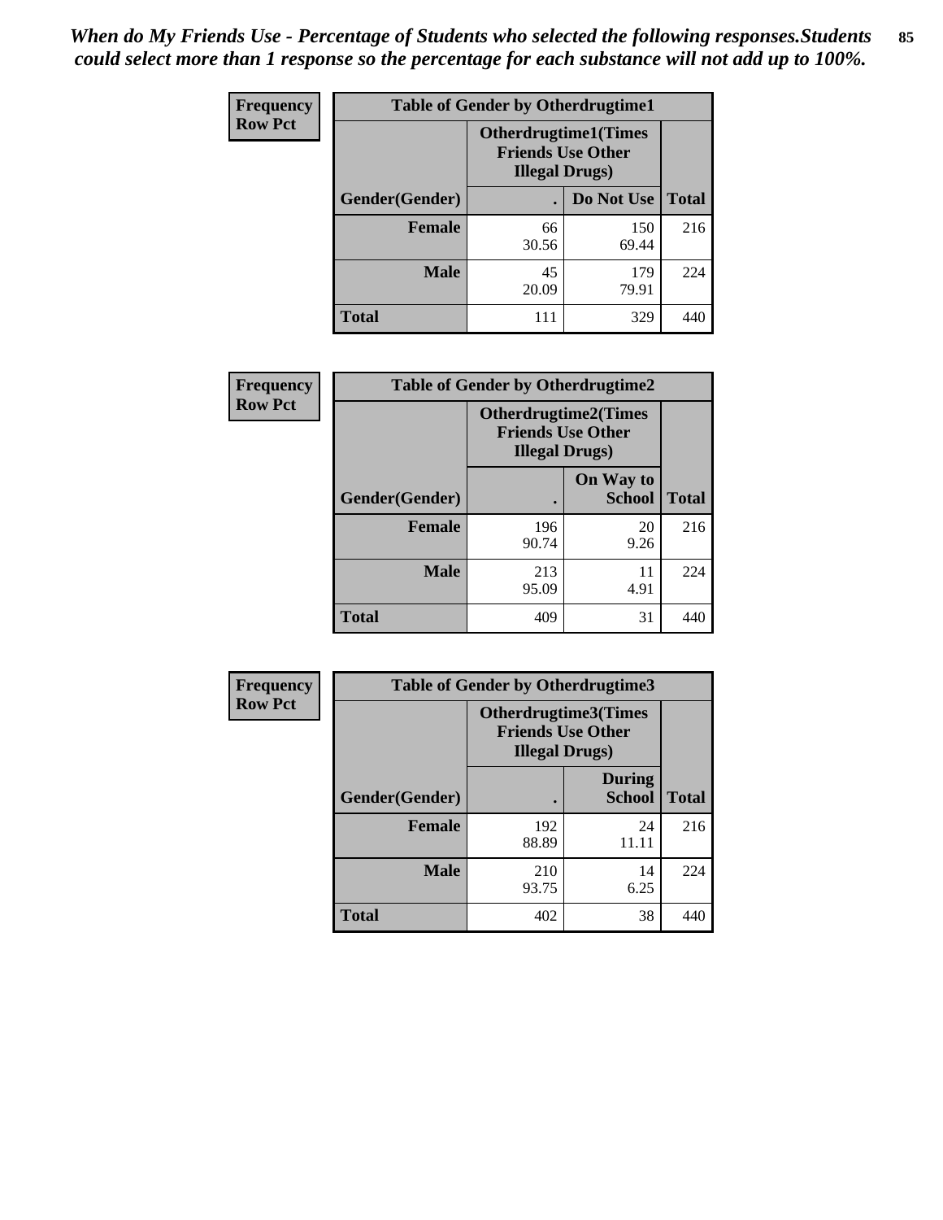*When do My Friends Use - Percentage of Students who selected the following responses.Students could select more than 1 response so the percentage for each substance will not add up to 100%.*

**Frequency**
**Row Pct**

| Table of Gender by Otherdrugtime1 | | | |
|---|---|---|---|
| | Otherdrugtime1(Times Friends Use Other Illegal Drugs) | | |
| Gender(Gender) | . | Do Not Use | Total |
| Female | 66<br>30.56 | 150<br>69.44 | 216 |
| Male | 45<br>20.09 | 179<br>79.91 | 224 |
| Total | 111 | 329 | 440 |

**Frequency**
**Row Pct**

| Table of Gender by Otherdrugtime2 | | | |
|---|---|---|---|
| | Otherdrugtime2(Times Friends Use Other Illegal Drugs) | | |
| Gender(Gender) | . | On Way to School | Total |
| Female | 196<br>90.74 | 20<br>9.26 | 216 |
| Male | 213<br>95.09 | 11<br>4.91 | 224 |
| Total | 409 | 31 | 440 |

**Frequency**
**Row Pct**

| Table of Gender by Otherdrugtime3 | | | |
|---|---|---|---|
| | Otherdrugtime3(Times Friends Use Other Illegal Drugs) | | |
| Gender(Gender) | . | During School | Total |
| Female | 192<br>88.89 | 24<br>11.11 | 216 |
| Male | 210<br>93.75 | 14<br>6.25 | 224 |
| Total | 402 | 38 | 440 |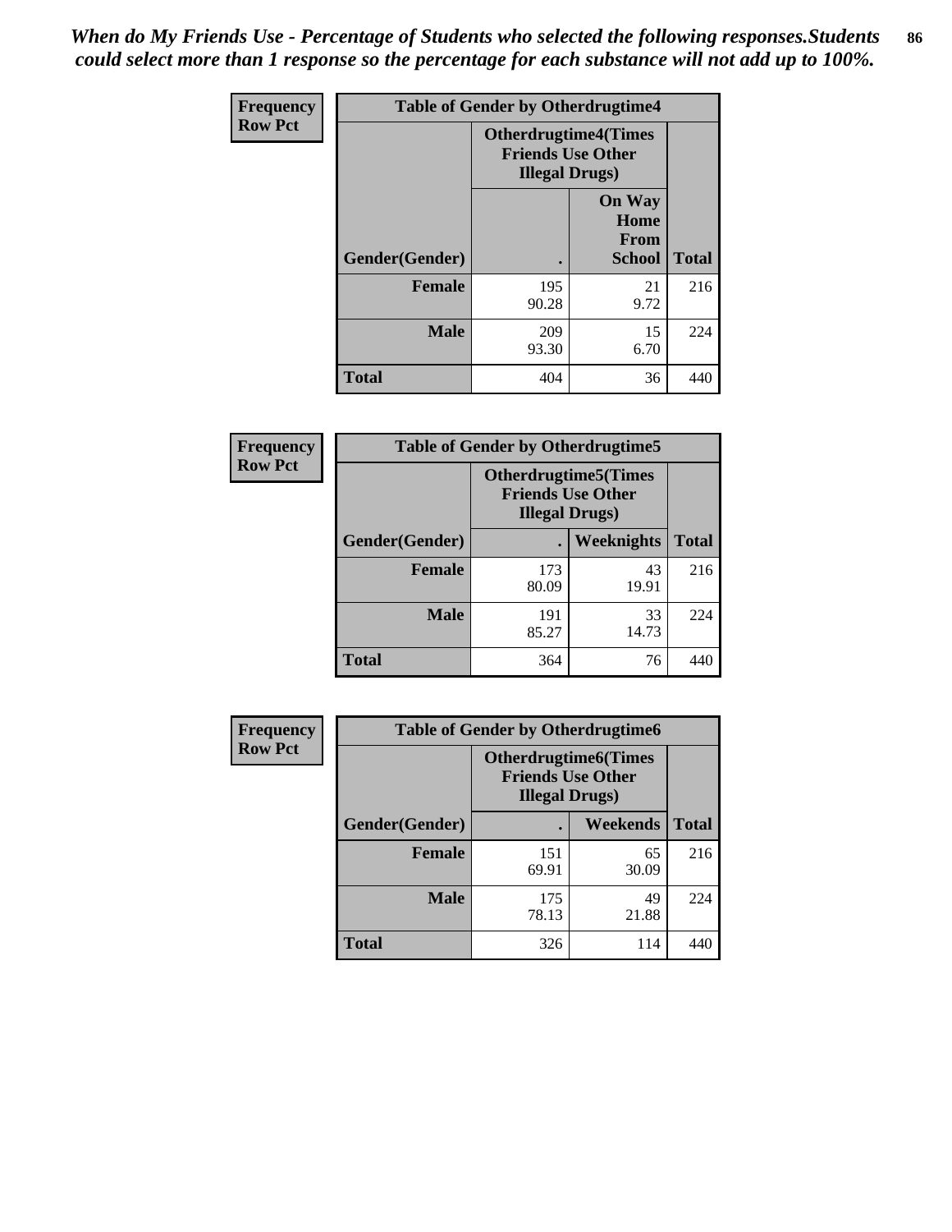*When do My Friends Use - Percentage of Students who selected the following responses.Students could select more than 1 response so the percentage for each substance will not add up to 100%.*

**Frequency**
**Row Pct**

| Table of Gender by Otherdrugtime4 | | | |
|---|---|---|---|
| | Otherdrugtime4(Times Friends Use Other Illegal Drugs) | | |
| Gender(Gender) | . | On Way Home From School | Total |
| Female | 195<br>90.28 | 21<br>9.72 | 216 |
| Male | 209<br>93.30 | 15<br>6.70 | 224 |
| Total | 404 | 36 | 440 |

**Frequency**
**Row Pct**

| Table of Gender by Otherdrugtime5 | | | |
|---|---|---|---|
| | Otherdrugtime5(Times Friends Use Other Illegal Drugs) | | |
| Gender(Gender) | . | Weeknights | Total |
| Female | 173<br>80.09 | 43<br>19.91 | 216 |
| Male | 191<br>85.27 | 33<br>14.73 | 224 |
| Total | 364 | 76 | 440 |

**Frequency**
**Row Pct**

| Table of Gender by Otherdrugtime6 | | | |
|---|---|---|---|
| | Otherdrugtime6(Times Friends Use Other Illegal Drugs) | | |
| Gender(Gender) | . | Weekends | Total |
| Female | 151<br>69.91 | 65<br>30.09 | 216 |
| Male | 175<br>78.13 | 49<br>21.88 | 224 |
| Total | 326 | 114 | 440 |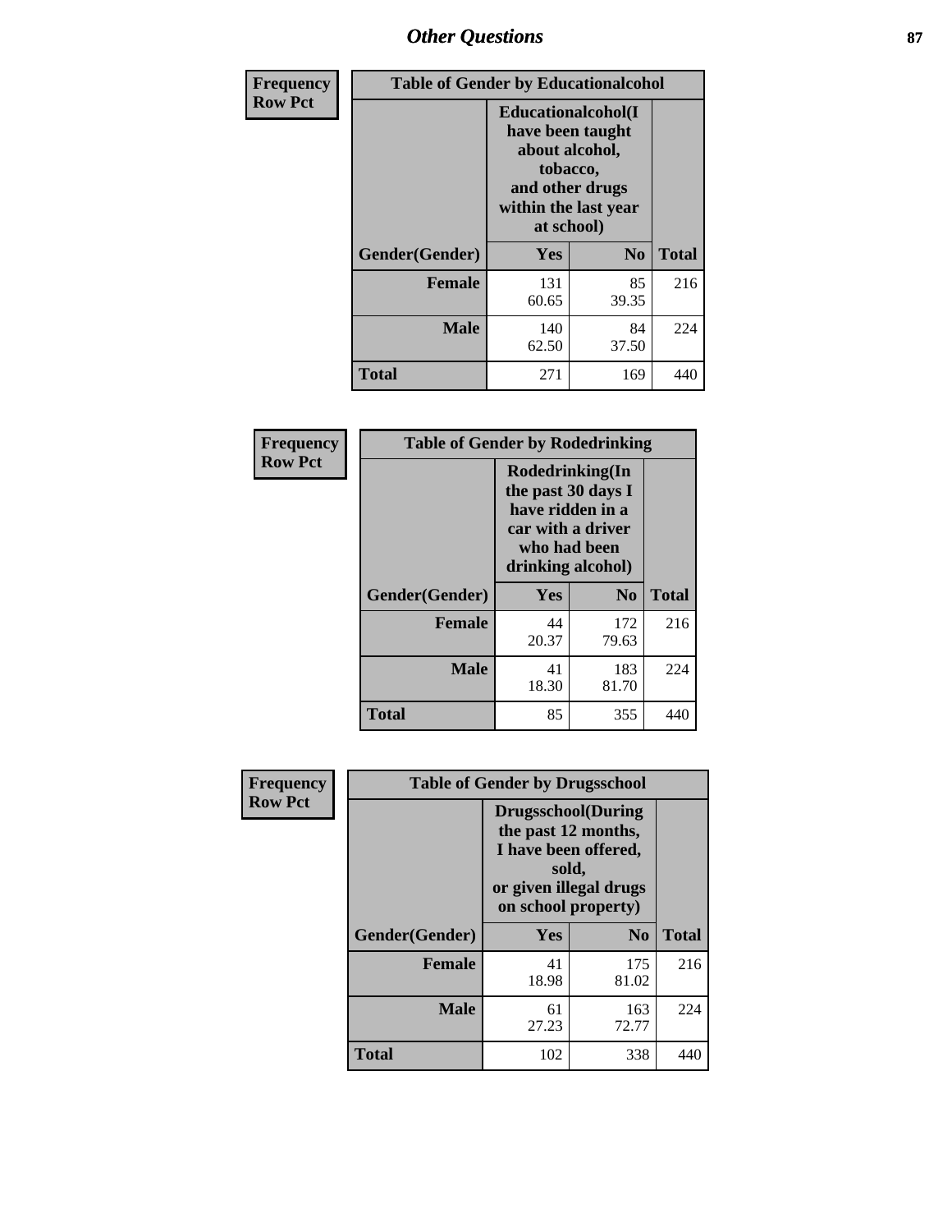| Frequency Row Pct | Table of Gender by Educationalcohol | | |
|---|---|---|---|
| | Educationalcohol(I have been taught about alcohol, tobacco, and other drugs within the last year at school) | | |
| Gender(Gender) | Yes | No | Total |
| Female | 131<br>60.65 | 85<br>39.35 | 216 |
| Male | 140<br>62.50 | 84<br>37.50 | 224 |
| Total | 271 | 169 | 440 |

| Frequency Row Pct | Table of Gender by Rodedrinking | | |
|---|---|---|---|
| | Rodedrinking(In the past 30 days I have ridden in a car with a driver who had been drinking alcohol) | | |
| Gender(Gender) | Yes | No | Total |
| Female | 44<br>20.37 | 172<br>79.63 | 216 |
| Male | 41<br>18.30 | 183<br>81.70 | 224 |
| Total | 85 | 355 | 440 |

| Frequency Row Pct | Table of Gender by Drugsschool | | |
|---|---|---|---|
| | Drugsschool(During the past 12 months, I have been offered, sold, or given illegal drugs on school property) | | |
| Gender(Gender) | Yes | No | Total |
| Female | 41<br>18.98 | 175<br>81.02 | 216 |
| Male | 61<br>27.23 | 163<br>72.77 | 224 |
| Total | 102 | 338 | 440 |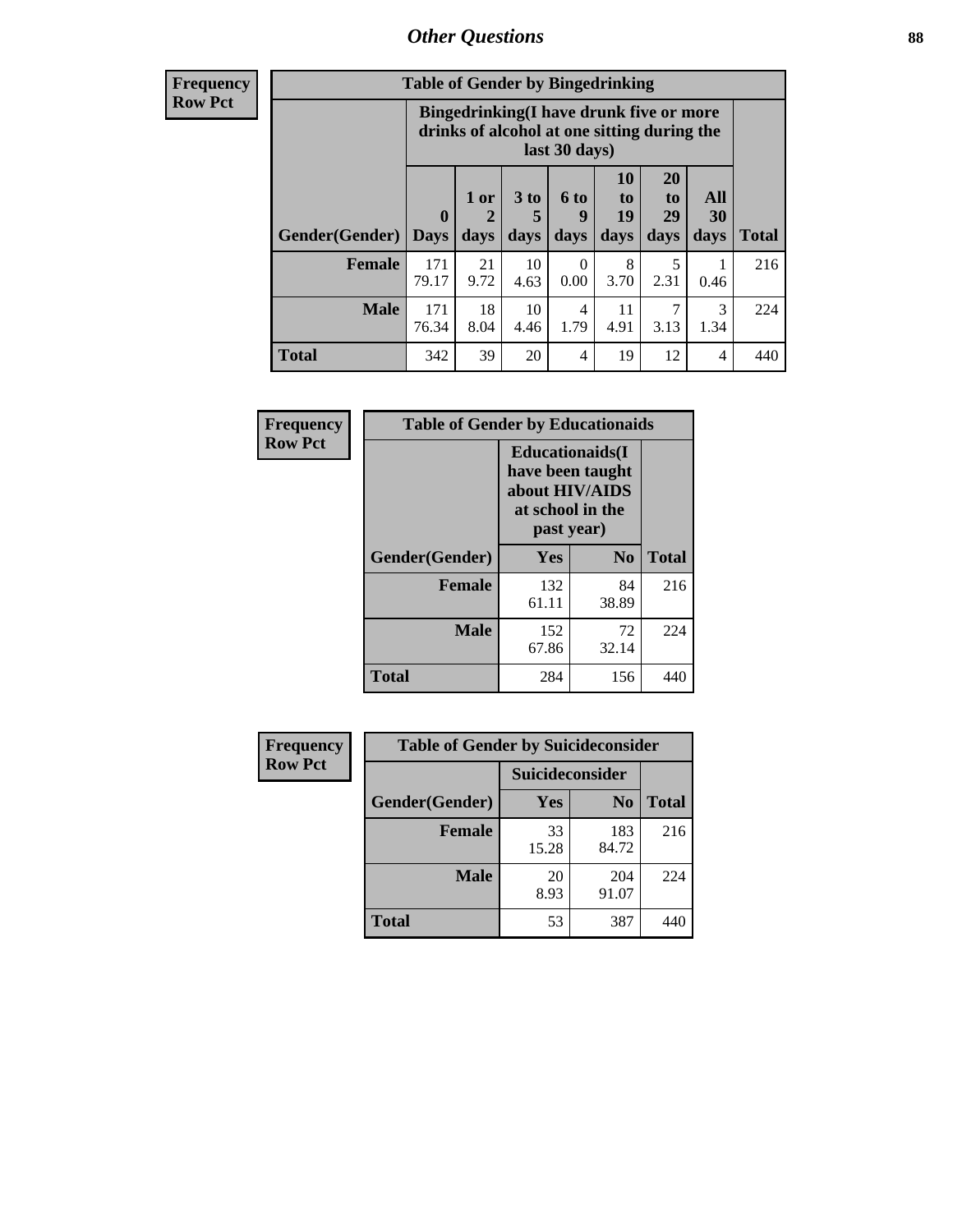## Other Questions

**Frequency**
**Row Pct**

**Table of Gender by Bingedrinking**

| Gender(Gender) | Bingedrinking(I have drunk five or more drinks of alcohol at one sitting during the last 30 days) | | | | | | | Total |
|---|---|---|---|---|---|---|---|---|
| | 0 Days | 1 or 2 days | 3 to 5 days | 6 to 9 days | 10 to 19 days | 20 to 29 days | All 30 days | |
| **Female** | 171<br>79.17 | 21<br>9.72 | 10<br>4.63 | 0<br>0.00 | 8<br>3.70 | 5<br>2.31 | 1<br>0.46 | 216 |
| **Male** | 171<br>76.34 | 18<br>8.04 | 10<br>4.46 | 4<br>1.79 | 11<br>4.91 | 7<br>3.13 | 3<br>1.34 | 224 |
| **Total** | 342 | 39 | 20 | 4 | 19 | 12 | 4 | 440 |

**Frequency**
**Row Pct**

**Table of Gender by Educationaids**

| Gender(Gender) | Educationaids(I have been taught about HIV/AIDS at school in the past year) | | Total |
|---|---|---|---|
| | Yes | No | |
| **Female** | 132<br>61.11 | 84<br>38.89 | 216 |
| **Male** | 152<br>67.86 | 72<br>32.14 | 224 |
| **Total** | 284 | 156 | 440 |

**Frequency**
**Row Pct**

**Table of Gender by Suicideconsider**

| Gender(Gender) | Suicideconsider | | Total |
|---|---|---|---|
| | Yes | No | |
| **Female** | 33<br>15.28 | 183<br>84.72 | 216 |
| **Male** | 20<br>8.93 | 204<br>91.07 | 224 |
| **Total** | 53 | 387 | 440 |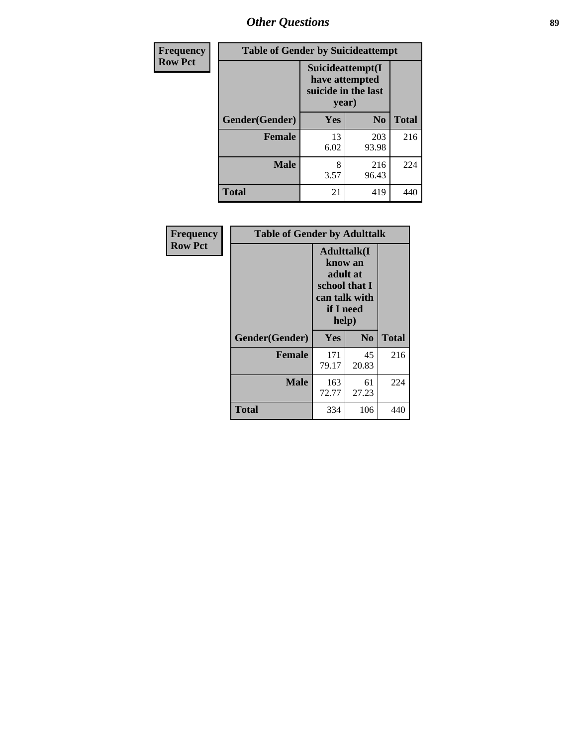# Other Questions

| Frequency Row Pct | Table of Gender by Suicideattempt | | |
|---|---|---|---|
| | Suicideattempt(I have attempted suicide in the last year) | | |
| Gender(Gender) | Yes | No | Total |
| Female | 13<br>6.02 | 203<br>93.98 | 216 |
| Male | 8<br>3.57 | 216<br>96.43 | 224 |
| Total | 21 | 419 | 440 |

| Frequency Row Pct | Table of Gender by Adulttalk | | |
|---|---|---|---|
| | Adulttalk(I know an adult at school that I can talk with if I need help) | | |
| Gender(Gender) | Yes | No | Total |
| Female | 171<br>79.17 | 45<br>20.83 | 216 |
| Male | 163<br>72.77 | 61<br>27.23 | 224 |
| Total | 334 | 106 | 440 |